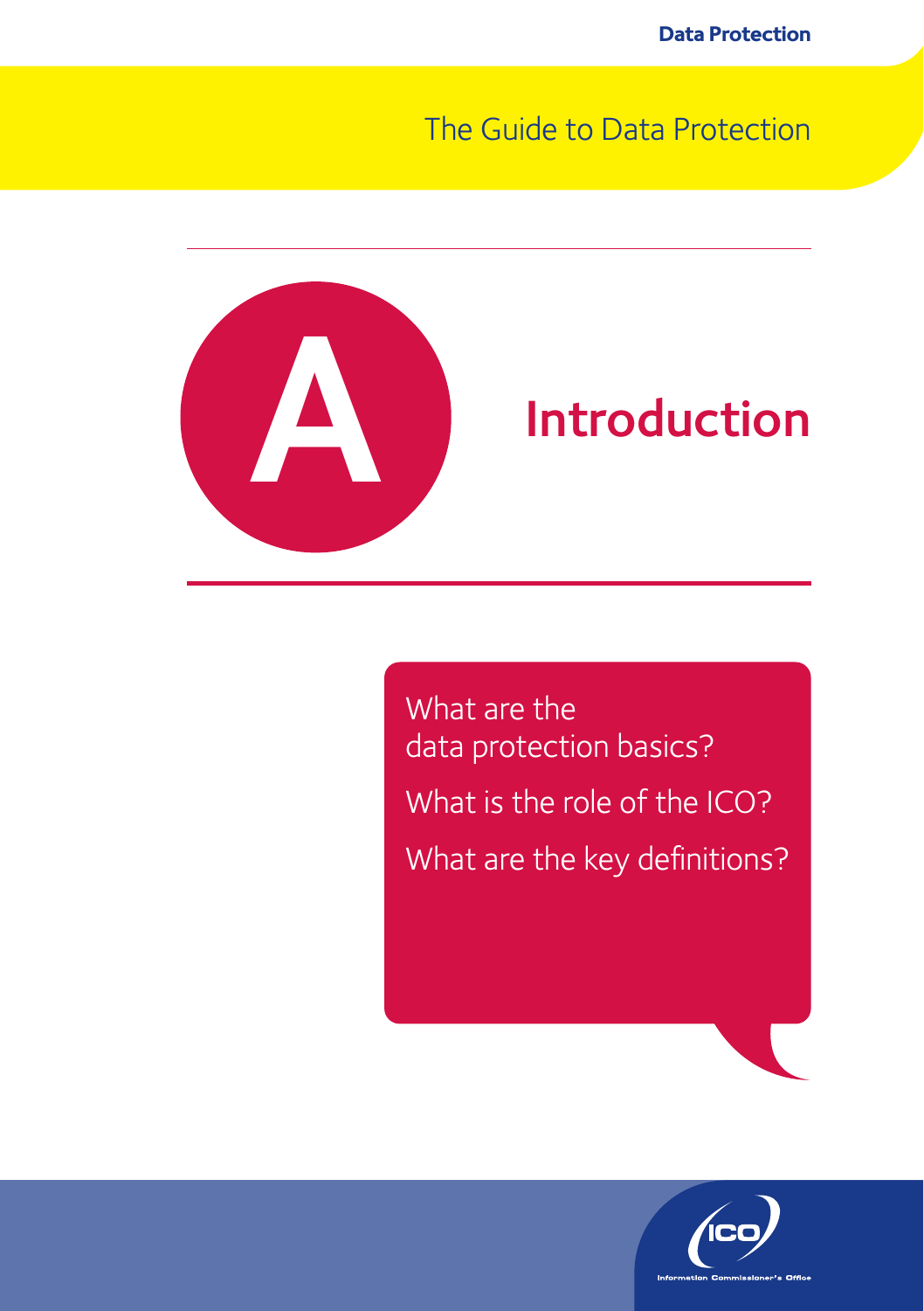# The Guide to Data Protection

# A Introduction

What are the data protection basics?

What is the role of the ICO?

What are the key definitions?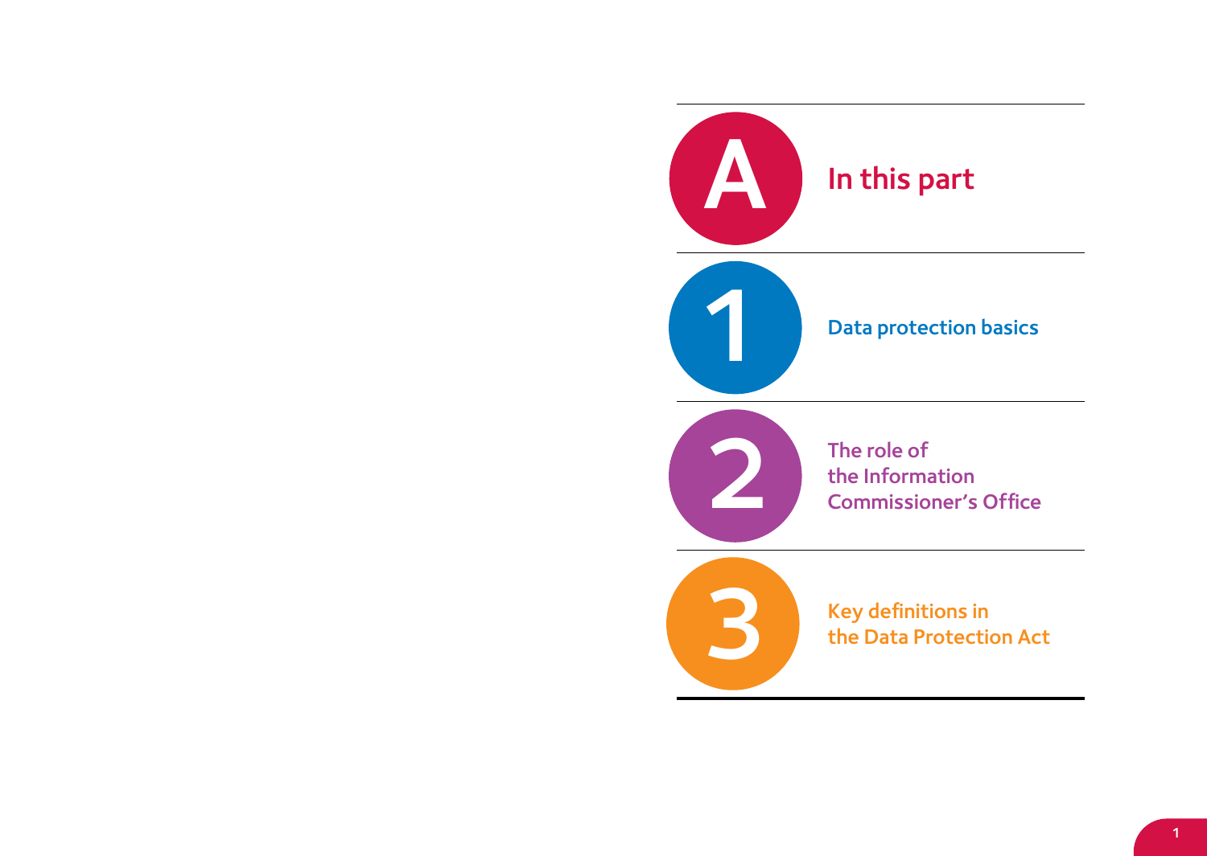# A In this part

1 Data protection basics

2 The role of the Information Commissioner's Office

3 Key definitions in the Data Protection Act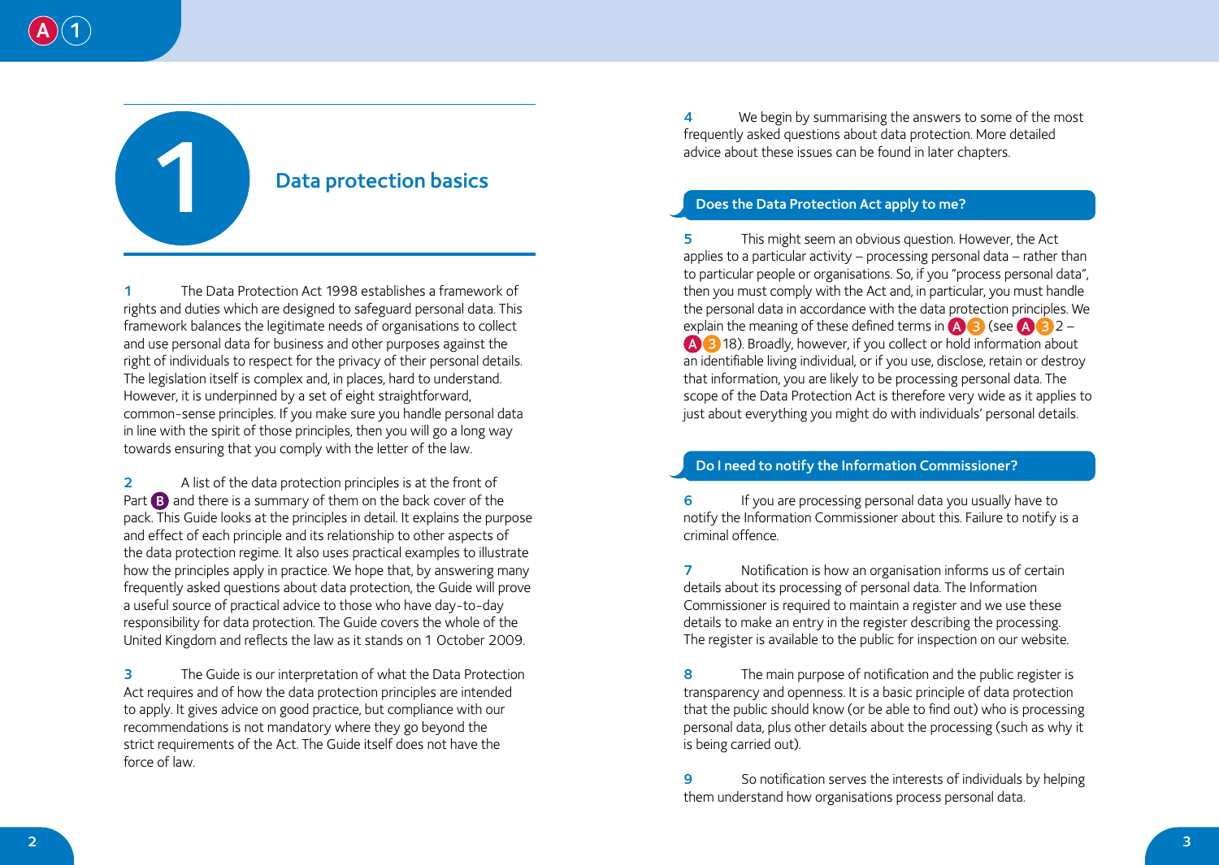# 1 Data protection basics

1 The Data Protection Act 1998 establishes a framework of rights and duties which are designed to safeguard personal data. This framework balances the legitimate needs of organisations to collect and use personal data for business and other purposes against the right of individuals to respect for the privacy of their personal details. The legislation itself is complex and, in places, hard to understand. However, it is underpinned by a set of eight straightforward, common-sense principles. If you make sure you handle personal data in line with the spirit of those principles, then you will go a long way towards ensuring that you comply with the letter of the law.

2 A list of the data protection principles is at the front of Part B and there is a summary of them on the back cover of the pack. This Guide looks at the principles in detail. It explains the purpose and effect of each principle and its relationship to other aspects of the data protection regime. It also uses practical examples to illustrate how the principles apply in practice. We hope that, by answering many frequently asked questions about data protection, the Guide will prove a useful source of practical advice to those who have day-to-day responsibility for data protection. The Guide covers the whole of the United Kingdom and reflects the law as it stands on 1 October 2009.

3 The Guide is our interpretation of what the Data Protection Act requires and of how the data protection principles are intended to apply. It gives advice on good practice, but compliance with our recommendations is not mandatory where they go beyond the strict requirements of the Act. The Guide itself does not have the force of law.

4 We begin by summarising the answers to some of the most frequently asked questions about data protection. More detailed advice about these issues can be found in later chapters.

## Does the Data Protection Act apply to me?

5 This might seem an obvious question. However, the Act applies to a particular activity – processing personal data – rather than to particular people or organisations. So, if you "process personal data", then you must comply with the Act and, in particular, you must handle the personal data in accordance with the data protection principles. We explain the meaning of these defined terms in A3 (see A3 2 – A3 18). Broadly, however, if you collect or hold information about an identifiable living individual, or if you use, disclose, retain or destroy that information, you are likely to be processing personal data. The scope of the Data Protection Act is therefore very wide as it applies to just about everything you might do with individuals' personal details.

## Do I need to notify the Information Commissioner?

6 If you are processing personal data you usually have to notify the Information Commissioner about this. Failure to notify is a criminal offence.

7 Notification is how an organisation informs us of certain details about its processing of personal data. The Information Commissioner is required to maintain a register and we use these details to make an entry in the register describing the processing. The register is available to the public for inspection on our website.

8 The main purpose of notification and the public register is transparency and openness. It is a basic principle of data protection that the public should know (or be able to find out) who is processing personal data, plus other details about the processing (such as why it is being carried out).

9 So notification serves the interests of individuals by helping them understand how organisations process personal data.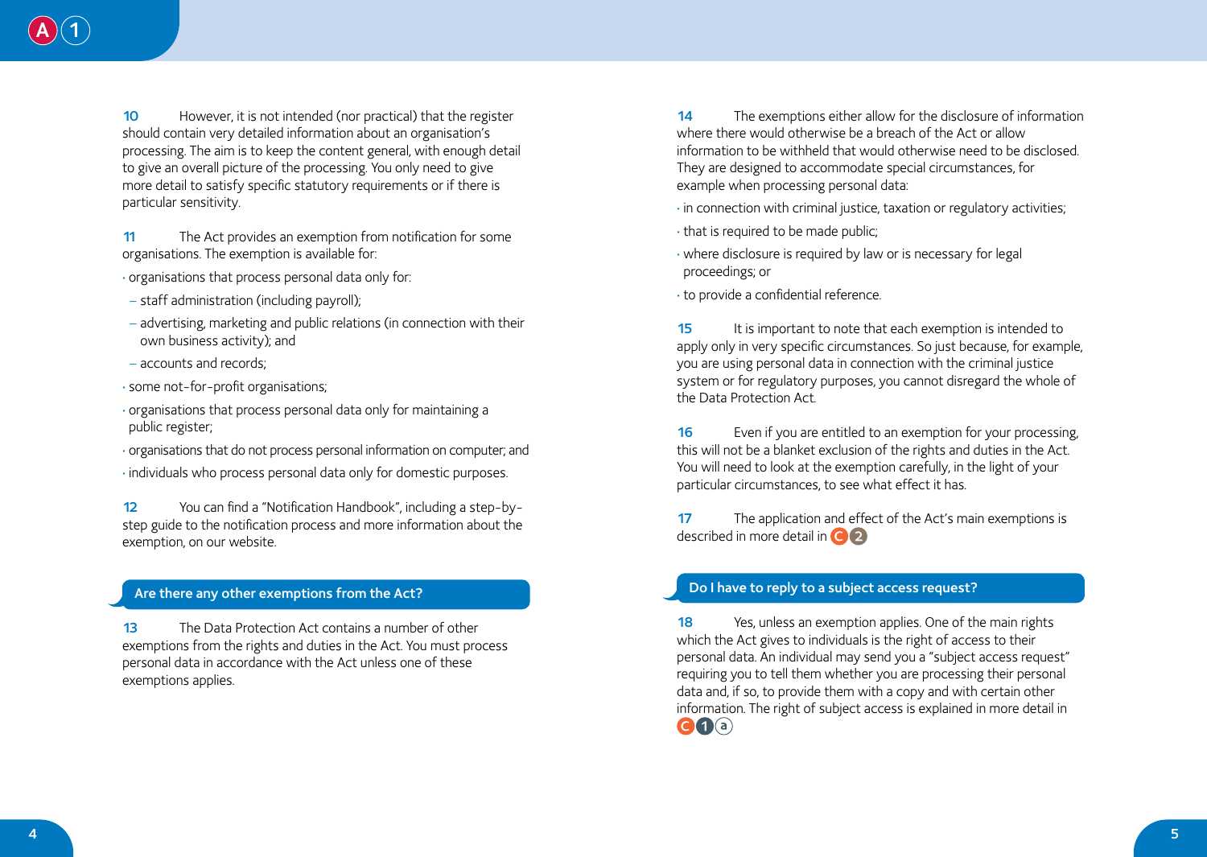**10** However, it is not intended (nor practical) that the register should contain very detailed information about an organisation's processing. The aim is to keep the content general, with enough detail to give an overall picture of the processing. You only need to give more detail to satisfy specific statutory requirements or if there is particular sensitivity.

**11** The Act provides an exemption from notification for some organisations. The exemption is available for:

- organisations that process personal data only for:
  - staff administration (including payroll);
  - advertising, marketing and public relations (in connection with their own business activity); and
  - accounts and records;
- some not-for-profit organisations;
- organisations that process personal data only for maintaining a public register;
- organisations that do not process personal information on computer; and
- individuals who process personal data only for domestic purposes.

**12** You can find a "Notification Handbook", including a step-by-step guide to the notification process and more information about the exemption, on our website.

## Are there any other exemptions from the Act?

**13** The Data Protection Act contains a number of other exemptions from the rights and duties in the Act. You must process personal data in accordance with the Act unless one of these exemptions applies.

**14** The exemptions either allow for the disclosure of information where there would otherwise be a breach of the Act or allow information to be withheld that would otherwise need to be disclosed. They are designed to accommodate special circumstances, for example when processing personal data:

- in connection with criminal justice, taxation or regulatory activities;
- that is required to be made public;
- where disclosure is required by law or is necessary for legal proceedings; or
- to provide a confidential reference.

**15** It is important to note that each exemption is intended to apply only in very specific circumstances. So just because, for example, you are using personal data in connection with the criminal justice system or for regulatory purposes, you cannot disregard the whole of the Data Protection Act.

**16** Even if you are entitled to an exemption for your processing, this will not be a blanket exclusion of the rights and duties in the Act. You will need to look at the exemption carefully, in the light of your particular circumstances, to see what effect it has.

**17** The application and effect of the Act's main exemptions is described in more detail in C 2

## Do I have to reply to a subject access request?

**18** Yes, unless an exemption applies. One of the main rights which the Act gives to individuals is the right of access to their personal data. An individual may send you a "subject access request" requiring you to tell them whether you are processing their personal data and, if so, to provide them with a copy and with certain other information. The right of subject access is explained in more detail in C 1 a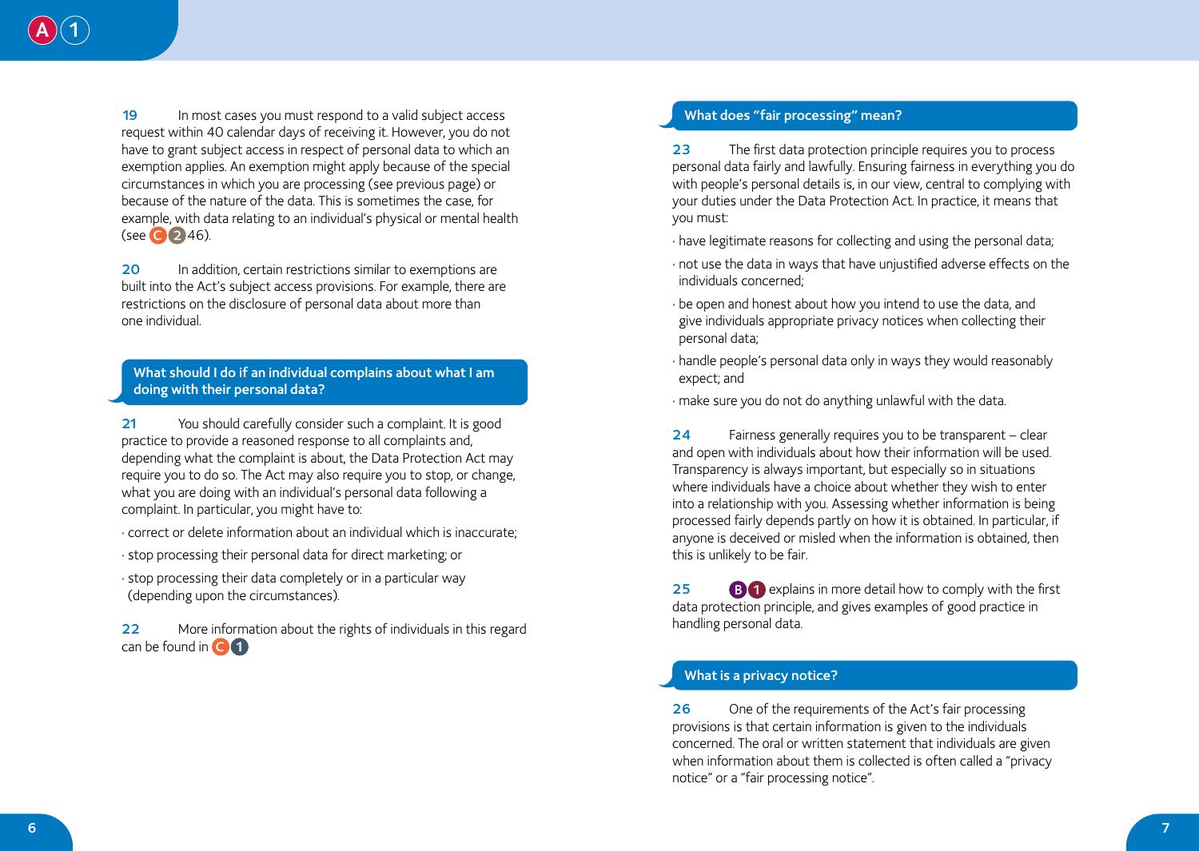19 In most cases you must respond to a valid subject access request within 40 calendar days of receiving it. However, you do not have to grant subject access in respect of personal data to which an exemption applies. An exemption might apply because of the special circumstances in which you are processing (see previous page) or because of the nature of the data. This is sometimes the case, for example, with data relating to an individual's physical or mental health (see C 2 46).

20 In addition, certain restrictions similar to exemptions are built into the Act's subject access provisions. For example, there are restrictions on the disclosure of personal data about more than one individual.

## What should I do if an individual complains about what I am doing with their personal data?

21 You should carefully consider such a complaint. It is good practice to provide a reasoned response to all complaints and, depending what the complaint is about, the Data Protection Act may require you to do so. The Act may also require you to stop, or change, what you are doing with an individual's personal data following a complaint. In particular, you might have to:

- correct or delete information about an individual which is inaccurate;
- stop processing their personal data for direct marketing; or
- stop processing their data completely or in a particular way (depending upon the circumstances).

22 More information about the rights of individuals in this regard can be found in C 1

## What does "fair processing" mean?

23 The first data protection principle requires you to process personal data fairly and lawfully. Ensuring fairness in everything you do with people's personal details is, in our view, central to complying with your duties under the Data Protection Act. In practice, it means that you must:

- have legitimate reasons for collecting and using the personal data;
- not use the data in ways that have unjustified adverse effects on the individuals concerned;
- be open and honest about how you intend to use the data, and give individuals appropriate privacy notices when collecting their personal data;
- handle people's personal data only in ways they would reasonably expect; and
- make sure you do not do anything unlawful with the data.

24 Fairness generally requires you to be transparent – clear and open with individuals about how their information will be used. Transparency is always important, but especially so in situations where individuals have a choice about whether they wish to enter into a relationship with you. Assessing whether information is being processed fairly depends partly on how it is obtained. In particular, if anyone is deceived or misled when the information is obtained, then this is unlikely to be fair.

25 B 1 explains in more detail how to comply with the first data protection principle, and gives examples of good practice in handling personal data.

## What is a privacy notice?

26 One of the requirements of the Act's fair processing provisions is that certain information is given to the individuals concerned. The oral or written statement that individuals are given when information about them is collected is often called a "privacy notice" or a "fair processing notice".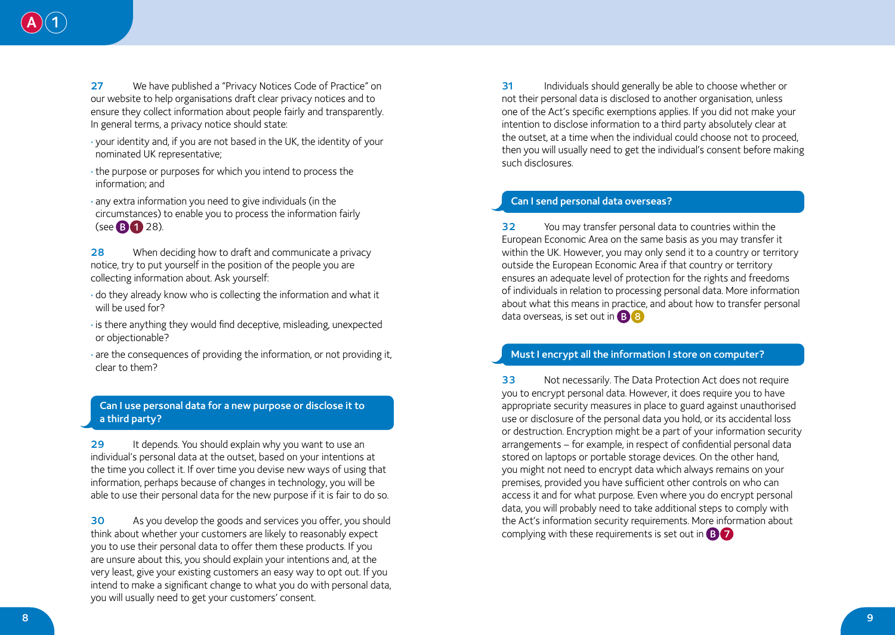27 We have published a "Privacy Notices Code of Practice" on our website to help organisations draft clear privacy notices and to ensure they collect information about people fairly and transparently. In general terms, a privacy notice should state:

- your identity and, if you are not based in the UK, the identity of your nominated UK representative;
- the purpose or purposes for which you intend to process the information; and
- any extra information you need to give individuals (in the circumstances) to enable you to process the information fairly (see B1 28).

28 When deciding how to draft and communicate a privacy notice, try to put yourself in the position of the people you are collecting information about. Ask yourself:

- do they already know who is collecting the information and what it will be used for?
- is there anything they would find deceptive, misleading, unexpected or objectionable?
- are the consequences of providing the information, or not providing it, clear to them?

## Can I use personal data for a new purpose or disclose it to a third party?

29 It depends. You should explain why you want to use an individual's personal data at the outset, based on your intentions at the time you collect it. If over time you devise new ways of using that information, perhaps because of changes in technology, you will be able to use their personal data for the new purpose if it is fair to do so.

30 As you develop the goods and services you offer, you should think about whether your customers are likely to reasonably expect you to use their personal data to offer them these products. If you are unsure about this, you should explain your intentions and, at the very least, give your existing customers an easy way to opt out. If you intend to make a significant change to what you do with personal data, you will usually need to get your customers' consent.

31 Individuals should generally be able to choose whether or not their personal data is disclosed to another organisation, unless one of the Act's specific exemptions applies. If you did not make your intention to disclose information to a third party absolutely clear at the outset, at a time when the individual could choose not to proceed, then you will usually need to get the individual's consent before making such disclosures.

## Can I send personal data overseas?

32 You may transfer personal data to countries within the European Economic Area on the same basis as you may transfer it within the UK. However, you may only send it to a country or territory outside the European Economic Area if that country or territory ensures an adequate level of protection for the rights and freedoms of individuals in relation to processing personal data. More information about what this means in practice, and about how to transfer personal data overseas, is set out in B8

## Must I encrypt all the information I store on computer?

33 Not necessarily. The Data Protection Act does not require you to encrypt personal data. However, it does require you to have appropriate security measures in place to guard against unauthorised use or disclosure of the personal data you hold, or its accidental loss or destruction. Encryption might be a part of your information security arrangements – for example, in respect of confidential personal data stored on laptops or portable storage devices. On the other hand, you might not need to encrypt data which always remains on your premises, provided you have sufficient other controls on who can access it and for what purpose. Even where you do encrypt personal data, you will probably need to take additional steps to comply with the Act's information security requirements. More information about complying with these requirements is set out in B7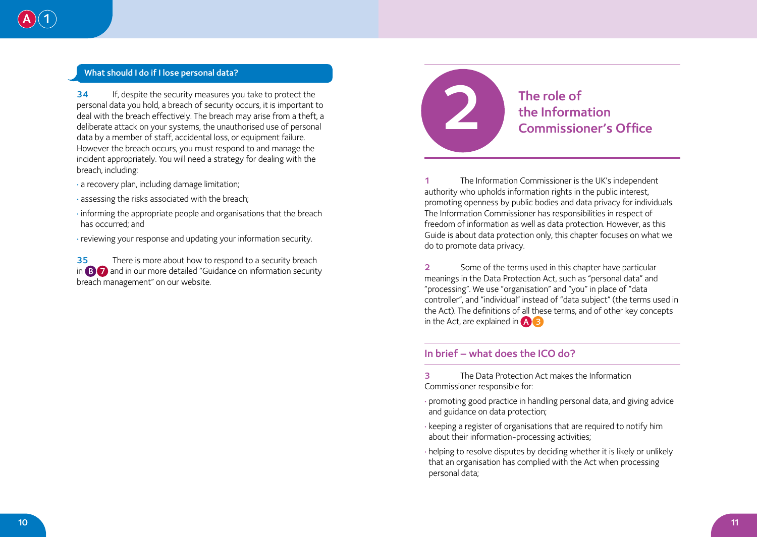### What should I do if I lose personal data?

**34** If, despite the security measures you take to protect the personal data you hold, a breach of security occurs, it is important to deal with the breach effectively. The breach may arise from a theft, a deliberate attack on your systems, the unauthorised use of personal data by a member of staff, accidental loss, or equipment failure. However the breach occurs, you must respond to and manage the incident appropriately. You will need a strategy for dealing with the breach, including:

- a recovery plan, including damage limitation;
- assessing the risks associated with the breach;
- informing the appropriate people and organisations that the breach has occurred; and
- reviewing your response and updating your information security.

**35** There is more about how to respond to a security breach in B 7 and in our more detailed "Guidance on information security breach management" on our website.

# 2 The role of the Information Commissioner's Office

**1** The Information Commissioner is the UK's independent authority who upholds information rights in the public interest, promoting openness by public bodies and data privacy for individuals. The Information Commissioner has responsibilities in respect of freedom of information as well as data protection. However, as this Guide is about data protection only, this chapter focuses on what we do to promote data privacy.

**2** Some of the terms used in this chapter have particular meanings in the Data Protection Act, such as "personal data" and "processing". We use "organisation" and "you" in place of "data controller", and "individual" instead of "data subject" (the terms used in the Act). The definitions of all these terms, and of other key concepts in the Act, are explained in A 3

## In brief – what does the ICO do?

**3** The Data Protection Act makes the Information Commissioner responsible for:

- promoting good practice in handling personal data, and giving advice and guidance on data protection;
- keeping a register of organisations that are required to notify him about their information-processing activities;
- helping to resolve disputes by deciding whether it is likely or unlikely that an organisation has complied with the Act when processing personal data;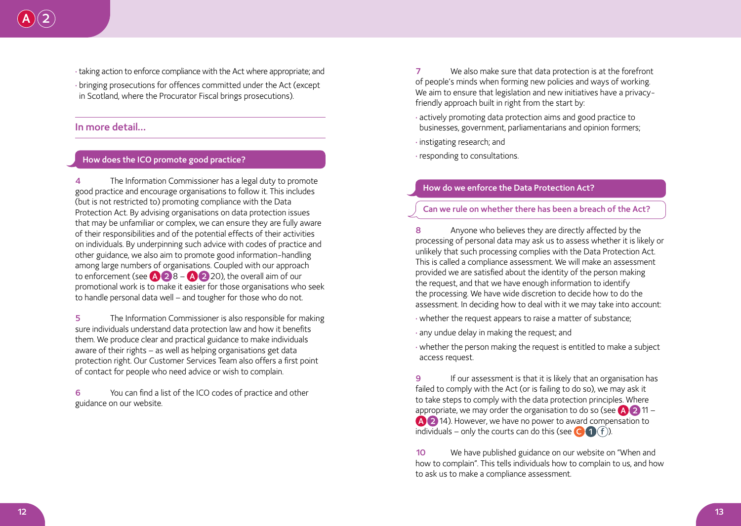- taking action to enforce compliance with the Act where appropriate; and
- bringing prosecutions for offences committed under the Act (except in Scotland, where the Procurator Fiscal brings prosecutions).

## In more detail…

### How does the ICO promote good practice?

**4** The Information Commissioner has a legal duty to promote good practice and encourage organisations to follow it. This includes (but is not restricted to) promoting compliance with the Data Protection Act. By advising organisations on data protection issues that may be unfamiliar or complex, we can ensure they are fully aware of their responsibilities and of the potential effects of their activities on individuals. By underpinning such advice with codes of practice and other guidance, we also aim to promote good information-handling among large numbers of organisations. Coupled with our approach to enforcement (see A 2 8 – A 2 20), the overall aim of our promotional work is to make it easier for those organisations who seek to handle personal data well – and tougher for those who do not.

**5** The Information Commissioner is also responsible for making sure individuals understand data protection law and how it benefits them. We produce clear and practical guidance to make individuals aware of their rights – as well as helping organisations get data protection right. Our Customer Services Team also offers a first point of contact for people who need advice or wish to complain.

**6** You can find a list of the ICO codes of practice and other guidance on our website.

**7** We also make sure that data protection is at the forefront of people's minds when forming new policies and ways of working. We aim to ensure that legislation and new initiatives have a privacy-friendly approach built in right from the start by:

- actively promoting data protection aims and good practice to businesses, government, parliamentarians and opinion formers;
- instigating research; and
- responding to consultations.

### How do we enforce the Data Protection Act?

#### Can we rule on whether there has been a breach of the Act?

**8** Anyone who believes they are directly affected by the processing of personal data may ask us to assess whether it is likely or unlikely that such processing complies with the Data Protection Act. This is called a compliance assessment. We will make an assessment provided we are satisfied about the identity of the person making the request, and that we have enough information to identify the processing. We have wide discretion to decide how to do the assessment. In deciding how to deal with it we may take into account:

- whether the request appears to raise a matter of substance;
- any undue delay in making the request; and
- whether the person making the request is entitled to make a subject access request.

**9** If our assessment is that it is likely that an organisation has failed to comply with the Act (or is failing to do so), we may ask it to take steps to comply with the data protection principles. Where appropriate, we may order the organisation to do so (see A 2 11 – A 2 14). However, we have no power to award compensation to individuals – only the courts can do this (see C 1 f).

**10** We have published guidance on our website on "When and how to complain". This tells individuals how to complain to us, and how to ask us to make a compliance assessment.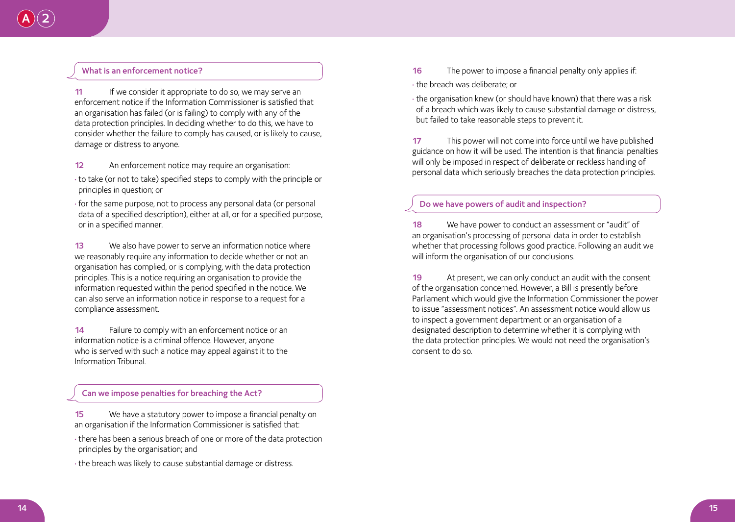## What is an enforcement notice?

**11** If we consider it appropriate to do so, we may serve an enforcement notice if the Information Commissioner is satisfied that an organisation has failed (or is failing) to comply with any of the data protection principles. In deciding whether to do this, we have to consider whether the failure to comply has caused, or is likely to cause, damage or distress to anyone.

**12** An enforcement notice may require an organisation:

- to take (or not to take) specified steps to comply with the principle or principles in question; or
- for the same purpose, not to process any personal data (or personal data of a specified description), either at all, or for a specified purpose, or in a specified manner.

**13** We also have power to serve an information notice where we reasonably require any information to decide whether or not an organisation has complied, or is complying, with the data protection principles. This is a notice requiring an organisation to provide the information requested within the period specified in the notice. We can also serve an information notice in response to a request for a compliance assessment.

**14** Failure to comply with an enforcement notice or an information notice is a criminal offence. However, anyone who is served with such a notice may appeal against it to the Information Tribunal.

## Can we impose penalties for breaching the Act?

**15** We have a statutory power to impose a financial penalty on an organisation if the Information Commissioner is satisfied that:

- there has been a serious breach of one or more of the data protection principles by the organisation; and
- the breach was likely to cause substantial damage or distress.

**16** The power to impose a financial penalty only applies if:

- the breach was deliberate; or
- the organisation knew (or should have known) that there was a risk of a breach which was likely to cause substantial damage or distress, but failed to take reasonable steps to prevent it.

**17** This power will not come into force until we have published guidance on how it will be used. The intention is that financial penalties will only be imposed in respect of deliberate or reckless handling of personal data which seriously breaches the data protection principles.

## Do we have powers of audit and inspection?

**18** We have power to conduct an assessment or "audit" of an organisation's processing of personal data in order to establish whether that processing follows good practice. Following an audit we will inform the organisation of our conclusions.

**19** At present, we can only conduct an audit with the consent of the organisation concerned. However, a Bill is presently before Parliament which would give the Information Commissioner the power to issue "assessment notices". An assessment notice would allow us to inspect a government department or an organisation of a designated description to determine whether it is complying with the data protection principles. We would not need the organisation's consent to do so.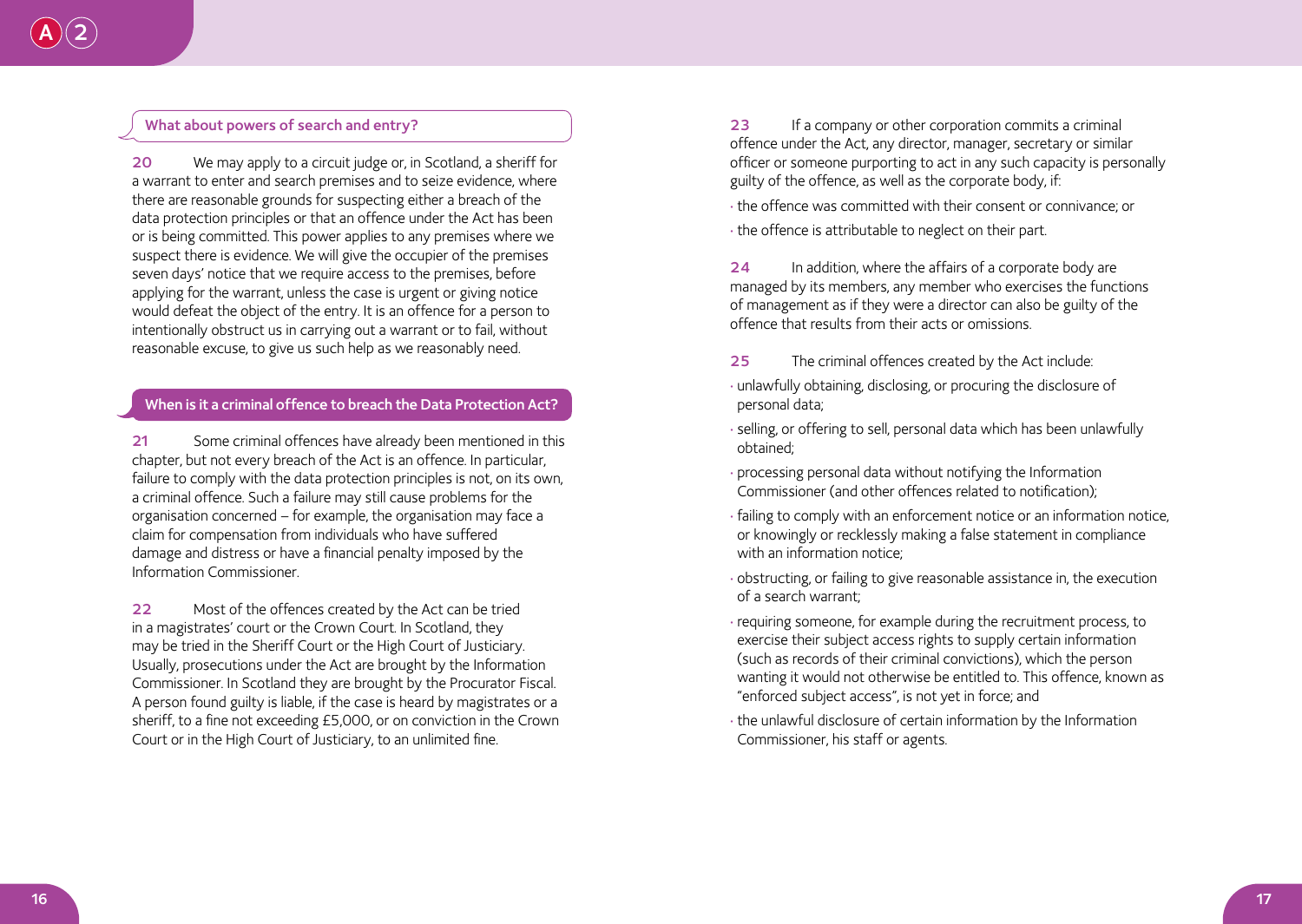### What about powers of search and entry?

**20** We may apply to a circuit judge or, in Scotland, a sheriff for a warrant to enter and search premises and to seize evidence, where there are reasonable grounds for suspecting either a breach of the data protection principles or that an offence under the Act has been or is being committed. This power applies to any premises where we suspect there is evidence. We will give the occupier of the premises seven days' notice that we require access to the premises, before applying for the warrant, unless the case is urgent or giving notice would defeat the object of the entry. It is an offence for a person to intentionally obstruct us in carrying out a warrant or to fail, without reasonable excuse, to give us such help as we reasonably need.

### When is it a criminal offence to breach the Data Protection Act?

**21** Some criminal offences have already been mentioned in this chapter, but not every breach of the Act is an offence. In particular, failure to comply with the data protection principles is not, on its own, a criminal offence. Such a failure may still cause problems for the organisation concerned – for example, the organisation may face a claim for compensation from individuals who have suffered damage and distress or have a financial penalty imposed by the Information Commissioner.

**22** Most of the offences created by the Act can be tried in a magistrates' court or the Crown Court. In Scotland, they may be tried in the Sheriff Court or the High Court of Justiciary. Usually, prosecutions under the Act are brought by the Information Commissioner. In Scotland they are brought by the Procurator Fiscal. A person found guilty is liable, if the case is heard by magistrates or a sheriff, to a fine not exceeding £5,000, or on conviction in the Crown Court or in the High Court of Justiciary, to an unlimited fine.

**23** If a company or other corporation commits a criminal offence under the Act, any director, manager, secretary or similar officer or someone purporting to act in any such capacity is personally guilty of the offence, as well as the corporate body, if:

- the offence was committed with their consent or connivance; or
- the offence is attributable to neglect on their part.

**24** In addition, where the affairs of a corporate body are managed by its members, any member who exercises the functions of management as if they were a director can also be guilty of the offence that results from their acts or omissions.

**25** The criminal offences created by the Act include:

- unlawfully obtaining, disclosing, or procuring the disclosure of personal data;
- selling, or offering to sell, personal data which has been unlawfully obtained;
- processing personal data without notifying the Information Commissioner (and other offences related to notification);
- failing to comply with an enforcement notice or an information notice, or knowingly or recklessly making a false statement in compliance with an information notice;
- obstructing, or failing to give reasonable assistance in, the execution of a search warrant;
- requiring someone, for example during the recruitment process, to exercise their subject access rights to supply certain information (such as records of their criminal convictions), which the person wanting it would not otherwise be entitled to. This offence, known as "enforced subject access", is not yet in force; and
- the unlawful disclosure of certain information by the Information Commissioner, his staff or agents.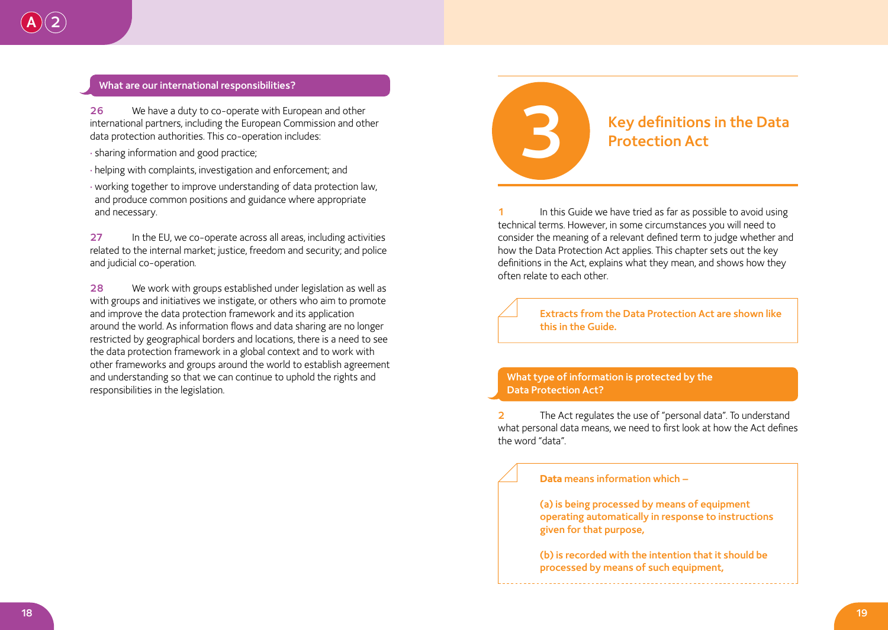### What are our international responsibilities?

**26** We have a duty to co-operate with European and other international partners, including the European Commission and other data protection authorities. This co-operation includes:

- sharing information and good practice;
- helping with complaints, investigation and enforcement; and
- working together to improve understanding of data protection law, and produce common positions and guidance where appropriate and necessary.

**27** In the EU, we co-operate across all areas, including activities related to the internal market; justice, freedom and security; and police and judicial co-operation.

**28** We work with groups established under legislation as well as with groups and initiatives we instigate, or others who aim to promote and improve the data protection framework and its application around the world. As information flows and data sharing are no longer restricted by geographical borders and locations, there is a need to see the data protection framework in a global context and to work with other frameworks and groups around the world to establish agreement and understanding so that we can continue to uphold the rights and responsibilities in the legislation.

# 3 Key definitions in the Data Protection Act

**1** In this Guide we have tried as far as possible to avoid using technical terms. However, in some circumstances you will need to consider the meaning of a relevant defined term to judge whether and how the Data Protection Act applies. This chapter sets out the key definitions in the Act, explains what they mean, and shows how they often relate to each other.

> **Extracts from the Data Protection Act are shown like this in the Guide.**

### What type of information is protected by the Data Protection Act?

**2** The Act regulates the use of "personal data". To understand what personal data means, we need to first look at how the Act defines the word "data".

> **Data** means information which –
>
> (a) is being processed by means of equipment operating automatically in response to instructions given for that purpose,
>
> (b) is recorded with the intention that it should be processed by means of such equipment,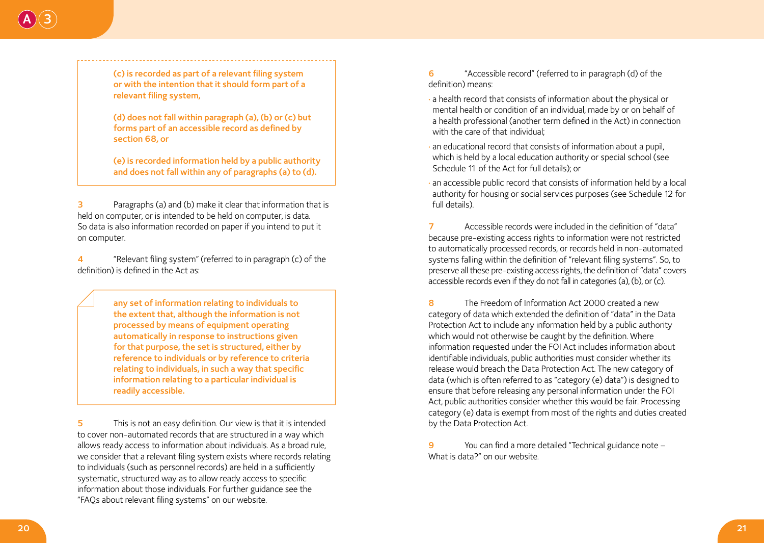> **(c) is recorded as part of a relevant filing system or with the intention that it should form part of a relevant filing system,**
>
> **(d) does not fall within paragraph (a), (b) or (c) but forms part of an accessible record as defined by section 68, or**
>
> **(e) is recorded information held by a public authority and does not fall within any of paragraphs (a) to (d).**

**3** Paragraphs (a) and (b) make it clear that information that is held on computer, or is intended to be held on computer, is data. So data is also information recorded on paper if you intend to put it on computer.

**4** "Relevant filing system" (referred to in paragraph (c) of the definition) is defined in the Act as:

> **any set of information relating to individuals to the extent that, although the information is not processed by means of equipment operating automatically in response to instructions given for that purpose, the set is structured, either by reference to individuals or by reference to criteria relating to individuals, in such a way that specific information relating to a particular individual is readily accessible.**

**5** This is not an easy definition. Our view is that it is intended to cover non-automated records that are structured in a way which allows ready access to information about individuals. As a broad rule, we consider that a relevant filing system exists where records relating to individuals (such as personnel records) are held in a sufficiently systematic, structured way as to allow ready access to specific information about those individuals. For further guidance see the "FAQs about relevant filing systems" on our website.

**6** "Accessible record" (referred to in paragraph (d) of the definition) means:

- a health record that consists of information about the physical or mental health or condition of an individual, made by or on behalf of a health professional (another term defined in the Act) in connection with the care of that individual;
- an educational record that consists of information about a pupil, which is held by a local education authority or special school (see Schedule 11 of the Act for full details); or
- an accessible public record that consists of information held by a local authority for housing or social services purposes (see Schedule 12 for full details).

**7** Accessible records were included in the definition of "data" because pre-existing access rights to information were not restricted to automatically processed records, or records held in non-automated systems falling within the definition of "relevant filing systems". So, to preserve all these pre-existing access rights, the definition of "data" covers accessible records even if they do not fall in categories (a), (b), or (c).

**8** The Freedom of Information Act 2000 created a new category of data which extended the definition of "data" in the Data Protection Act to include any information held by a public authority which would not otherwise be caught by the definition. Where information requested under the FOI Act includes information about identifiable individuals, public authorities must consider whether its release would breach the Data Protection Act. The new category of data (which is often referred to as "category (e) data") is designed to ensure that before releasing any personal information under the FOI Act, public authorities consider whether this would be fair. Processing category (e) data is exempt from most of the rights and duties created by the Data Protection Act.

**9** You can find a more detailed "Technical guidance note – What is data?" on our website.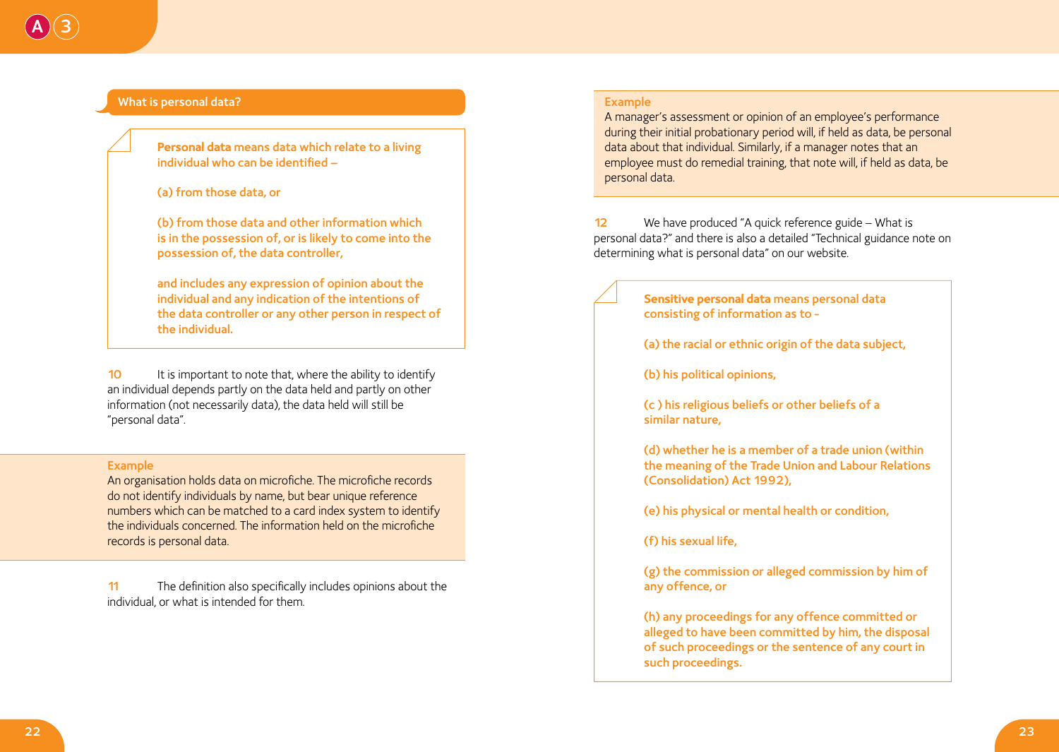## What is personal data?

> **Personal data** means data which relate to a living individual who can be identified –
>
> (a) from those data, or
>
> (b) from those data and other information which is in the possession of, or is likely to come into the possession of, the data controller,
>
> and includes any expression of opinion about the individual and any indication of the intentions of the data controller or any other person in respect of the individual.

**10** It is important to note that, where the ability to identify an individual depends partly on the data held and partly on other information (not necessarily data), the data held will still be "personal data".

**Example**
An organisation holds data on microfiche. The microfiche records do not identify individuals by name, but bear unique reference numbers which can be matched to a card index system to identify the individuals concerned. The information held on the microfiche records is personal data.

**11** The definition also specifically includes opinions about the individual, or what is intended for them.

**Example**
A manager's assessment or opinion of an employee's performance during their initial probationary period will, if held as data, be personal data about that individual. Similarly, if a manager notes that an employee must do remedial training, that note will, if held as data, be personal data.

**12** We have produced "A quick reference guide – What is personal data?" and there is also a detailed "Technical guidance note on determining what is personal data" on our website.

> **Sensitive personal data** means personal data consisting of information as to -
>
> (a) the racial or ethnic origin of the data subject,
>
> (b) his political opinions,
>
> (c ) his religious beliefs or other beliefs of a similar nature,
>
> (d) whether he is a member of a trade union (within the meaning of the Trade Union and Labour Relations (Consolidation) Act 1992),
>
> (e) his physical or mental health or condition,
>
> (f) his sexual life,
>
> (g) the commission or alleged commission by him of any offence, or
>
> (h) any proceedings for any offence committed or alleged to have been committed by him, the disposal of such proceedings or the sentence of any court in such proceedings.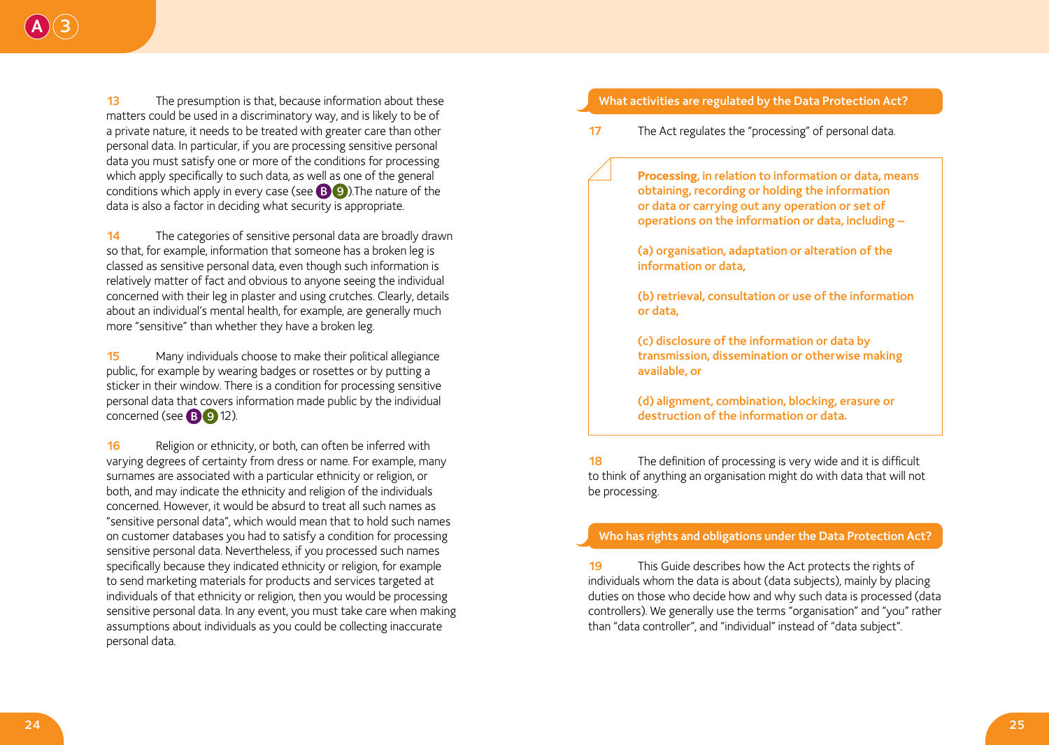**13** The presumption is that, because information about these matters could be used in a discriminatory way, and is likely to be of a private nature, it needs to be treated with greater care than other personal data. In particular, if you are processing sensitive personal data you must satisfy one or more of the conditions for processing which apply specifically to such data, as well as one of the general conditions which apply in every case (see B 9).The nature of the data is also a factor in deciding what security is appropriate.

**14** The categories of sensitive personal data are broadly drawn so that, for example, information that someone has a broken leg is classed as sensitive personal data, even though such information is relatively matter of fact and obvious to anyone seeing the individual concerned with their leg in plaster and using crutches. Clearly, details about an individual's mental health, for example, are generally much more "sensitive" than whether they have a broken leg.

**15** Many individuals choose to make their political allegiance public, for example by wearing badges or rosettes or by putting a sticker in their window. There is a condition for processing sensitive personal data that covers information made public by the individual concerned (see B 9 12).

**16** Religion or ethnicity, or both, can often be inferred with varying degrees of certainty from dress or name. For example, many surnames are associated with a particular ethnicity or religion, or both, and may indicate the ethnicity and religion of the individuals concerned. However, it would be absurd to treat all such names as "sensitive personal data", which would mean that to hold such names on customer databases you had to satisfy a condition for processing sensitive personal data. Nevertheless, if you processed such names specifically because they indicated ethnicity or religion, for example to send marketing materials for products and services targeted at individuals of that ethnicity or religion, then you would be processing sensitive personal data. In any event, you must take care when making assumptions about individuals as you could be collecting inaccurate personal data.

## What activities are regulated by the Data Protection Act?

**17** The Act regulates the "processing" of personal data.

> **Processing, in relation to information or data, means obtaining, recording or holding the information or data or carrying out any operation or set of operations on the information or data, including –**
>
> **(a) organisation, adaptation or alteration of the information or data,**
>
> **(b) retrieval, consultation or use of the information or data,**
>
> **(c) disclosure of the information or data by transmission, dissemination or otherwise making available, or**
>
> **(d) alignment, combination, blocking, erasure or destruction of the information or data.**

**18** The definition of processing is very wide and it is difficult to think of anything an organisation might do with data that will not be processing.

## Who has rights and obligations under the Data Protection Act?

**19** This Guide describes how the Act protects the rights of individuals whom the data is about (data subjects), mainly by placing duties on those who decide how and why such data is processed (data controllers). We generally use the terms "organisation" and "you" rather than "data controller", and "individual" instead of "data subject".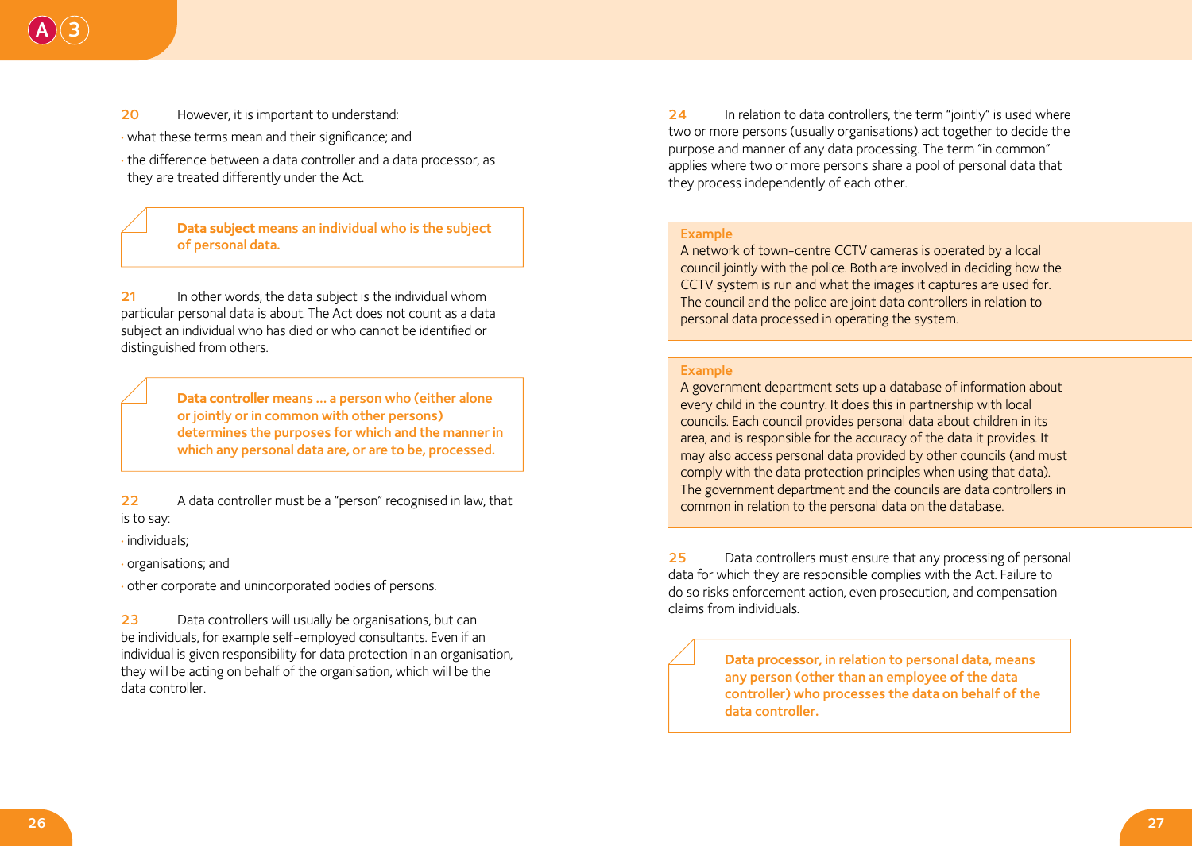**20** However, it is important to understand:

- what these terms mean and their significance; and
- the difference between a data controller and a data processor, as they are treated differently under the Act.

> **Data subject means an individual who is the subject of personal data.**

**21** In other words, the data subject is the individual whom particular personal data is about. The Act does not count as a data subject an individual who has died or who cannot be identified or distinguished from others.

> **Data controller means … a person who (either alone or jointly or in common with other persons) determines the purposes for which and the manner in which any personal data are, or are to be, processed.**

**22** A data controller must be a "person" recognised in law, that is to say:

- individuals;
- organisations; and
- other corporate and unincorporated bodies of persons.

**23** Data controllers will usually be organisations, but can be individuals, for example self-employed consultants. Even if an individual is given responsibility for data protection in an organisation, they will be acting on behalf of the organisation, which will be the data controller.

**24** In relation to data controllers, the term "jointly" is used where two or more persons (usually organisations) act together to decide the purpose and manner of any data processing. The term "in common" applies where two or more persons share a pool of personal data that they process independently of each other.

**Example**

A network of town-centre CCTV cameras is operated by a local council jointly with the police. Both are involved in deciding how the CCTV system is run and what the images it captures are used for. The council and the police are joint data controllers in relation to personal data processed in operating the system.

**Example**

A government department sets up a database of information about every child in the country. It does this in partnership with local councils. Each council provides personal data about children in its area, and is responsible for the accuracy of the data it provides. It may also access personal data provided by other councils (and must comply with the data protection principles when using that data). The government department and the councils are data controllers in common in relation to the personal data on the database.

**25** Data controllers must ensure that any processing of personal data for which they are responsible complies with the Act. Failure to do so risks enforcement action, even prosecution, and compensation claims from individuals.

> **Data processor, in relation to personal data, means any person (other than an employee of the data controller) who processes the data on behalf of the data controller.**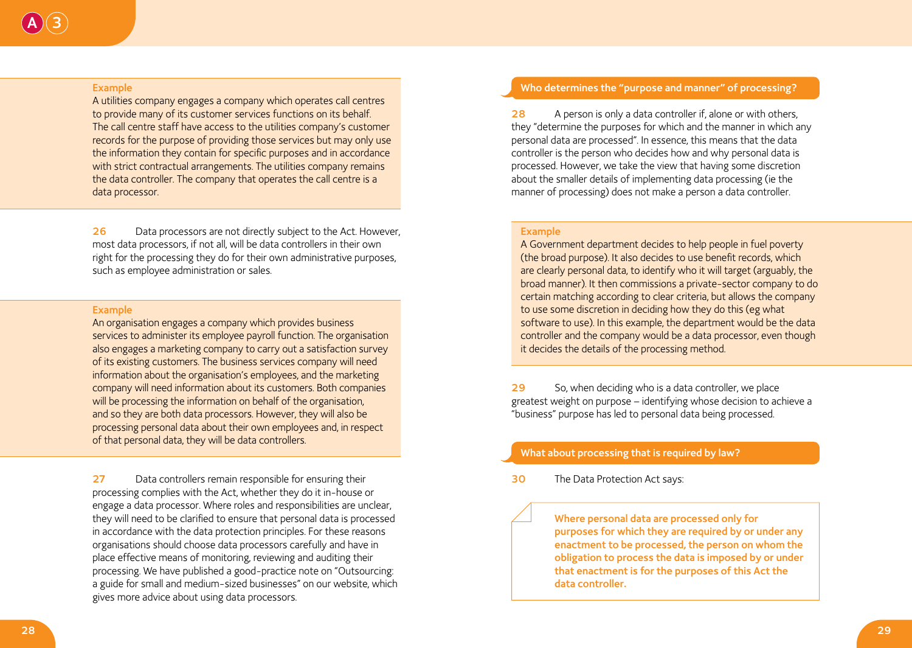**Example**

A utilities company engages a company which operates call centres to provide many of its customer services functions on its behalf. The call centre staff have access to the utilities company's customer records for the purpose of providing those services but may only use the information they contain for specific purposes and in accordance with strict contractual arrangements. The utilities company remains the data controller. The company that operates the call centre is a data processor.

**26** Data processors are not directly subject to the Act. However, most data processors, if not all, will be data controllers in their own right for the processing they do for their own administrative purposes, such as employee administration or sales.

**Example**

An organisation engages a company which provides business services to administer its employee payroll function. The organisation also engages a marketing company to carry out a satisfaction survey of its existing customers. The business services company will need information about the organisation's employees, and the marketing company will need information about its customers. Both companies will be processing the information on behalf of the organisation, and so they are both data processors. However, they will also be processing personal data about their own employees and, in respect of that personal data, they will be data controllers.

**27** Data controllers remain responsible for ensuring their processing complies with the Act, whether they do it in-house or engage a data processor. Where roles and responsibilities are unclear, they will need to be clarified to ensure that personal data is processed in accordance with the data protection principles. For these reasons organisations should choose data processors carefully and have in place effective means of monitoring, reviewing and auditing their processing. We have published a good-practice note on "Outsourcing: a guide for small and medium-sized businesses" on our website, which gives more advice about using data processors.

## Who determines the "purpose and manner" of processing?

**28** A person is only a data controller if, alone or with others, they "determine the purposes for which and the manner in which any personal data are processed". In essence, this means that the data controller is the person who decides how and why personal data is processed. However, we take the view that having some discretion about the smaller details of implementing data processing (ie the manner of processing) does not make a person a data controller.

**Example**

A Government department decides to help people in fuel poverty (the broad purpose). It also decides to use benefit records, which are clearly personal data, to identify who it will target (arguably, the broad manner). It then commissions a private-sector company to do certain matching according to clear criteria, but allows the company to use some discretion in deciding how they do this (eg what software to use). In this example, the department would be the data controller and the company would be a data processor, even though it decides the details of the processing method.

**29** So, when deciding who is a data controller, we place greatest weight on purpose – identifying whose decision to achieve a "business" purpose has led to personal data being processed.

## What about processing that is required by law?

**30** The Data Protection Act says:

> **Where personal data are processed only for purposes for which they are required by or under any enactment to be processed, the person on whom the obligation to process the data is imposed by or under that enactment is for the purposes of this Act the data controller.**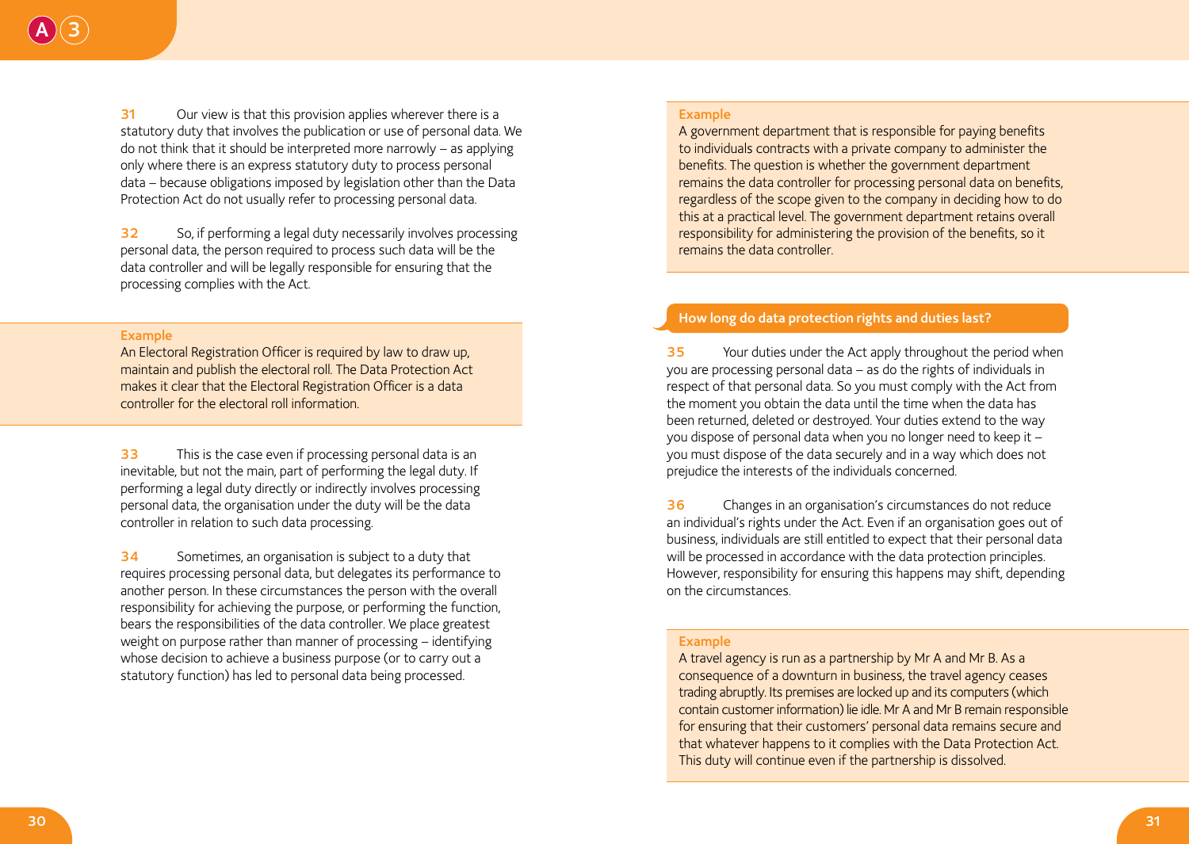31 Our view is that this provision applies wherever there is a statutory duty that involves the publication or use of personal data. We do not think that it should be interpreted more narrowly – as applying only where there is an express statutory duty to process personal data – because obligations imposed by legislation other than the Data Protection Act do not usually refer to processing personal data.

32 So, if performing a legal duty necessarily involves processing personal data, the person required to process such data will be the data controller and will be legally responsible for ensuring that the processing complies with the Act.

**Example**

An Electoral Registration Officer is required by law to draw up, maintain and publish the electoral roll. The Data Protection Act makes it clear that the Electoral Registration Officer is a data controller for the electoral roll information.

33 This is the case even if processing personal data is an inevitable, but not the main, part of performing the legal duty. If performing a legal duty directly or indirectly involves processing personal data, the organisation under the duty will be the data controller in relation to such data processing.

34 Sometimes, an organisation is subject to a duty that requires processing personal data, but delegates its performance to another person. In these circumstances the person with the overall responsibility for achieving the purpose, or performing the function, bears the responsibilities of the data controller. We place greatest weight on purpose rather than manner of processing – identifying whose decision to achieve a business purpose (or to carry out a statutory function) has led to personal data being processed.

**Example**

A government department that is responsible for paying benefits to individuals contracts with a private company to administer the benefits. The question is whether the government department remains the data controller for processing personal data on benefits, regardless of the scope given to the company in deciding how to do this at a practical level. The government department retains overall responsibility for administering the provision of the benefits, so it remains the data controller.

## How long do data protection rights and duties last?

35 Your duties under the Act apply throughout the period when you are processing personal data – as do the rights of individuals in respect of that personal data. So you must comply with the Act from the moment you obtain the data until the time when the data has been returned, deleted or destroyed. Your duties extend to the way you dispose of personal data when you no longer need to keep it – you must dispose of the data securely and in a way which does not prejudice the interests of the individuals concerned.

36 Changes in an organisation's circumstances do not reduce an individual's rights under the Act. Even if an organisation goes out of business, individuals are still entitled to expect that their personal data will be processed in accordance with the data protection principles. However, responsibility for ensuring this happens may shift, depending on the circumstances.

**Example**

A travel agency is run as a partnership by Mr A and Mr B. As a consequence of a downturn in business, the travel agency ceases trading abruptly. Its premises are locked up and its computers (which contain customer information) lie idle. Mr A and Mr B remain responsible for ensuring that their customers' personal data remains secure and that whatever happens to it complies with the Data Protection Act. This duty will continue even if the partnership is dissolved.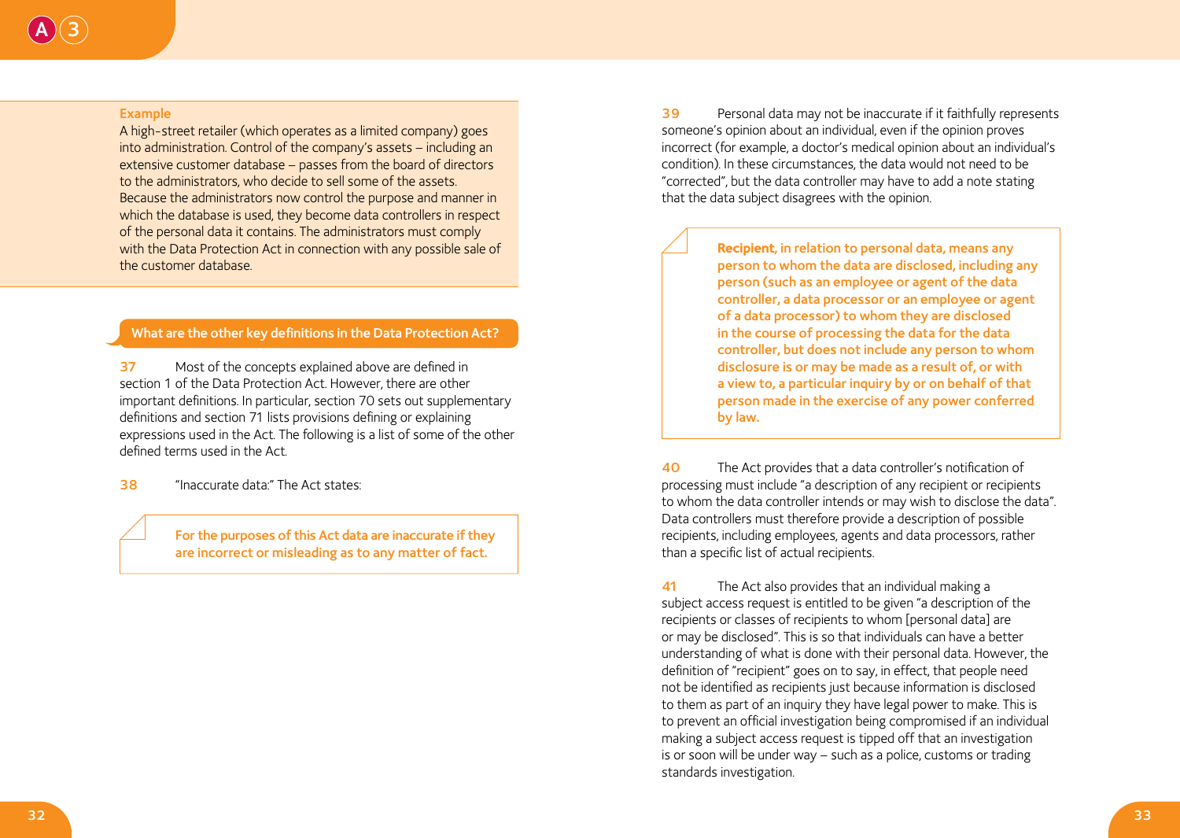**Example**

A high-street retailer (which operates as a limited company) goes into administration. Control of the company's assets – including an extensive customer database – passes from the board of directors to the administrators, who decide to sell some of the assets. Because the administrators now control the purpose and manner in which the database is used, they become data controllers in respect of the personal data it contains. The administrators must comply with the Data Protection Act in connection with any possible sale of the customer database.

## What are the other key definitions in the Data Protection Act?

**37** Most of the concepts explained above are defined in section 1 of the Data Protection Act. However, there are other important definitions. In particular, section 70 sets out supplementary definitions and section 71 lists provisions defining or explaining expressions used in the Act. The following is a list of some of the other defined terms used in the Act.

**38** "Inaccurate data:" The Act states:

> **For the purposes of this Act data are inaccurate if they are incorrect or misleading as to any matter of fact.**

**39** Personal data may not be inaccurate if it faithfully represents someone's opinion about an individual, even if the opinion proves incorrect (for example, a doctor's medical opinion about an individual's condition). In these circumstances, the data would not need to be "corrected", but the data controller may have to add a note stating that the data subject disagrees with the opinion.

> **Recipient, in relation to personal data, means any person to whom the data are disclosed, including any person (such as an employee or agent of the data controller, a data processor or an employee or agent of a data processor) to whom they are disclosed in the course of processing the data for the data controller, but does not include any person to whom disclosure is or may be made as a result of, or with a view to, a particular inquiry by or on behalf of that person made in the exercise of any power conferred by law.**

**40** The Act provides that a data controller's notification of processing must include "a description of any recipient or recipients to whom the data controller intends or may wish to disclose the data". Data controllers must therefore provide a description of possible recipients, including employees, agents and data processors, rather than a specific list of actual recipients.

**41** The Act also provides that an individual making a subject access request is entitled to be given "a description of the recipients or classes of recipients to whom [personal data] are or may be disclosed". This is so that individuals can have a better understanding of what is done with their personal data. However, the definition of "recipient" goes on to say, in effect, that people need not be identified as recipients just because information is disclosed to them as part of an inquiry they have legal power to make. This is to prevent an official investigation being compromised if an individual making a subject access request is tipped off that an investigation is or soon will be under way – such as a police, customs or trading standards investigation.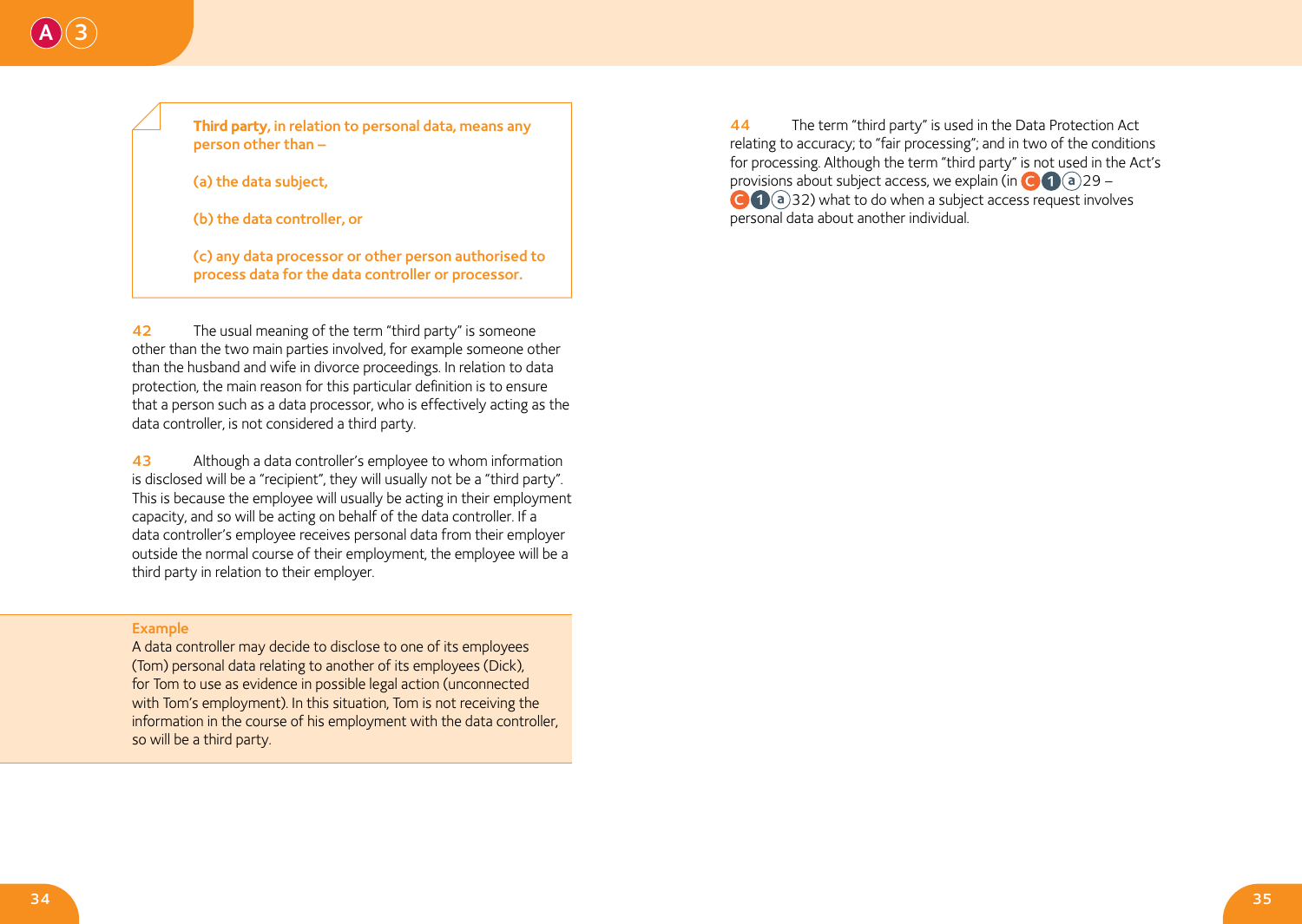**Third party, in relation to personal data, means any person other than –**

**(a) the data subject,**

**(b) the data controller, or**

**(c) any data processor or other person authorised to process data for the data controller or processor.**

**42** The usual meaning of the term "third party" is someone other than the two main parties involved, for example someone other than the husband and wife in divorce proceedings. In relation to data protection, the main reason for this particular definition is to ensure that a person such as a data processor, who is effectively acting as the data controller, is not considered a third party.

**43** Although a data controller's employee to whom information is disclosed will be a "recipient", they will usually not be a "third party". This is because the employee will usually be acting in their employment capacity, and so will be acting on behalf of the data controller. If a data controller's employee receives personal data from their employer outside the normal course of their employment, the employee will be a third party in relation to their employer.

**Example**
A data controller may decide to disclose to one of its employees (Tom) personal data relating to another of its employees (Dick), for Tom to use as evidence in possible legal action (unconnected with Tom's employment). In this situation, Tom is not receiving the information in the course of his employment with the data controller, so will be a third party.

**44** The term "third party" is used in the Data Protection Act relating to accuracy; to "fair processing"; and in two of the conditions for processing. Although the term "third party" is not used in the Act's provisions about subject access, we explain (in C 1 a 29 – C 1 a 32) what to do when a subject access request involves personal data about another individual.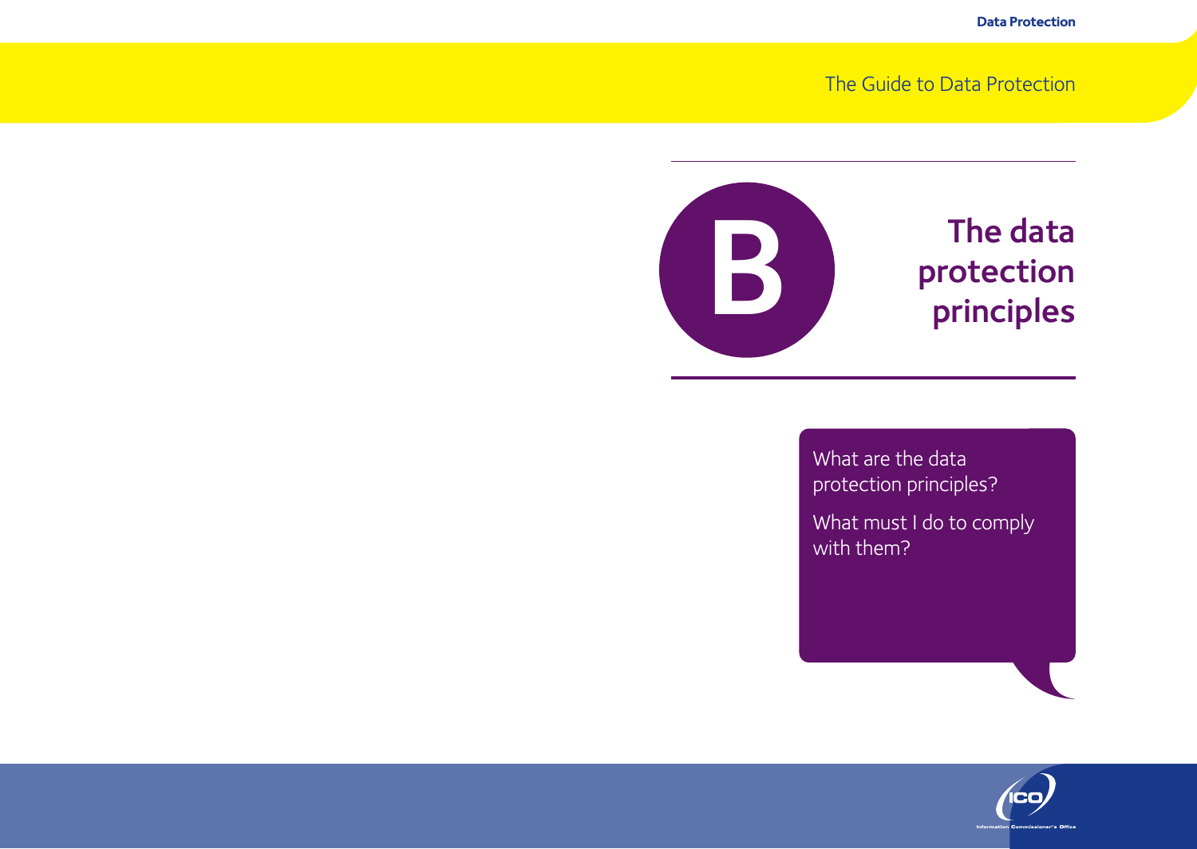# B The data protection principles

What are the data protection principles?

What must I do to comply with them?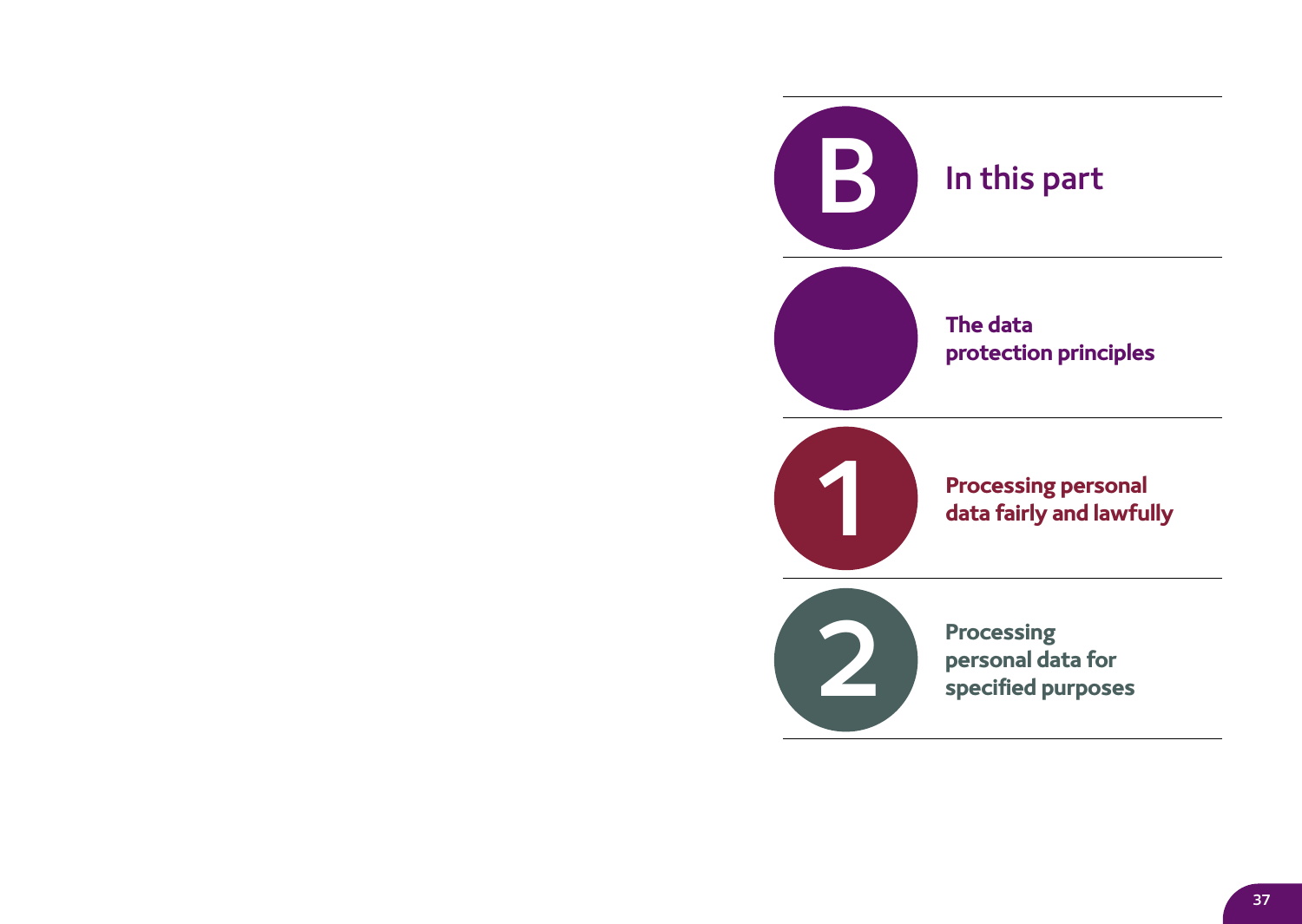# B In this part

**The data protection principles**

**1 Processing personal data fairly and lawfully**

**2 Processing personal data for specified purposes**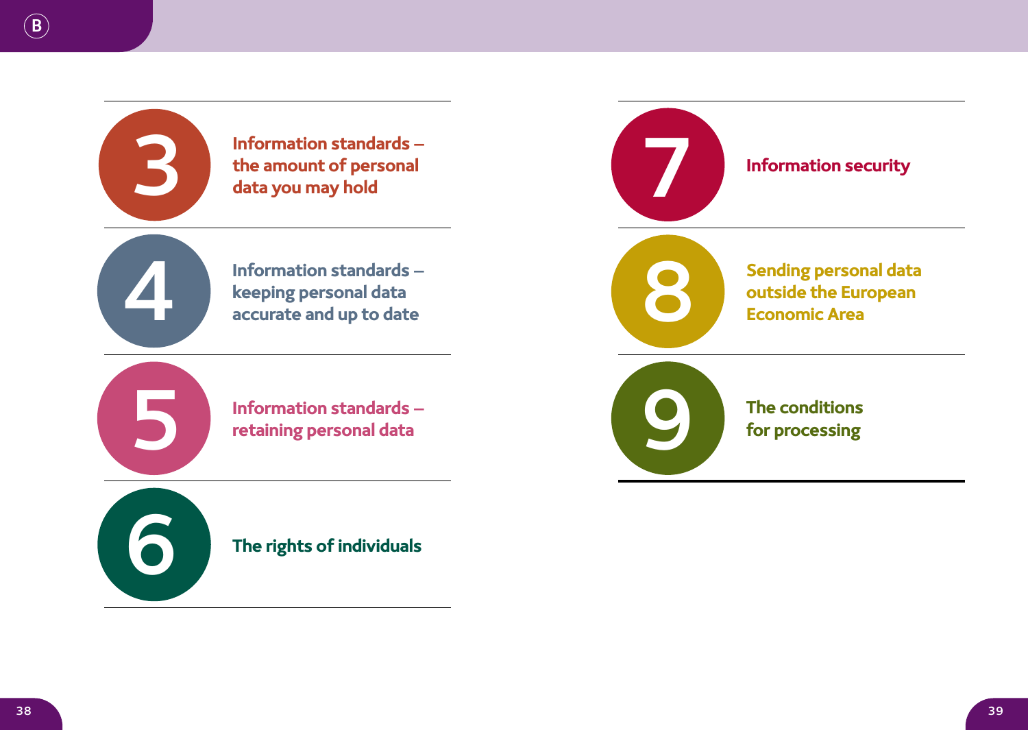## 3 Information standards – the amount of personal data you may hold

## 4 Information standards – keeping personal data accurate and up to date

## 5 Information standards – retaining personal data

## 6 The rights of individuals

## 7 Information security

## 8 Sending personal data outside the European Economic Area

## 9 The conditions for processing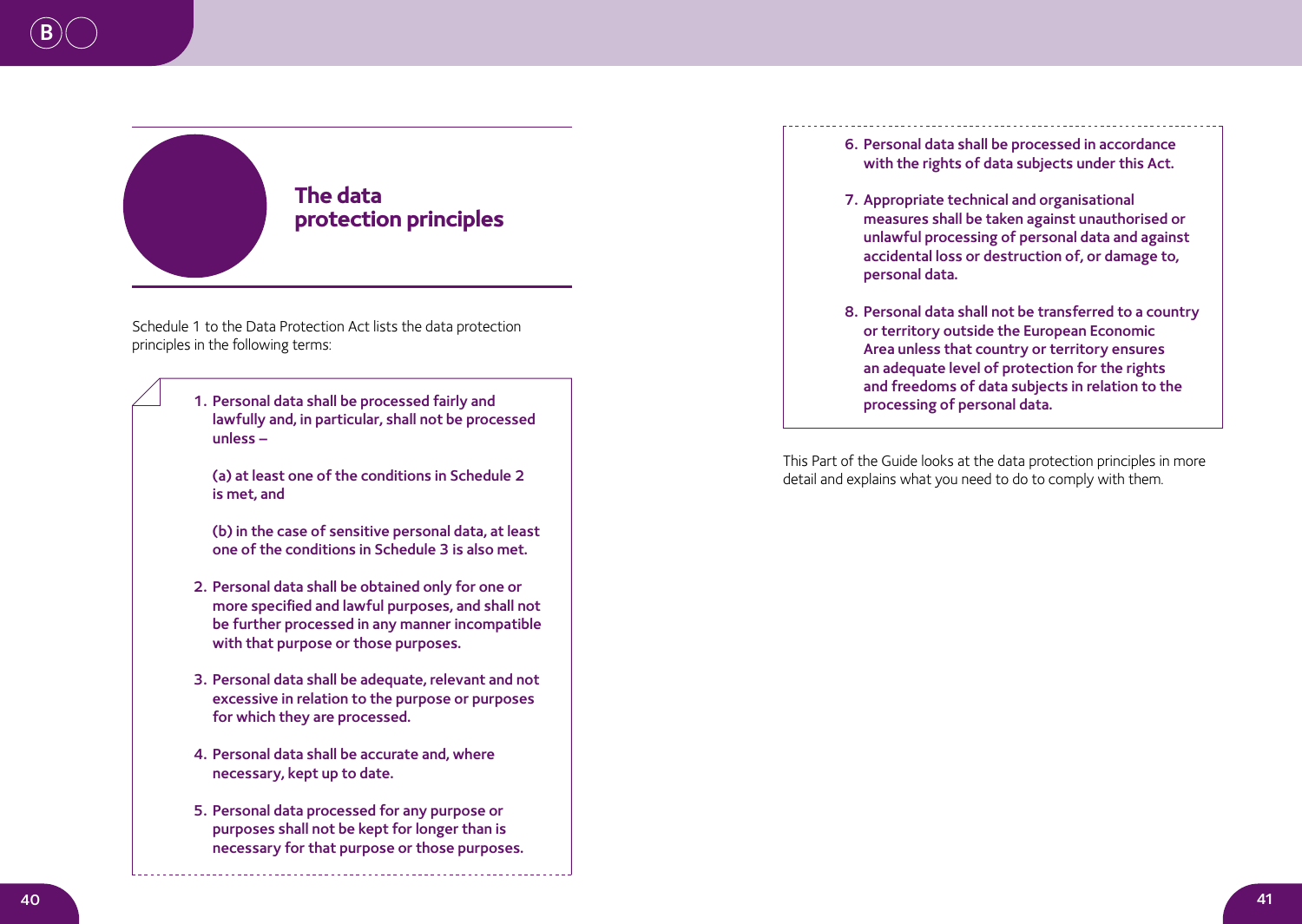## The data protection principles

Schedule 1 to the Data Protection Act lists the data protection principles in the following terms:

1. **Personal data shall be processed fairly and lawfully and, in particular, shall not be processed unless –**

   **(a) at least one of the conditions in Schedule 2 is met, and**

   **(b) in the case of sensitive personal data, at least one of the conditions in Schedule 3 is also met.**

2. **Personal data shall be obtained only for one or more specified and lawful purposes, and shall not be further processed in any manner incompatible with that purpose or those purposes.**

3. **Personal data shall be adequate, relevant and not excessive in relation to the purpose or purposes for which they are processed.**

4. **Personal data shall be accurate and, where necessary, kept up to date.**

5. **Personal data processed for any purpose or purposes shall not be kept for longer than is necessary for that purpose or those purposes.**

6. **Personal data shall be processed in accordance with the rights of data subjects under this Act.**

7. **Appropriate technical and organisational measures shall be taken against unauthorised or unlawful processing of personal data and against accidental loss or destruction of, or damage to, personal data.**

8. **Personal data shall not be transferred to a country or territory outside the European Economic Area unless that country or territory ensures an adequate level of protection for the rights and freedoms of data subjects in relation to the processing of personal data.**

This Part of the Guide looks at the data protection principles in more detail and explains what you need to do to comply with them.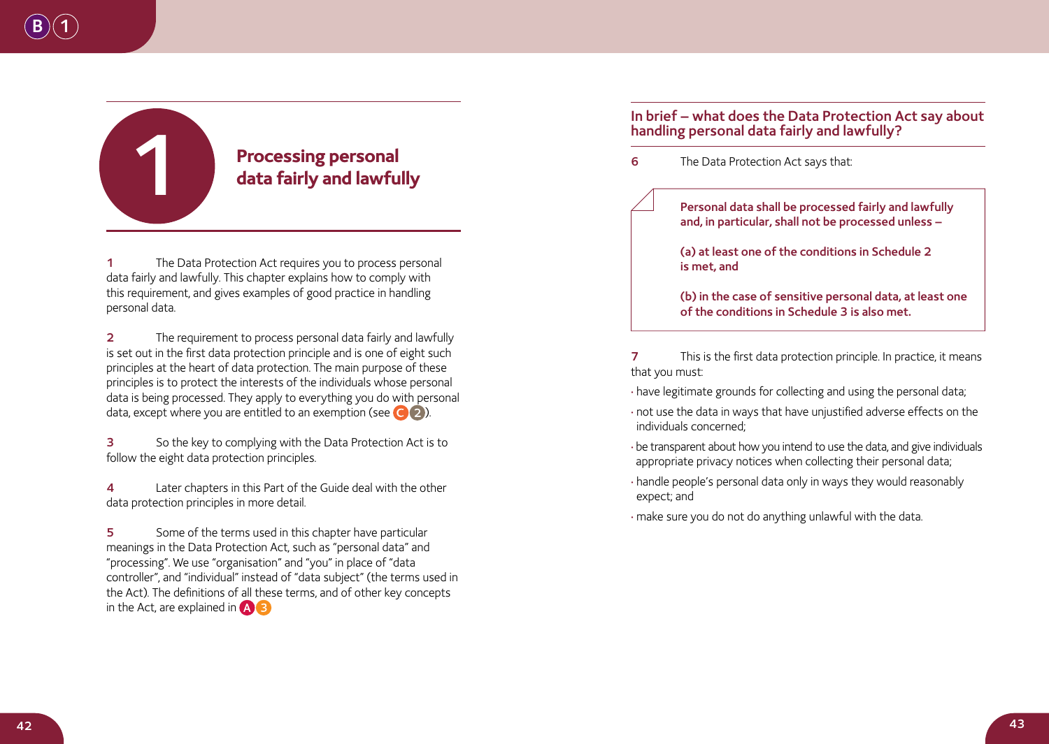# 1 Processing personal data fairly and lawfully

**1** The Data Protection Act requires you to process personal data fairly and lawfully. This chapter explains how to comply with this requirement, and gives examples of good practice in handling personal data.

**2** The requirement to process personal data fairly and lawfully is set out in the first data protection principle and is one of eight such principles at the heart of data protection. The main purpose of these principles is to protect the interests of the individuals whose personal data is being processed. They apply to everything you do with personal data, except where you are entitled to an exemption (see C 2).

**3** So the key to complying with the Data Protection Act is to follow the eight data protection principles.

**4** Later chapters in this Part of the Guide deal with the other data protection principles in more detail.

**5** Some of the terms used in this chapter have particular meanings in the Data Protection Act, such as "personal data" and "processing". We use "organisation" and "you" in place of "data controller", and "individual" instead of "data subject" (the terms used in the Act). The definitions of all these terms, and of other key concepts in the Act, are explained in A 3

## In brief – what does the Data Protection Act say about handling personal data fairly and lawfully?

**6** The Data Protection Act says that:

> **Personal data shall be processed fairly and lawfully and, in particular, shall not be processed unless –**
>
> **(a) at least one of the conditions in Schedule 2 is met, and**
>
> **(b) in the case of sensitive personal data, at least one of the conditions in Schedule 3 is also met.**

**7** This is the first data protection principle. In practice, it means that you must:

- have legitimate grounds for collecting and using the personal data;
- not use the data in ways that have unjustified adverse effects on the individuals concerned;
- be transparent about how you intend to use the data, and give individuals appropriate privacy notices when collecting their personal data;
- handle people's personal data only in ways they would reasonably expect; and
- make sure you do not do anything unlawful with the data.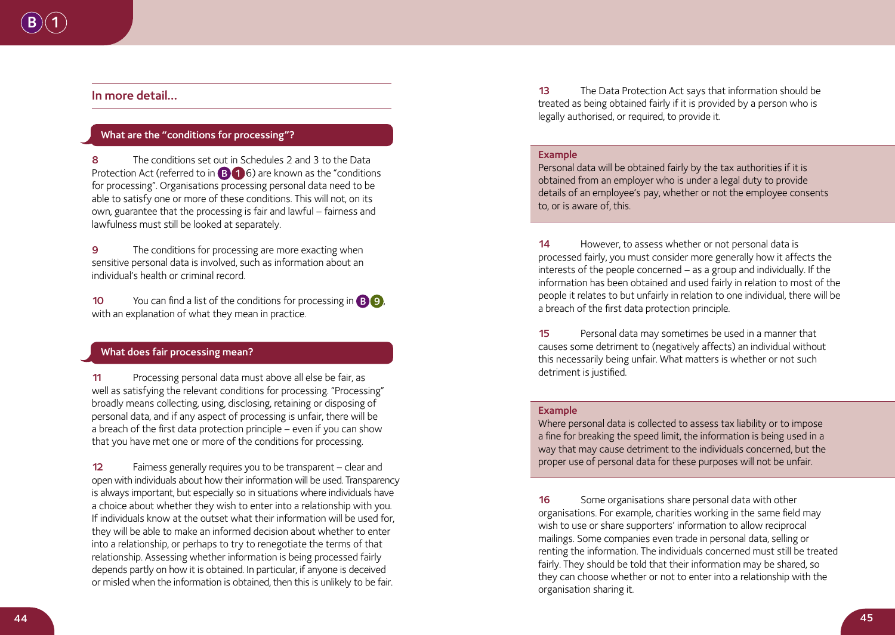## In more detail…

### What are the "conditions for processing"?

**8** The conditions set out in Schedules 2 and 3 to the Data Protection Act (referred to in B 1 6) are known as the "conditions for processing". Organisations processing personal data need to be able to satisfy one or more of these conditions. This will not, on its own, guarantee that the processing is fair and lawful – fairness and lawfulness must still be looked at separately.

**9** The conditions for processing are more exacting when sensitive personal data is involved, such as information about an individual's health or criminal record.

**10** You can find a list of the conditions for processing in B 9, with an explanation of what they mean in practice.

### What does fair processing mean?

**11** Processing personal data must above all else be fair, as well as satisfying the relevant conditions for processing. "Processing" broadly means collecting, using, disclosing, retaining or disposing of personal data, and if any aspect of processing is unfair, there will be a breach of the first data protection principle – even if you can show that you have met one or more of the conditions for processing.

**12** Fairness generally requires you to be transparent – clear and open with individuals about how their information will be used. Transparency is always important, but especially so in situations where individuals have a choice about whether they wish to enter into a relationship with you. If individuals know at the outset what their information will be used for, they will be able to make an informed decision about whether to enter into a relationship, or perhaps to try to renegotiate the terms of that relationship. Assessing whether information is being processed fairly depends partly on how it is obtained. In particular, if anyone is deceived or misled when the information is obtained, then this is unlikely to be fair.

**13** The Data Protection Act says that information should be treated as being obtained fairly if it is provided by a person who is legally authorised, or required, to provide it.

**Example**
Personal data will be obtained fairly by the tax authorities if it is obtained from an employer who is under a legal duty to provide details of an employee's pay, whether or not the employee consents to, or is aware of, this.

**14** However, to assess whether or not personal data is processed fairly, you must consider more generally how it affects the interests of the people concerned – as a group and individually. If the information has been obtained and used fairly in relation to most of the people it relates to but unfairly in relation to one individual, there will be a breach of the first data protection principle.

**15** Personal data may sometimes be used in a manner that causes some detriment to (negatively affects) an individual without this necessarily being unfair. What matters is whether or not such detriment is justified.

**Example**
Where personal data is collected to assess tax liability or to impose a fine for breaking the speed limit, the information is being used in a way that may cause detriment to the individuals concerned, but the proper use of personal data for these purposes will not be unfair.

**16** Some organisations share personal data with other organisations. For example, charities working in the same field may wish to use or share supporters' information to allow reciprocal mailings. Some companies even trade in personal data, selling or renting the information. The individuals concerned must still be treated fairly. They should be told that their information may be shared, so they can choose whether or not to enter into a relationship with the organisation sharing it.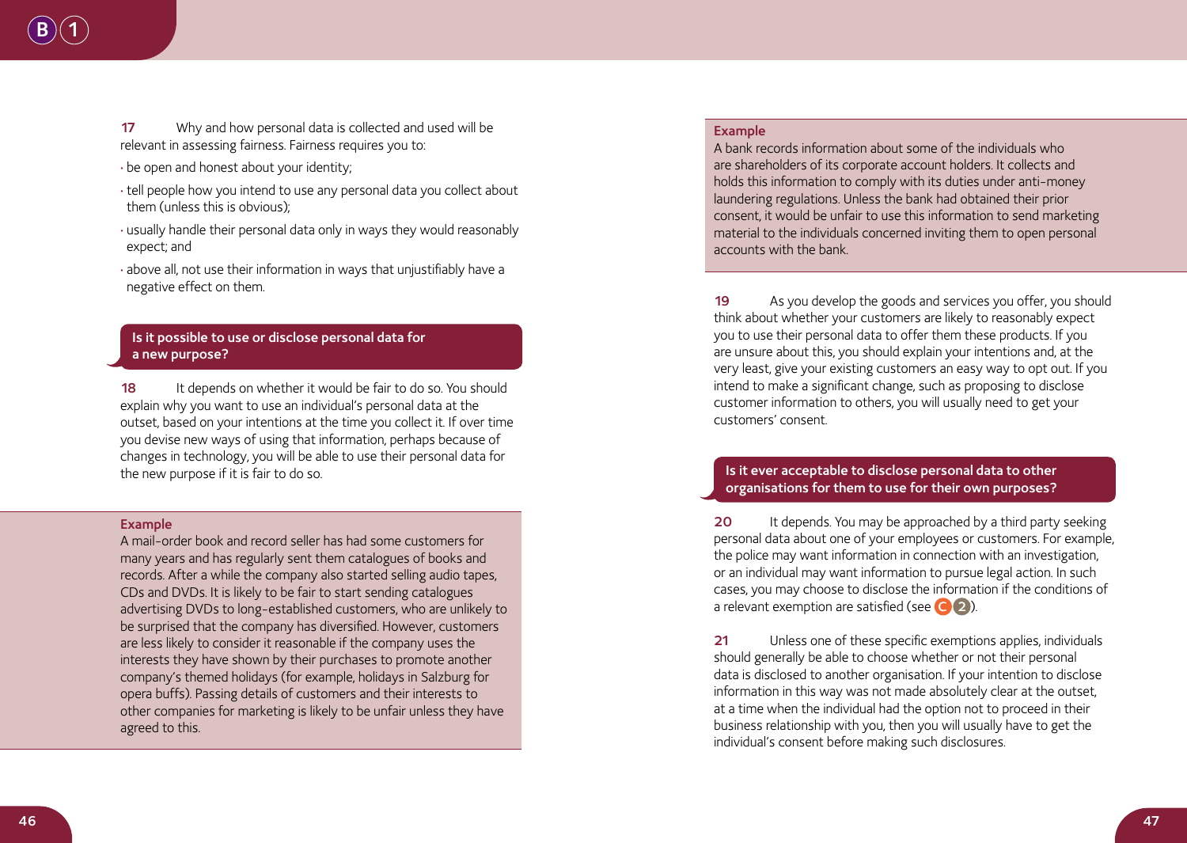**17** Why and how personal data is collected and used will be relevant in assessing fairness. Fairness requires you to:

- be open and honest about your identity;
- tell people how you intend to use any personal data you collect about them (unless this is obvious);
- usually handle their personal data only in ways they would reasonably expect; and
- above all, not use their information in ways that unjustifiably have a negative effect on them.

## Is it possible to use or disclose personal data for a new purpose?

**18** It depends on whether it would be fair to do so. You should explain why you want to use an individual's personal data at the outset, based on your intentions at the time you collect it. If over time you devise new ways of using that information, perhaps because of changes in technology, you will be able to use their personal data for the new purpose if it is fair to do so.

> **Example**
>
> A mail-order book and record seller has had some customers for many years and has regularly sent them catalogues of books and records. After a while the company also started selling audio tapes, CDs and DVDs. It is likely to be fair to start sending catalogues advertising DVDs to long-established customers, who are unlikely to be surprised that the company has diversified. However, customers are less likely to consider it reasonable if the company uses the interests they have shown by their purchases to promote another company's themed holidays (for example, holidays in Salzburg for opera buffs). Passing details of customers and their interests to other companies for marketing is likely to be unfair unless they have agreed to this.

> **Example**
>
> A bank records information about some of the individuals who are shareholders of its corporate account holders. It collects and holds this information to comply with its duties under anti-money laundering regulations. Unless the bank had obtained their prior consent, it would be unfair to use this information to send marketing material to the individuals concerned inviting them to open personal accounts with the bank.

**19** As you develop the goods and services you offer, you should think about whether your customers are likely to reasonably expect you to use their personal data to offer them these products. If you are unsure about this, you should explain your intentions and, at the very least, give your existing customers an easy way to opt out. If you intend to make a significant change, such as proposing to disclose customer information to others, you will usually need to get your customers' consent.

## Is it ever acceptable to disclose personal data to other organisations for them to use for their own purposes?

**20** It depends. You may be approached by a third party seeking personal data about one of your employees or customers. For example, the police may want information in connection with an investigation, or an individual may want information to pursue legal action. In such cases, you may choose to disclose the information if the conditions of a relevant exemption are satisfied (see C 2).

**21** Unless one of these specific exemptions applies, individuals should generally be able to choose whether or not their personal data is disclosed to another organisation. If your intention to disclose information in this way was not made absolutely clear at the outset, at a time when the individual had the option not to proceed in their business relationship with you, then you will usually have to get the individual's consent before making such disclosures.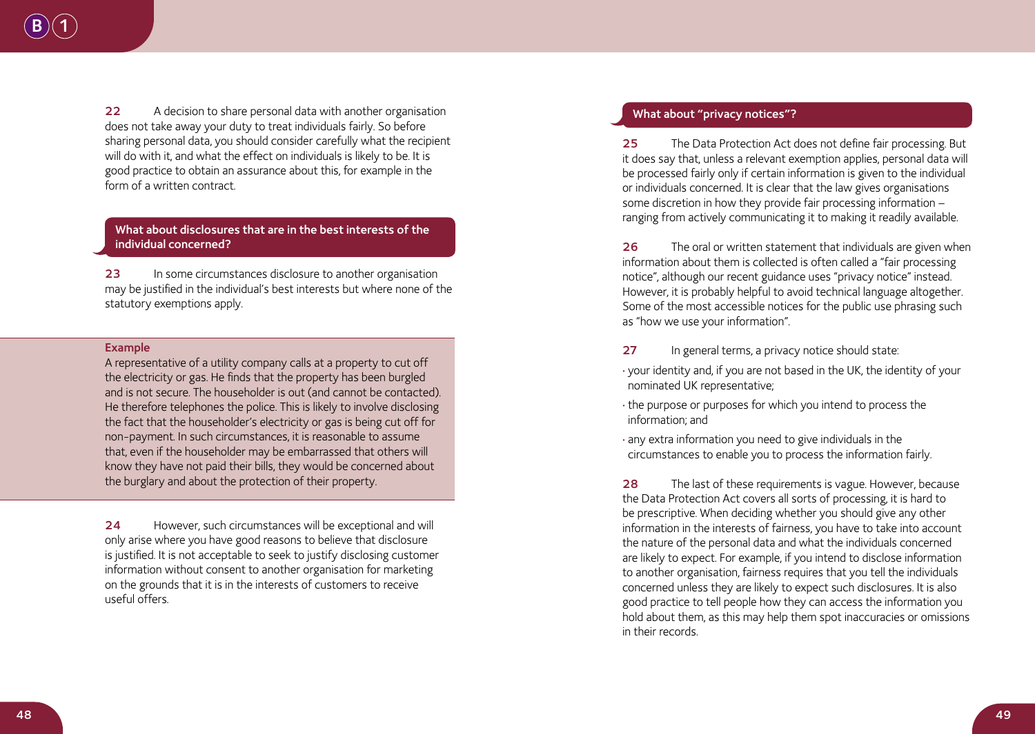**22** A decision to share personal data with another organisation does not take away your duty to treat individuals fairly. So before sharing personal data, you should consider carefully what the recipient will do with it, and what the effect on individuals is likely to be. It is good practice to obtain an assurance about this, for example in the form of a written contract.

## What about disclosures that are in the best interests of the individual concerned?

**23** In some circumstances disclosure to another organisation may be justified in the individual's best interests but where none of the statutory exemptions apply.

**Example**

A representative of a utility company calls at a property to cut off the electricity or gas. He finds that the property has been burgled and is not secure. The householder is out (and cannot be contacted). He therefore telephones the police. This is likely to involve disclosing the fact that the householder's electricity or gas is being cut off for non-payment. In such circumstances, it is reasonable to assume that, even if the householder may be embarrassed that others will know they have not paid their bills, they would be concerned about the burglary and about the protection of their property.

**24** However, such circumstances will be exceptional and will only arise where you have good reasons to believe that disclosure is justified. It is not acceptable to seek to justify disclosing customer information without consent to another organisation for marketing on the grounds that it is in the interests of customers to receive useful offers.

## What about "privacy notices"?

**25** The Data Protection Act does not define fair processing. But it does say that, unless a relevant exemption applies, personal data will be processed fairly only if certain information is given to the individual or individuals concerned. It is clear that the law gives organisations some discretion in how they provide fair processing information – ranging from actively communicating it to making it readily available.

**26** The oral or written statement that individuals are given when information about them is collected is often called a "fair processing notice", although our recent guidance uses "privacy notice" instead. However, it is probably helpful to avoid technical language altogether. Some of the most accessible notices for the public use phrasing such as "how we use your information".

**27** In general terms, a privacy notice should state:

- your identity and, if you are not based in the UK, the identity of your nominated UK representative;
- the purpose or purposes for which you intend to process the information; and
- any extra information you need to give individuals in the circumstances to enable you to process the information fairly.

**28** The last of these requirements is vague. However, because the Data Protection Act covers all sorts of processing, it is hard to be prescriptive. When deciding whether you should give any other information in the interests of fairness, you have to take into account the nature of the personal data and what the individuals concerned are likely to expect. For example, if you intend to disclose information to another organisation, fairness requires that you tell the individuals concerned unless they are likely to expect such disclosures. It is also good practice to tell people how they can access the information you hold about them, as this may help them spot inaccuracies or omissions in their records.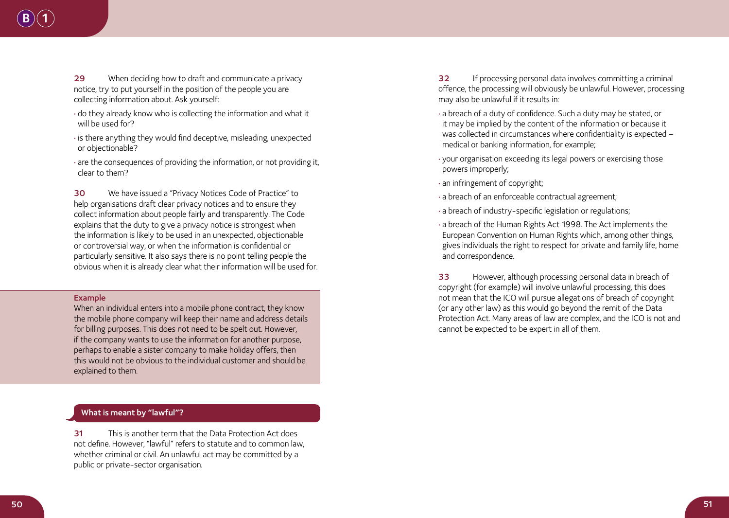**29** When deciding how to draft and communicate a privacy notice, try to put yourself in the position of the people you are collecting information about. Ask yourself:

- do they already know who is collecting the information and what it will be used for?
- is there anything they would find deceptive, misleading, unexpected or objectionable?
- are the consequences of providing the information, or not providing it, clear to them?

**30** We have issued a "Privacy Notices Code of Practice" to help organisations draft clear privacy notices and to ensure they collect information about people fairly and transparently. The Code explains that the duty to give a privacy notice is strongest when the information is likely to be used in an unexpected, objectionable or controversial way, or when the information is confidential or particularly sensitive. It also says there is no point telling people the obvious when it is already clear what their information will be used for.

**Example**

When an individual enters into a mobile phone contract, they know the mobile phone company will keep their name and address details for billing purposes. This does not need to be spelt out. However, if the company wants to use the information for another purpose, perhaps to enable a sister company to make holiday offers, then this would not be obvious to the individual customer and should be explained to them.

## What is meant by "lawful"?

**31** This is another term that the Data Protection Act does not define. However, "lawful" refers to statute and to common law, whether criminal or civil. An unlawful act may be committed by a public or private-sector organisation.

**32** If processing personal data involves committing a criminal offence, the processing will obviously be unlawful. However, processing may also be unlawful if it results in:

- a breach of a duty of confidence. Such a duty may be stated, or it may be implied by the content of the information or because it was collected in circumstances where confidentiality is expected – medical or banking information, for example;
- your organisation exceeding its legal powers or exercising those powers improperly;
- an infringement of copyright;
- a breach of an enforceable contractual agreement;
- a breach of industry-specific legislation or regulations;
- a breach of the Human Rights Act 1998. The Act implements the European Convention on Human Rights which, among other things, gives individuals the right to respect for private and family life, home and correspondence.

**33** However, although processing personal data in breach of copyright (for example) will involve unlawful processing, this does not mean that the ICO will pursue allegations of breach of copyright (or any other law) as this would go beyond the remit of the Data Protection Act. Many areas of law are complex, and the ICO is not and cannot be expected to be expert in all of them.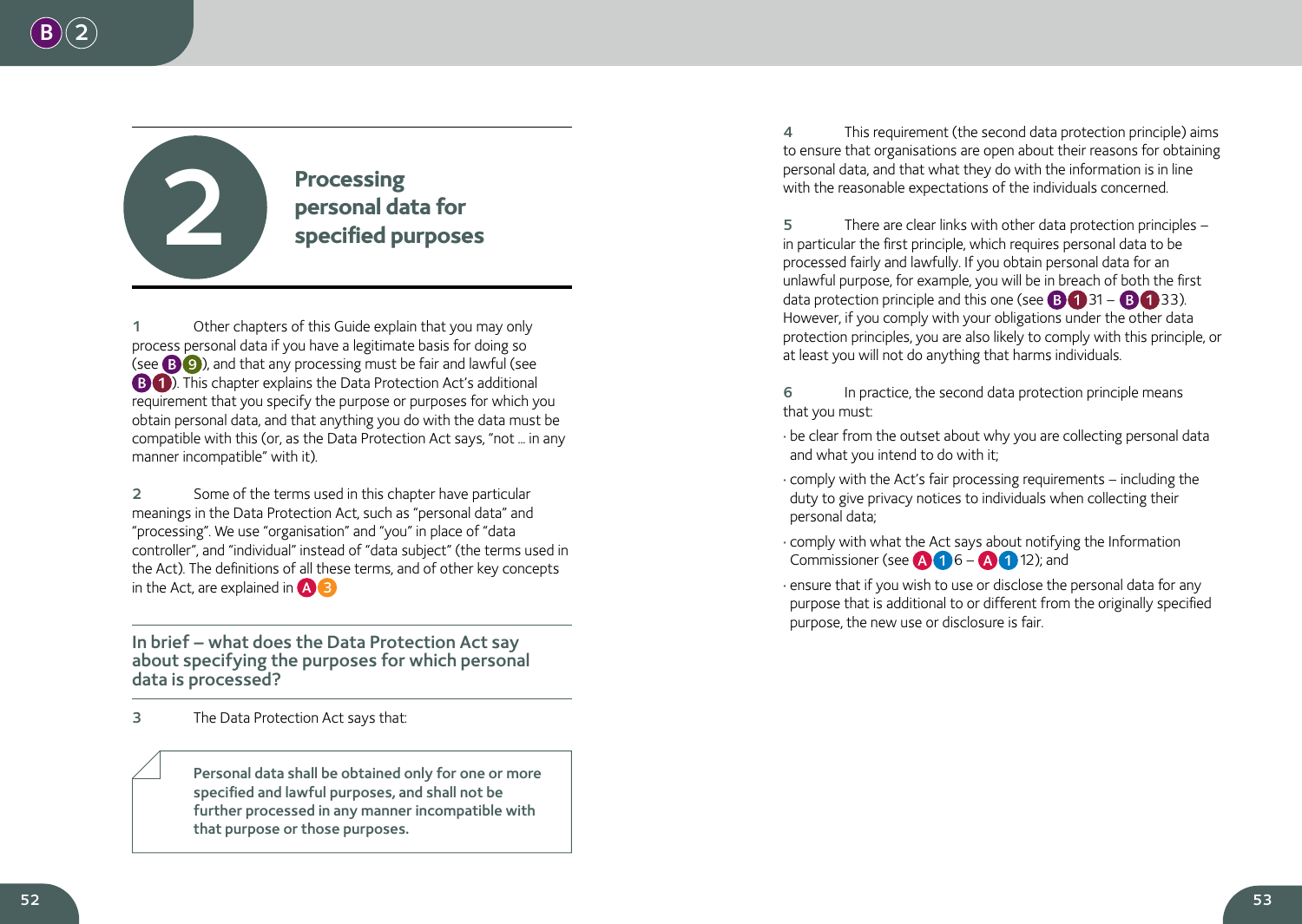# 2 Processing personal data for specified purposes

1 Other chapters of this Guide explain that you may only process personal data if you have a legitimate basis for doing so (see B 9), and that any processing must be fair and lawful (see B 1). This chapter explains the Data Protection Act's additional requirement that you specify the purpose or purposes for which you obtain personal data, and that anything you do with the data must be compatible with this (or, as the Data Protection Act says, "not ... in any manner incompatible" with it).

2 Some of the terms used in this chapter have particular meanings in the Data Protection Act, such as "personal data" and "processing". We use "organisation" and "you" in place of "data controller", and "individual" instead of "data subject" (the terms used in the Act). The definitions of all these terms, and of other key concepts in the Act, are explained in A 3

## In brief – what does the Data Protection Act say about specifying the purposes for which personal data is processed?

3 The Data Protection Act says that:

> **Personal data shall be obtained only for one or more specified and lawful purposes, and shall not be further processed in any manner incompatible with that purpose or those purposes.**

4 This requirement (the second data protection principle) aims to ensure that organisations are open about their reasons for obtaining personal data, and that what they do with the information is in line with the reasonable expectations of the individuals concerned.

5 There are clear links with other data protection principles – in particular the first principle, which requires personal data to be processed fairly and lawfully. If you obtain personal data for an unlawful purpose, for example, you will be in breach of both the first data protection principle and this one (see B 1 31 – B 1 33). However, if you comply with your obligations under the other data protection principles, you are also likely to comply with this principle, or at least you will not do anything that harms individuals.

6 In practice, the second data protection principle means that you must:

- be clear from the outset about why you are collecting personal data and what you intend to do with it;
- comply with the Act's fair processing requirements – including the duty to give privacy notices to individuals when collecting their personal data;
- comply with what the Act says about notifying the Information Commissioner (see A 1 6 – A 1 12); and
- ensure that if you wish to use or disclose the personal data for any purpose that is additional to or different from the originally specified purpose, the new use or disclosure is fair.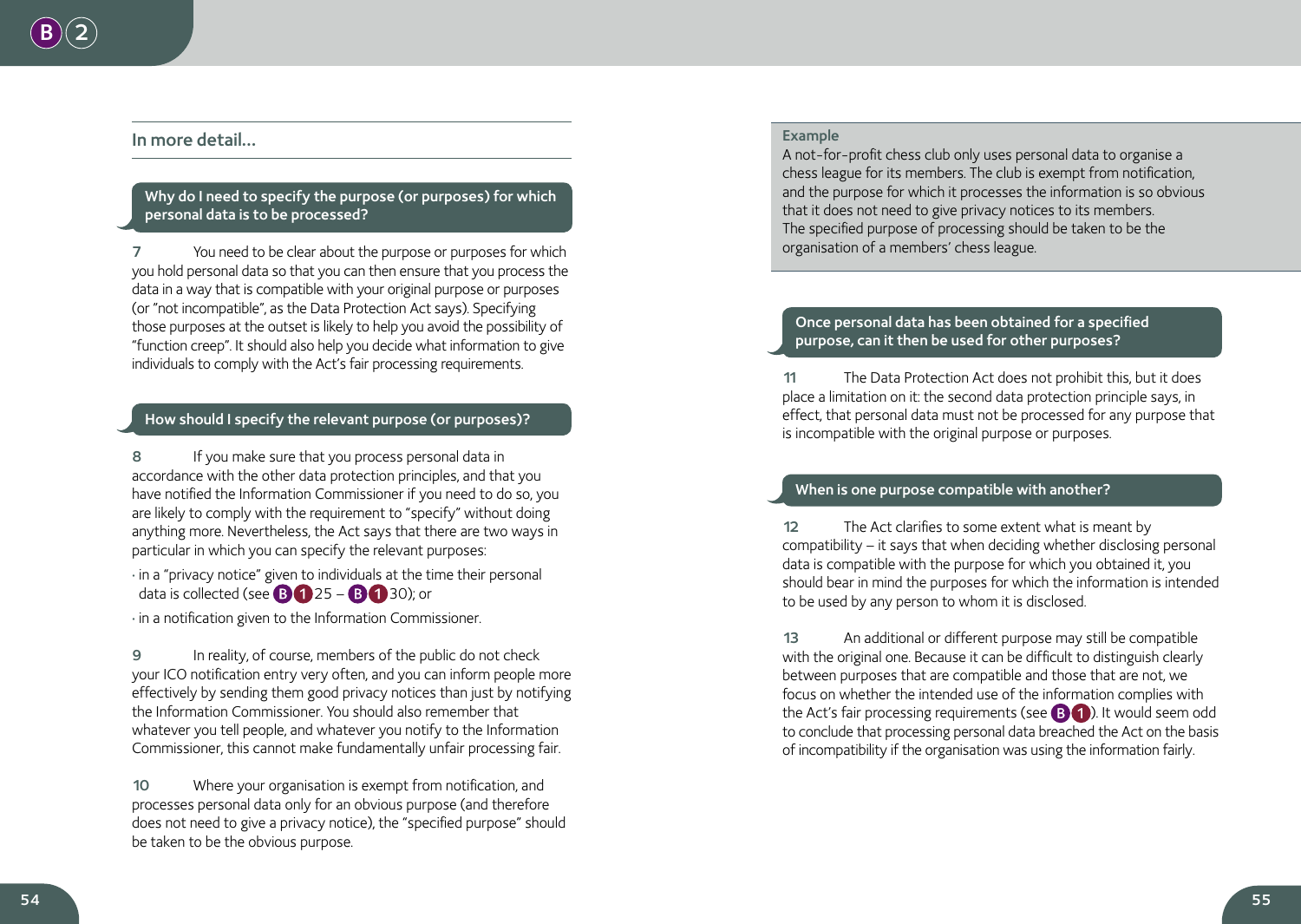## In more detail…

### Why do I need to specify the purpose (or purposes) for which personal data is to be processed?

**7** You need to be clear about the purpose or purposes for which you hold personal data so that you can then ensure that you process the data in a way that is compatible with your original purpose or purposes (or "not incompatible", as the Data Protection Act says). Specifying those purposes at the outset is likely to help you avoid the possibility of "function creep". It should also help you decide what information to give individuals to comply with the Act's fair processing requirements.

### How should I specify the relevant purpose (or purposes)?

**8** If you make sure that you process personal data in accordance with the other data protection principles, and that you have notified the Information Commissioner if you need to do so, you are likely to comply with the requirement to "specify" without doing anything more. Nevertheless, the Act says that there are two ways in particular in which you can specify the relevant purposes:

- in a "privacy notice" given to individuals at the time their personal data is collected (see B1 25 – B1 30); or
- in a notification given to the Information Commissioner.

**9** In reality, of course, members of the public do not check your ICO notification entry very often, and you can inform people more effectively by sending them good privacy notices than just by notifying the Information Commissioner. You should also remember that whatever you tell people, and whatever you notify to the Information Commissioner, this cannot make fundamentally unfair processing fair.

**10** Where your organisation is exempt from notification, and processes personal data only for an obvious purpose (and therefore does not need to give a privacy notice), the "specified purpose" should be taken to be the obvious purpose.

**Example**

A not-for-profit chess club only uses personal data to organise a chess league for its members. The club is exempt from notification, and the purpose for which it processes the information is so obvious that it does not need to give privacy notices to its members. The specified purpose of processing should be taken to be the organisation of a members' chess league.

### Once personal data has been obtained for a specified purpose, can it then be used for other purposes?

**11** The Data Protection Act does not prohibit this, but it does place a limitation on it: the second data protection principle says, in effect, that personal data must not be processed for any purpose that is incompatible with the original purpose or purposes.

### When is one purpose compatible with another?

**12** The Act clarifies to some extent what is meant by compatibility – it says that when deciding whether disclosing personal data is compatible with the purpose for which you obtained it, you should bear in mind the purposes for which the information is intended to be used by any person to whom it is disclosed.

**13** An additional or different purpose may still be compatible with the original one. Because it can be difficult to distinguish clearly between purposes that are compatible and those that are not, we focus on whether the intended use of the information complies with the Act's fair processing requirements (see B1). It would seem odd to conclude that processing personal data breached the Act on the basis of incompatibility if the organisation was using the information fairly.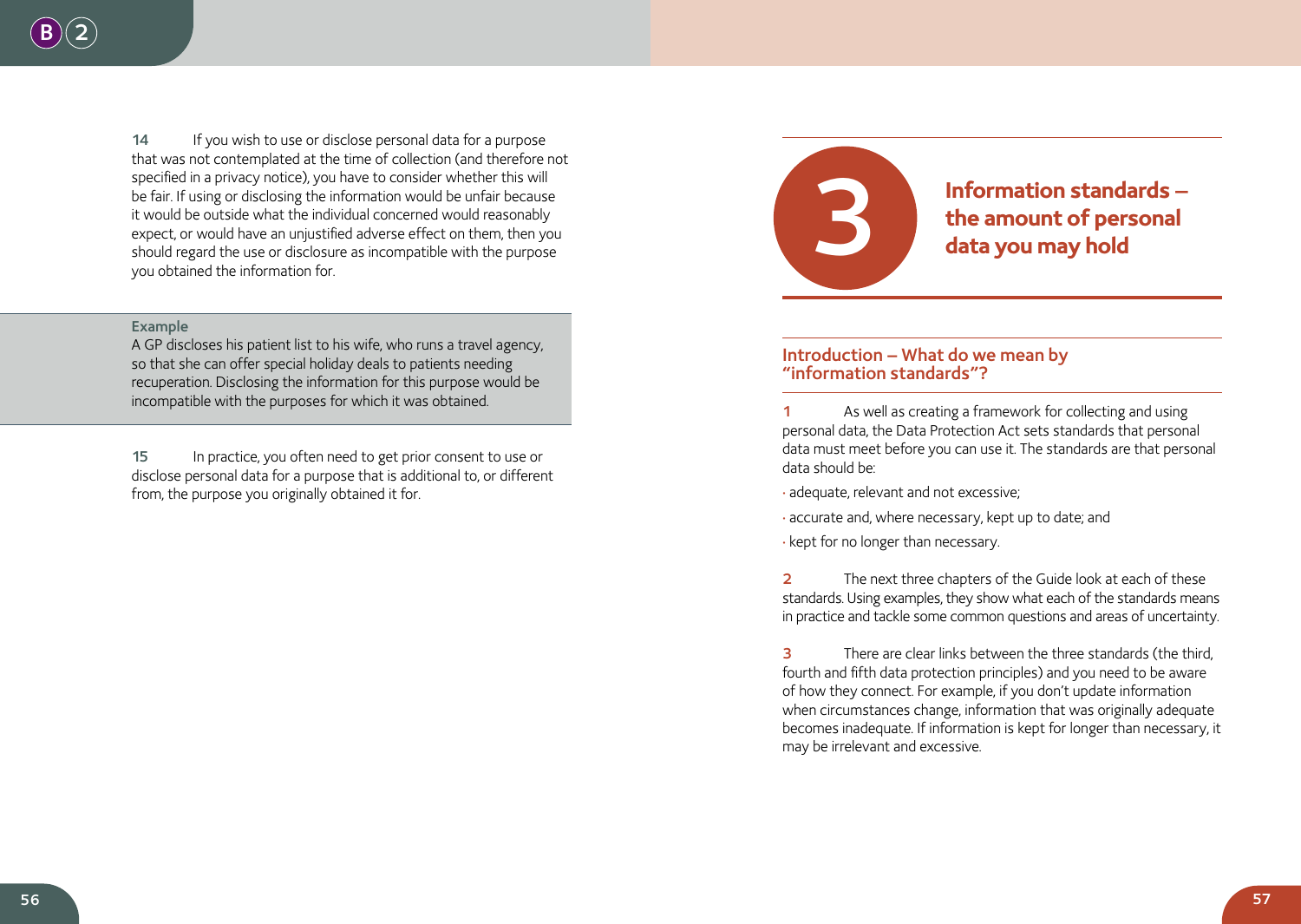14 If you wish to use or disclose personal data for a purpose that was not contemplated at the time of collection (and therefore not specified in a privacy notice), you have to consider whether this will be fair. If using or disclosing the information would be unfair because it would be outside what the individual concerned would reasonably expect, or would have an unjustified adverse effect on them, then you should regard the use or disclosure as incompatible with the purpose you obtained the information for.

**Example**

A GP discloses his patient list to his wife, who runs a travel agency, so that she can offer special holiday deals to patients needing recuperation. Disclosing the information for this purpose would be incompatible with the purposes for which it was obtained.

15 In practice, you often need to get prior consent to use or disclose personal data for a purpose that is additional to, or different from, the purpose you originally obtained it for.

# 3 Information standards – the amount of personal data you may hold

## Introduction – What do we mean by "information standards"?

1 As well as creating a framework for collecting and using personal data, the Data Protection Act sets standards that personal data must meet before you can use it. The standards are that personal data should be:

- adequate, relevant and not excessive;
- accurate and, where necessary, kept up to date; and
- kept for no longer than necessary.

2 The next three chapters of the Guide look at each of these standards. Using examples, they show what each of the standards means in practice and tackle some common questions and areas of uncertainty.

3 There are clear links between the three standards (the third, fourth and fifth data protection principles) and you need to be aware of how they connect. For example, if you don't update information when circumstances change, information that was originally adequate becomes inadequate. If information is kept for longer than necessary, it may be irrelevant and excessive.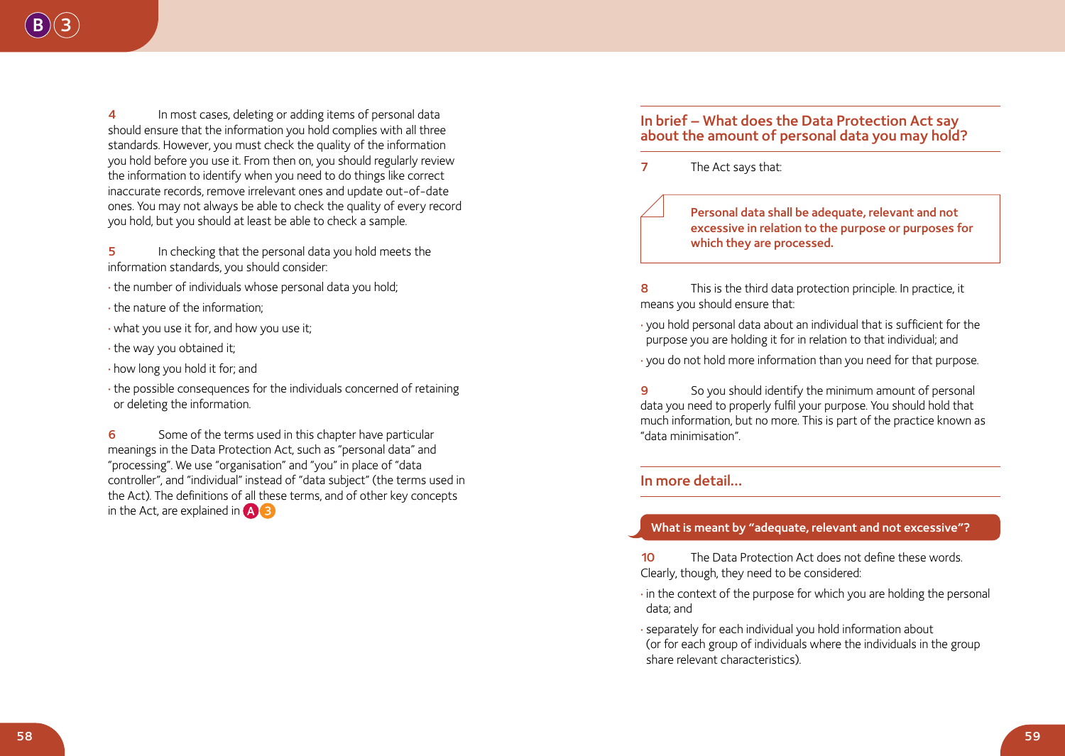**4** In most cases, deleting or adding items of personal data should ensure that the information you hold complies with all three standards. However, you must check the quality of the information you hold before you use it. From then on, you should regularly review the information to identify when you need to do things like correct inaccurate records, remove irrelevant ones and update out-of-date ones. You may not always be able to check the quality of every record you hold, but you should at least be able to check a sample.

**5** In checking that the personal data you hold meets the information standards, you should consider:

- the number of individuals whose personal data you hold;
- the nature of the information;
- what you use it for, and how you use it;
- the way you obtained it;
- how long you hold it for; and
- the possible consequences for the individuals concerned of retaining or deleting the information.

**6** Some of the terms used in this chapter have particular meanings in the Data Protection Act, such as "personal data" and "processing". We use "organisation" and "you" in place of "data controller", and "individual" instead of "data subject" (the terms used in the Act). The definitions of all these terms, and of other key concepts in the Act, are explained in A3

## In brief – What does the Data Protection Act say about the amount of personal data you may hold?

**7** The Act says that:

> **Personal data shall be adequate, relevant and not excessive in relation to the purpose or purposes for which they are processed.**

**8** This is the third data protection principle. In practice, it means you should ensure that:

- you hold personal data about an individual that is sufficient for the purpose you are holding it for in relation to that individual; and
- you do not hold more information than you need for that purpose.

**9** So you should identify the minimum amount of personal data you need to properly fulfil your purpose. You should hold that much information, but no more. This is part of the practice known as "data minimisation".

## In more detail...

### What is meant by "adequate, relevant and not excessive"?

**10** The Data Protection Act does not define these words. Clearly, though, they need to be considered:

- in the context of the purpose for which you are holding the personal data; and
- separately for each individual you hold information about (or for each group of individuals where the individuals in the group share relevant characteristics).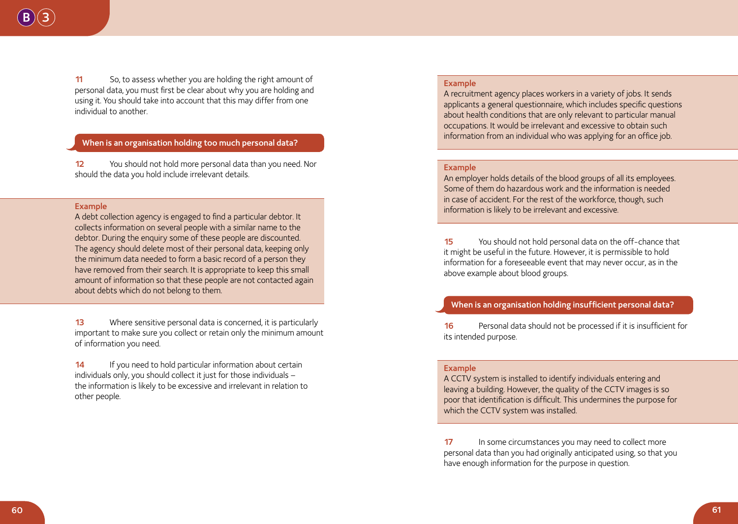11 So, to assess whether you are holding the right amount of personal data, you must first be clear about why you are holding and using it. You should take into account that this may differ from one individual to another.

## When is an organisation holding too much personal data?

12 You should not hold more personal data than you need. Nor should the data you hold include irrelevant details.

**Example**
A debt collection agency is engaged to find a particular debtor. It collects information on several people with a similar name to the debtor. During the enquiry some of these people are discounted. The agency should delete most of their personal data, keeping only the minimum data needed to form a basic record of a person they have removed from their search. It is appropriate to keep this small amount of information so that these people are not contacted again about debts which do not belong to them.

13 Where sensitive personal data is concerned, it is particularly important to make sure you collect or retain only the minimum amount of information you need.

14 If you need to hold particular information about certain individuals only, you should collect it just for those individuals – the information is likely to be excessive and irrelevant in relation to other people.

**Example**
A recruitment agency places workers in a variety of jobs. It sends applicants a general questionnaire, which includes specific questions about health conditions that are only relevant to particular manual occupations. It would be irrelevant and excessive to obtain such information from an individual who was applying for an office job.

**Example**
An employer holds details of the blood groups of all its employees. Some of them do hazardous work and the information is needed in case of accident. For the rest of the workforce, though, such information is likely to be irrelevant and excessive.

15 You should not hold personal data on the off-chance that it might be useful in the future. However, it is permissible to hold information for a foreseeable event that may never occur, as in the above example about blood groups.

## When is an organisation holding insufficient personal data?

16 Personal data should not be processed if it is insufficient for its intended purpose.

**Example**
A CCTV system is installed to identify individuals entering and leaving a building. However, the quality of the CCTV images is so poor that identification is difficult. This undermines the purpose for which the CCTV system was installed.

17 In some circumstances you may need to collect more personal data than you had originally anticipated using, so that you have enough information for the purpose in question.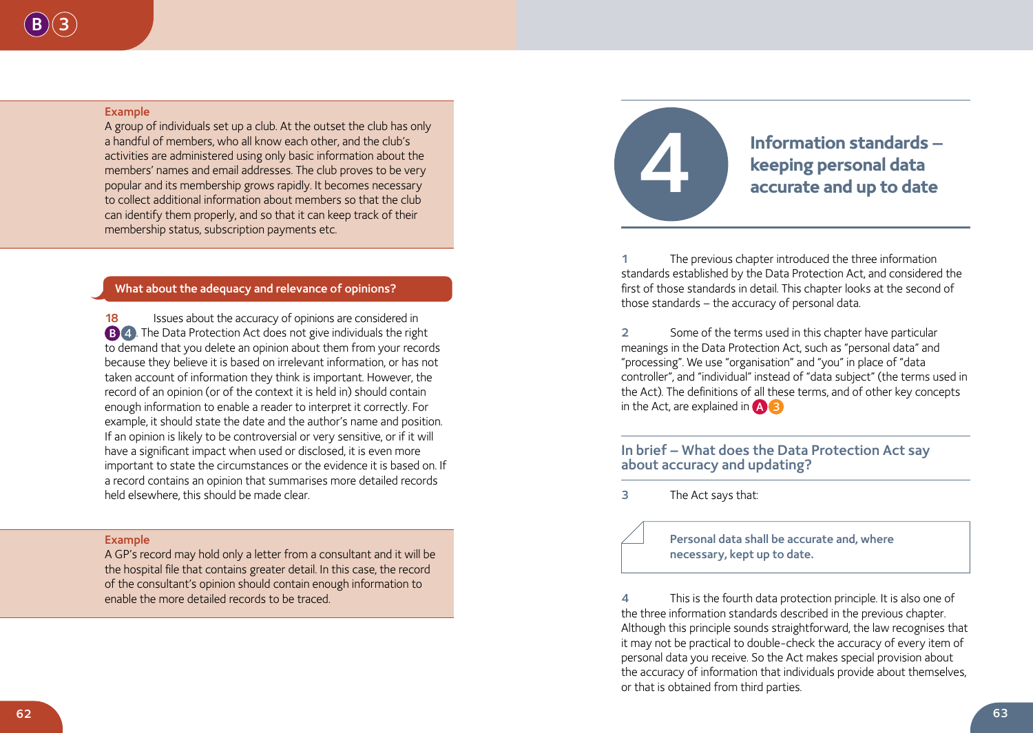**Example**

A group of individuals set up a club. At the outset the club has only a handful of members, who all know each other, and the club's activities are administered using only basic information about the members' names and email addresses. The club proves to be very popular and its membership grows rapidly. It becomes necessary to collect additional information about members so that the club can identify them properly, and so that it can keep track of their membership status, subscription payments etc.

### What about the adequacy and relevance of opinions?

**18** Issues about the accuracy of opinions are considered in B4. The Data Protection Act does not give individuals the right to demand that you delete an opinion about them from your records because they believe it is based on irrelevant information, or has not taken account of information they think is important. However, the record of an opinion (or of the context it is held in) should contain enough information to enable a reader to interpret it correctly. For example, it should state the date and the author's name and position. If an opinion is likely to be controversial or very sensitive, or if it will have a significant impact when used or disclosed, it is even more important to state the circumstances or the evidence it is based on. If a record contains an opinion that summarises more detailed records held elsewhere, this should be made clear.

**Example**

A GP's record may hold only a letter from a consultant and it will be the hospital file that contains greater detail. In this case, the record of the consultant's opinion should contain enough information to enable the more detailed records to be traced.

# 4 Information standards – keeping personal data accurate and up to date

**1** The previous chapter introduced the three information standards established by the Data Protection Act, and considered the first of those standards in detail. This chapter looks at the second of those standards – the accuracy of personal data.

**2** Some of the terms used in this chapter have particular meanings in the Data Protection Act, such as "personal data" and "processing". We use "organisation" and "you" in place of "data controller", and "individual" instead of "data subject" (the terms used in the Act). The definitions of all these terms, and of other key concepts in the Act, are explained in A3

## In brief – What does the Data Protection Act say about accuracy and updating?

**3** The Act says that:

> **Personal data shall be accurate and, where necessary, kept up to date.**

**4** This is the fourth data protection principle. It is also one of the three information standards described in the previous chapter. Although this principle sounds straightforward, the law recognises that it may not be practical to double-check the accuracy of every item of personal data you receive. So the Act makes special provision about the accuracy of information that individuals provide about themselves, or that is obtained from third parties.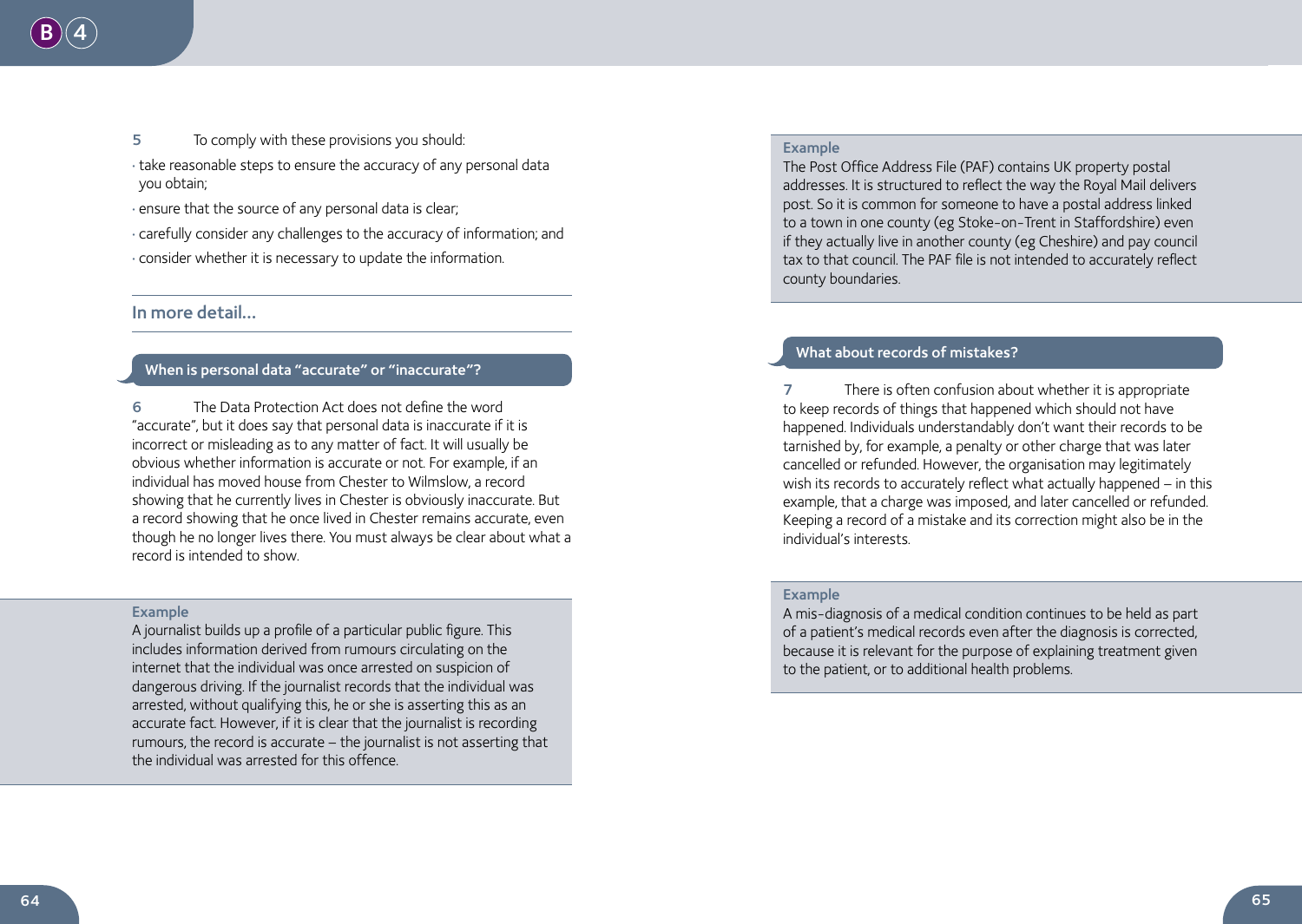5 To comply with these provisions you should:

- take reasonable steps to ensure the accuracy of any personal data you obtain;
- ensure that the source of any personal data is clear;
- carefully consider any challenges to the accuracy of information; and
- consider whether it is necessary to update the information.

## In more detail…

### When is personal data "accurate" or "inaccurate"?

6 The Data Protection Act does not define the word "accurate", but it does say that personal data is inaccurate if it is incorrect or misleading as to any matter of fact. It will usually be obvious whether information is accurate or not. For example, if an individual has moved house from Chester to Wilmslow, a record showing that he currently lives in Chester is obviously inaccurate. But a record showing that he once lived in Chester remains accurate, even though he no longer lives there. You must always be clear about what a record is intended to show.

**Example**

A journalist builds up a profile of a particular public figure. This includes information derived from rumours circulating on the internet that the individual was once arrested on suspicion of dangerous driving. If the journalist records that the individual was arrested, without qualifying this, he or she is asserting this as an accurate fact. However, if it is clear that the journalist is recording rumours, the record is accurate – the journalist is not asserting that the individual was arrested for this offence.

**Example**

The Post Office Address File (PAF) contains UK property postal addresses. It is structured to reflect the way the Royal Mail delivers post. So it is common for someone to have a postal address linked to a town in one county (eg Stoke-on-Trent in Staffordshire) even if they actually live in another county (eg Cheshire) and pay council tax to that council. The PAF file is not intended to accurately reflect county boundaries.

### What about records of mistakes?

7 There is often confusion about whether it is appropriate to keep records of things that happened which should not have happened. Individuals understandably don't want their records to be tarnished by, for example, a penalty or other charge that was later cancelled or refunded. However, the organisation may legitimately wish its records to accurately reflect what actually happened – in this example, that a charge was imposed, and later cancelled or refunded. Keeping a record of a mistake and its correction might also be in the individual's interests.

**Example**

A mis-diagnosis of a medical condition continues to be held as part of a patient's medical records even after the diagnosis is corrected, because it is relevant for the purpose of explaining treatment given to the patient, or to additional health problems.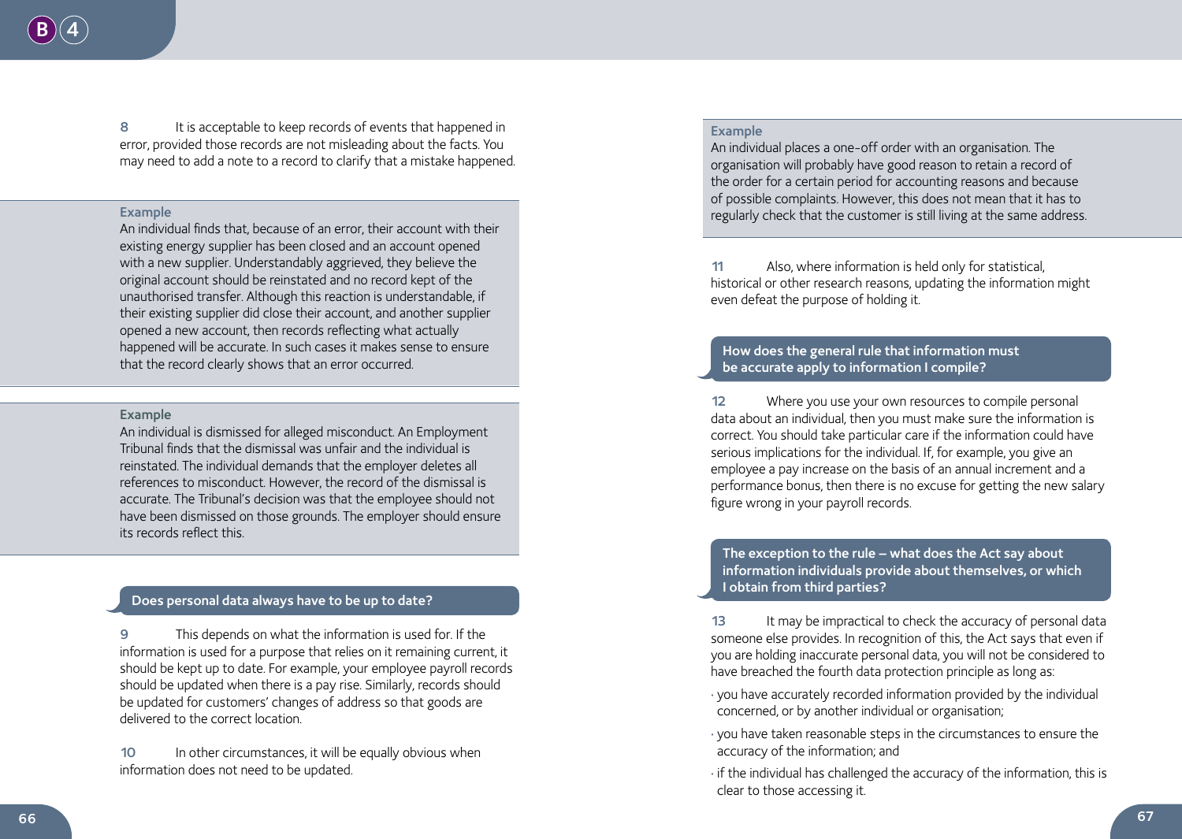8 It is acceptable to keep records of events that happened in error, provided those records are not misleading about the facts. You may need to add a note to a record to clarify that a mistake happened.

**Example**

An individual finds that, because of an error, their account with their existing energy supplier has been closed and an account opened with a new supplier. Understandably aggrieved, they believe the original account should be reinstated and no record kept of the unauthorised transfer. Although this reaction is understandable, if their existing supplier did close their account, and another supplier opened a new account, then records reflecting what actually happened will be accurate. In such cases it makes sense to ensure that the record clearly shows that an error occurred.

**Example**

An individual is dismissed for alleged misconduct. An Employment Tribunal finds that the dismissal was unfair and the individual is reinstated. The individual demands that the employer deletes all references to misconduct. However, the record of the dismissal is accurate. The Tribunal's decision was that the employee should not have been dismissed on those grounds. The employer should ensure its records reflect this.

### Does personal data always have to be up to date?

9 This depends on what the information is used for. If the information is used for a purpose that relies on it remaining current, it should be kept up to date. For example, your employee payroll records should be updated when there is a pay rise. Similarly, records should be updated for customers' changes of address so that goods are delivered to the correct location.

10 In other circumstances, it will be equally obvious when information does not need to be updated.

**Example**

An individual places a one-off order with an organisation. The organisation will probably have good reason to retain a record of the order for a certain period for accounting reasons and because of possible complaints. However, this does not mean that it has to regularly check that the customer is still living at the same address.

11 Also, where information is held only for statistical, historical or other research reasons, updating the information might even defeat the purpose of holding it.

### How does the general rule that information must be accurate apply to information I compile?

12 Where you use your own resources to compile personal data about an individual, then you must make sure the information is correct. You should take particular care if the information could have serious implications for the individual. If, for example, you give an employee a pay increase on the basis of an annual increment and a performance bonus, then there is no excuse for getting the new salary figure wrong in your payroll records.

### The exception to the rule – what does the Act say about information individuals provide about themselves, or which I obtain from third parties?

13 It may be impractical to check the accuracy of personal data someone else provides. In recognition of this, the Act says that even if you are holding inaccurate personal data, you will not be considered to have breached the fourth data protection principle as long as:

- you have accurately recorded information provided by the individual concerned, or by another individual or organisation;
- you have taken reasonable steps in the circumstances to ensure the accuracy of the information; and
- if the individual has challenged the accuracy of the information, this is clear to those accessing it.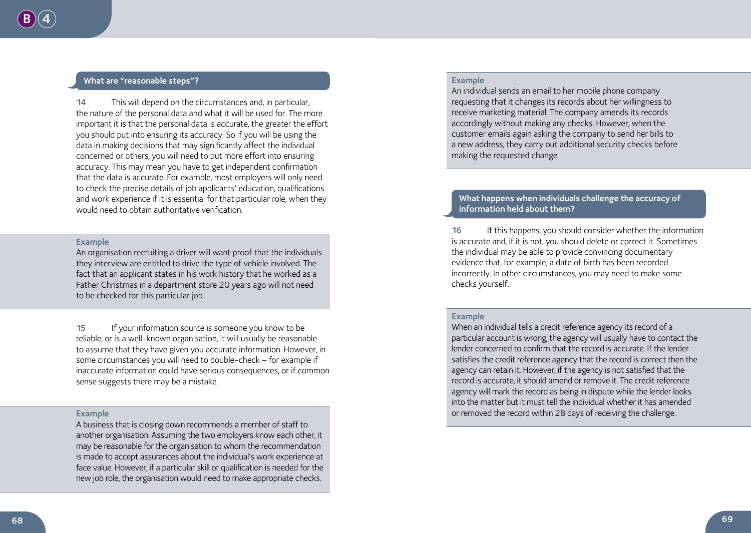### What are "reasonable steps"?

**14** This will depend on the circumstances and, in particular, the nature of the personal data and what it will be used for. The more important it is that the personal data is accurate, the greater the effort you should put into ensuring its accuracy. So if you will be using the data in making decisions that may significantly affect the individual concerned or others, you will need to put more effort into ensuring accuracy. This may mean you have to get independent confirmation that the data is accurate. For example, most employers will only need to check the precise details of job applicants' education, qualifications and work experience if it is essential for that particular role, when they would need to obtain authoritative verification.

**Example**

An organisation recruiting a driver will want proof that the individuals they interview are entitled to drive the type of vehicle involved. The fact that an applicant states in his work history that he worked as a Father Christmas in a department store 20 years ago will not need to be checked for this particular job.

**15** If your information source is someone you know to be reliable, or is a well-known organisation, it will usually be reasonable to assume that they have given you accurate information. However, in some circumstances you will need to double-check – for example if inaccurate information could have serious consequences, or if common sense suggests there may be a mistake.

**Example**

A business that is closing down recommends a member of staff to another organisation. Assuming the two employers know each other, it may be reasonable for the organisation to whom the recommendation is made to accept assurances about the individual's work experience at face value. However, if a particular skill or qualification is needed for the new job role, the organisation would need to make appropriate checks.

**Example**

An individual sends an email to her mobile phone company requesting that it changes its records about her willingness to receive marketing material. The company amends its records accordingly without making any checks. However, when the customer emails again asking the company to send her bills to a new address, they carry out additional security checks before making the requested change.

### What happens when individuals challenge the accuracy of information held about them?

**16** If this happens, you should consider whether the information is accurate and, if it is not, you should delete or correct it. Sometimes the individual may be able to provide convincing documentary evidence that, for example, a date of birth has been recorded incorrectly. In other circumstances, you may need to make some checks yourself.

**Example**

When an individual tells a credit reference agency its record of a particular account is wrong, the agency will usually have to contact the lender concerned to confirm that the record is accurate. If the lender satisfies the credit reference agency that the record is correct then the agency can retain it. However, if the agency is not satisfied that the record is accurate, it should amend or remove it. The credit reference agency will mark the record as being in dispute while the lender looks into the matter but it must tell the individual whether it has amended or removed the record within 28 days of receiving the challenge.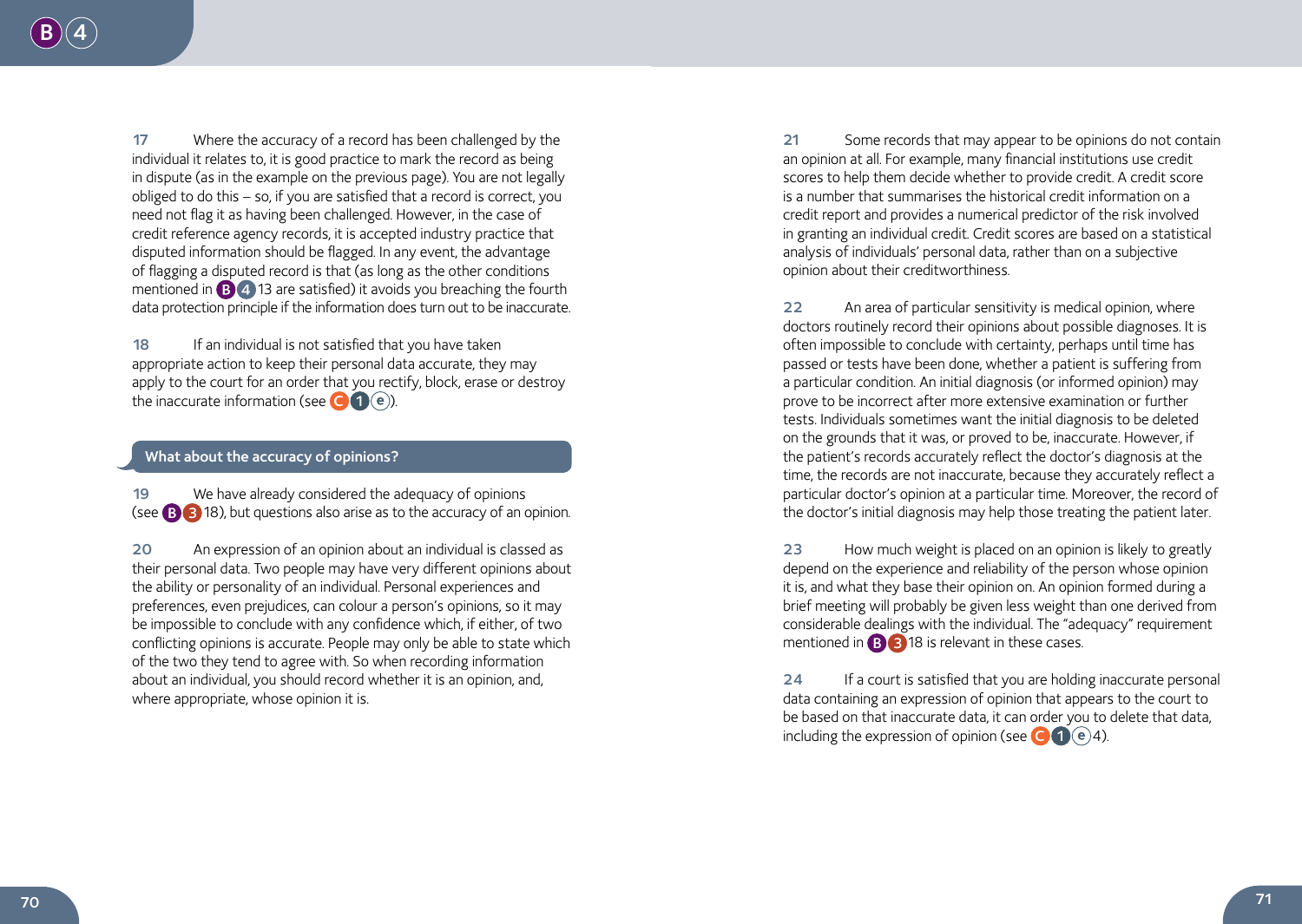17 Where the accuracy of a record has been challenged by the individual it relates to, it is good practice to mark the record as being in dispute (as in the example on the previous page). You are not legally obliged to do this – so, if you are satisfied that a record is correct, you need not flag it as having been challenged. However, in the case of credit reference agency records, it is accepted industry practice that disputed information should be flagged. In any event, the advantage of flagging a disputed record is that (as long as the other conditions mentioned in B 4 13 are satisfied) it avoids you breaching the fourth data protection principle if the information does turn out to be inaccurate.

18 If an individual is not satisfied that you have taken appropriate action to keep their personal data accurate, they may apply to the court for an order that you rectify, block, erase or destroy the inaccurate information (see C 1 e).

## What about the accuracy of opinions?

19 We have already considered the adequacy of opinions (see B 3 18), but questions also arise as to the accuracy of an opinion.

20 An expression of an opinion about an individual is classed as their personal data. Two people may have very different opinions about the ability or personality of an individual. Personal experiences and preferences, even prejudices, can colour a person's opinions, so it may be impossible to conclude with any confidence which, if either, of two conflicting opinions is accurate. People may only be able to state which of the two they tend to agree with. So when recording information about an individual, you should record whether it is an opinion, and, where appropriate, whose opinion it is.

21 Some records that may appear to be opinions do not contain an opinion at all. For example, many financial institutions use credit scores to help them decide whether to provide credit. A credit score is a number that summarises the historical credit information on a credit report and provides a numerical predictor of the risk involved in granting an individual credit. Credit scores are based on a statistical analysis of individuals' personal data, rather than on a subjective opinion about their creditworthiness.

22 An area of particular sensitivity is medical opinion, where doctors routinely record their opinions about possible diagnoses. It is often impossible to conclude with certainty, perhaps until time has passed or tests have been done, whether a patient is suffering from a particular condition. An initial diagnosis (or informed opinion) may prove to be incorrect after more extensive examination or further tests. Individuals sometimes want the initial diagnosis to be deleted on the grounds that it was, or proved to be, inaccurate. However, if the patient's records accurately reflect the doctor's diagnosis at the time, the records are not inaccurate, because they accurately reflect a particular doctor's opinion at a particular time. Moreover, the record of the doctor's initial diagnosis may help those treating the patient later.

23 How much weight is placed on an opinion is likely to greatly depend on the experience and reliability of the person whose opinion it is, and what they base their opinion on. An opinion formed during a brief meeting will probably be given less weight than one derived from considerable dealings with the individual. The "adequacy" requirement mentioned in B 3 18 is relevant in these cases.

24 If a court is satisfied that you are holding inaccurate personal data containing an expression of opinion that appears to the court to be based on that inaccurate data, it can order you to delete that data, including the expression of opinion (see C 1 e 4).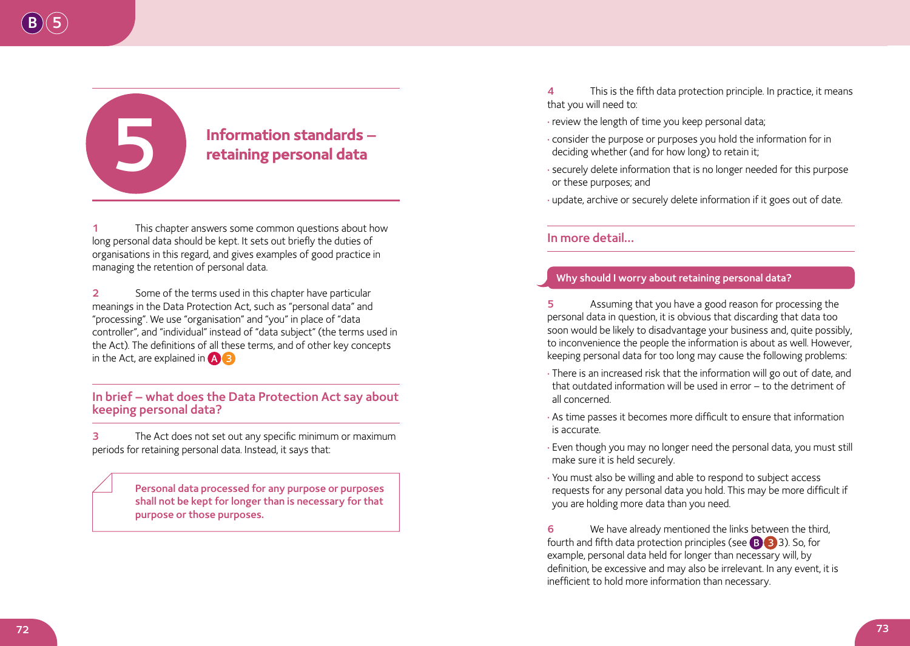# 5 Information standards – retaining personal data

1 This chapter answers some common questions about how long personal data should be kept. It sets out briefly the duties of organisations in this regard, and gives examples of good practice in managing the retention of personal data.

2 Some of the terms used in this chapter have particular meanings in the Data Protection Act, such as "personal data" and "processing". We use "organisation" and "you" in place of "data controller", and "individual" instead of "data subject" (the terms used in the Act). The definitions of all these terms, and of other key concepts in the Act, are explained in A 3

## In brief – what does the Data Protection Act say about keeping personal data?

3 The Act does not set out any specific minimum or maximum periods for retaining personal data. Instead, it says that:

> **Personal data processed for any purpose or purposes shall not be kept for longer than is necessary for that purpose or those purposes.**

4 This is the fifth data protection principle. In practice, it means that you will need to:

- review the length of time you keep personal data;
- consider the purpose or purposes you hold the information for in deciding whether (and for how long) to retain it;
- securely delete information that is no longer needed for this purpose or these purposes; and
- update, archive or securely delete information if it goes out of date.

## In more detail…

### Why should I worry about retaining personal data?

5 Assuming that you have a good reason for processing the personal data in question, it is obvious that discarding that data too soon would be likely to disadvantage your business and, quite possibly, to inconvenience the people the information is about as well. However, keeping personal data for too long may cause the following problems:

- There is an increased risk that the information will go out of date, and that outdated information will be used in error – to the detriment of all concerned.
- As time passes it becomes more difficult to ensure that information is accurate.
- Even though you may no longer need the personal data, you must still make sure it is held securely.
- You must also be willing and able to respond to subject access requests for any personal data you hold. This may be more difficult if you are holding more data than you need.

6 We have already mentioned the links between the third, fourth and fifth data protection principles (see B 3 3). So, for example, personal data held for longer than necessary will, by definition, be excessive and may also be irrelevant. In any event, it is inefficient to hold more information than necessary.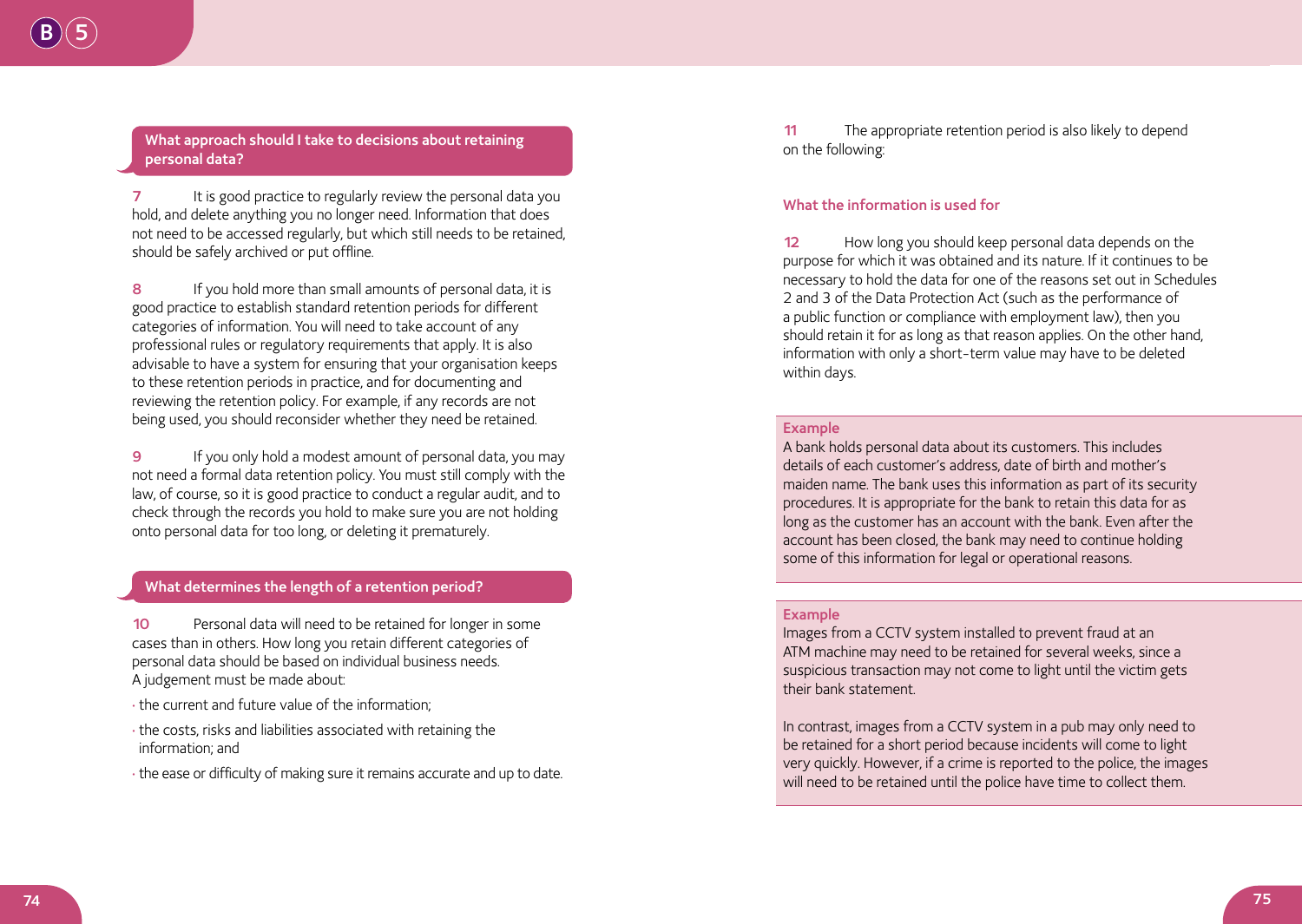## What approach should I take to decisions about retaining personal data?

**7** It is good practice to regularly review the personal data you hold, and delete anything you no longer need. Information that does not need to be accessed regularly, but which still needs to be retained, should be safely archived or put offline.

**8** If you hold more than small amounts of personal data, it is good practice to establish standard retention periods for different categories of information. You will need to take account of any professional rules or regulatory requirements that apply. It is also advisable to have a system for ensuring that your organisation keeps to these retention periods in practice, and for documenting and reviewing the retention policy. For example, if any records are not being used, you should reconsider whether they need be retained.

**9** If you only hold a modest amount of personal data, you may not need a formal data retention policy. You must still comply with the law, of course, so it is good practice to conduct a regular audit, and to check through the records you hold to make sure you are not holding onto personal data for too long, or deleting it prematurely.

## What determines the length of a retention period?

**10** Personal data will need to be retained for longer in some cases than in others. How long you retain different categories of personal data should be based on individual business needs. A judgement must be made about:

- the current and future value of the information;
- the costs, risks and liabilities associated with retaining the information; and
- the ease or difficulty of making sure it remains accurate and up to date.

**11** The appropriate retention period is also likely to depend on the following:

### What the information is used for

**12** How long you should keep personal data depends on the purpose for which it was obtained and its nature. If it continues to be necessary to hold the data for one of the reasons set out in Schedules 2 and 3 of the Data Protection Act (such as the performance of a public function or compliance with employment law), then you should retain it for as long as that reason applies. On the other hand, information with only a short-term value may have to be deleted within days.

**Example**

A bank holds personal data about its customers. This includes details of each customer's address, date of birth and mother's maiden name. The bank uses this information as part of its security procedures. It is appropriate for the bank to retain this data for as long as the customer has an account with the bank. Even after the account has been closed, the bank may need to continue holding some of this information for legal or operational reasons.

**Example**

Images from a CCTV system installed to prevent fraud at an ATM machine may need to be retained for several weeks, since a suspicious transaction may not come to light until the victim gets their bank statement.

In contrast, images from a CCTV system in a pub may only need to be retained for a short period because incidents will come to light very quickly. However, if a crime is reported to the police, the images will need to be retained until the police have time to collect them.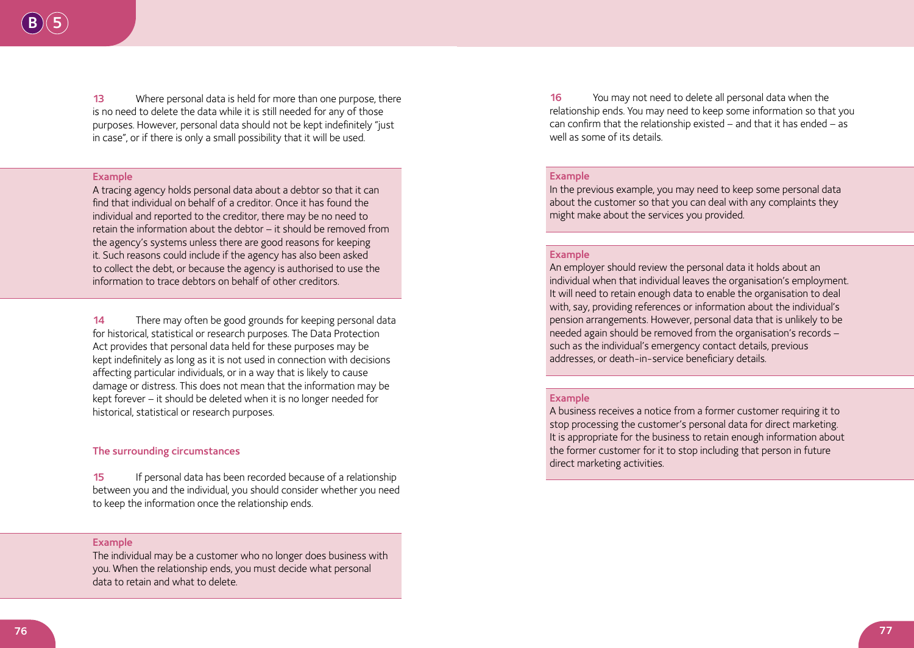**13** Where personal data is held for more than one purpose, there is no need to delete the data while it is still needed for any of those purposes. However, personal data should not be kept indefinitely "just in case", or if there is only a small possibility that it will be used.

**Example**

A tracing agency holds personal data about a debtor so that it can find that individual on behalf of a creditor. Once it has found the individual and reported to the creditor, there may be no need to retain the information about the debtor – it should be removed from the agency's systems unless there are good reasons for keeping it. Such reasons could include if the agency has also been asked to collect the debt, or because the agency is authorised to use the information to trace debtors on behalf of other creditors.

**14** There may often be good grounds for keeping personal data for historical, statistical or research purposes. The Data Protection Act provides that personal data held for these purposes may be kept indefinitely as long as it is not used in connection with decisions affecting particular individuals, or in a way that is likely to cause damage or distress. This does not mean that the information may be kept forever – it should be deleted when it is no longer needed for historical, statistical or research purposes.

### The surrounding circumstances

**15** If personal data has been recorded because of a relationship between you and the individual, you should consider whether you need to keep the information once the relationship ends.

**Example**

The individual may be a customer who no longer does business with you. When the relationship ends, you must decide what personal data to retain and what to delete.

**16** You may not need to delete all personal data when the relationship ends. You may need to keep some information so that you can confirm that the relationship existed – and that it has ended – as well as some of its details.

**Example**

In the previous example, you may need to keep some personal data about the customer so that you can deal with any complaints they might make about the services you provided.

**Example**

An employer should review the personal data it holds about an individual when that individual leaves the organisation's employment. It will need to retain enough data to enable the organisation to deal with, say, providing references or information about the individual's pension arrangements. However, personal data that is unlikely to be needed again should be removed from the organisation's records – such as the individual's emergency contact details, previous addresses, or death-in-service beneficiary details.

**Example**

A business receives a notice from a former customer requiring it to stop processing the customer's personal data for direct marketing. It is appropriate for the business to retain enough information about the former customer for it to stop including that person in future direct marketing activities.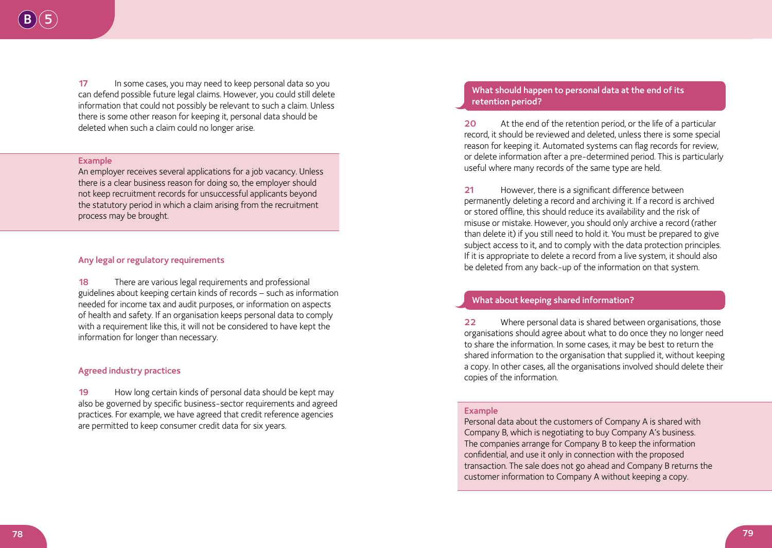17 In some cases, you may need to keep personal data so you can defend possible future legal claims. However, you could still delete information that could not possibly be relevant to such a claim. Unless there is some other reason for keeping it, personal data should be deleted when such a claim could no longer arise.

**Example**

An employer receives several applications for a job vacancy. Unless there is a clear business reason for doing so, the employer should not keep recruitment records for unsuccessful applicants beyond the statutory period in which a claim arising from the recruitment process may be brought.

### Any legal or regulatory requirements

18 There are various legal requirements and professional guidelines about keeping certain kinds of records – such as information needed for income tax and audit purposes, or information on aspects of health and safety. If an organisation keeps personal data to comply with a requirement like this, it will not be considered to have kept the information for longer than necessary.

### Agreed industry practices

19 How long certain kinds of personal data should be kept may also be governed by specific business-sector requirements and agreed practices. For example, we have agreed that credit reference agencies are permitted to keep consumer credit data for six years.

## What should happen to personal data at the end of its retention period?

20 At the end of the retention period, or the life of a particular record, it should be reviewed and deleted, unless there is some special reason for keeping it. Automated systems can flag records for review, or delete information after a pre-determined period. This is particularly useful where many records of the same type are held.

21 However, there is a significant difference between permanently deleting a record and archiving it. If a record is archived or stored offline, this should reduce its availability and the risk of misuse or mistake. However, you should only archive a record (rather than delete it) if you still need to hold it. You must be prepared to give subject access to it, and to comply with the data protection principles. If it is appropriate to delete a record from a live system, it should also be deleted from any back-up of the information on that system.

## What about keeping shared information?

22 Where personal data is shared between organisations, those organisations should agree about what to do once they no longer need to share the information. In some cases, it may be best to return the shared information to the organisation that supplied it, without keeping a copy. In other cases, all the organisations involved should delete their copies of the information.

**Example**

Personal data about the customers of Company A is shared with Company B, which is negotiating to buy Company A's business. The companies arrange for Company B to keep the information confidential, and use it only in connection with the proposed transaction. The sale does not go ahead and Company B returns the customer information to Company A without keeping a copy.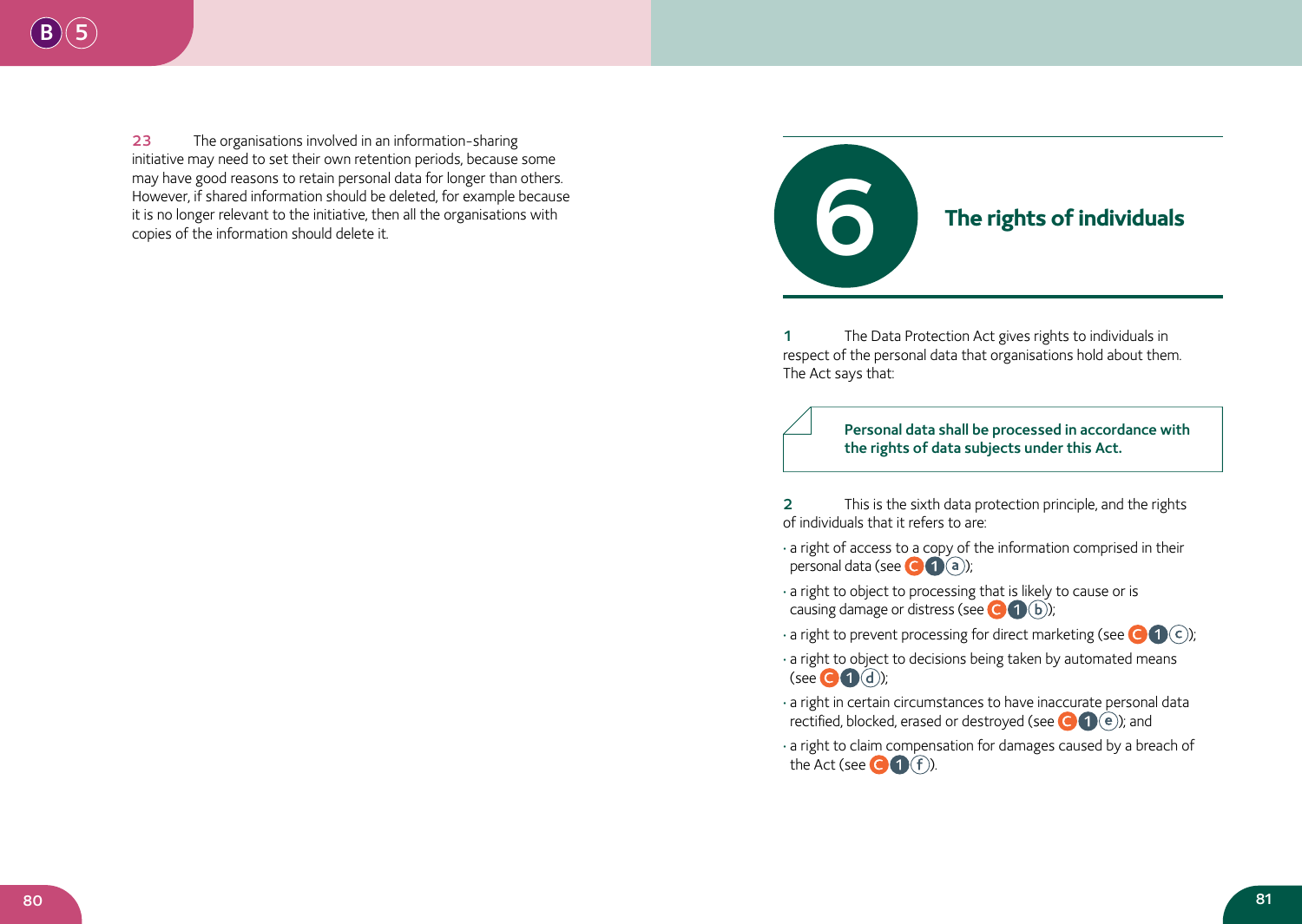23 The organisations involved in an information-sharing initiative may need to set their own retention periods, because some may have good reasons to retain personal data for longer than others. However, if shared information should be deleted, for example because it is no longer relevant to the initiative, then all the organisations with copies of the information should delete it.

# 6 The rights of individuals

1 The Data Protection Act gives rights to individuals in respect of the personal data that organisations hold about them. The Act says that:

> **Personal data shall be processed in accordance with the rights of data subjects under this Act.**

2 This is the sixth data protection principle, and the rights of individuals that it refers to are:

- a right of access to a copy of the information comprised in their personal data (see C 1 a);
- a right to object to processing that is likely to cause or is causing damage or distress (see C 1 b);
- a right to prevent processing for direct marketing (see C 1 c);
- a right to object to decisions being taken by automated means (see C 1 d);
- a right in certain circumstances to have inaccurate personal data rectified, blocked, erased or destroyed (see C 1 e); and
- a right to claim compensation for damages caused by a breach of the Act (see C 1 f).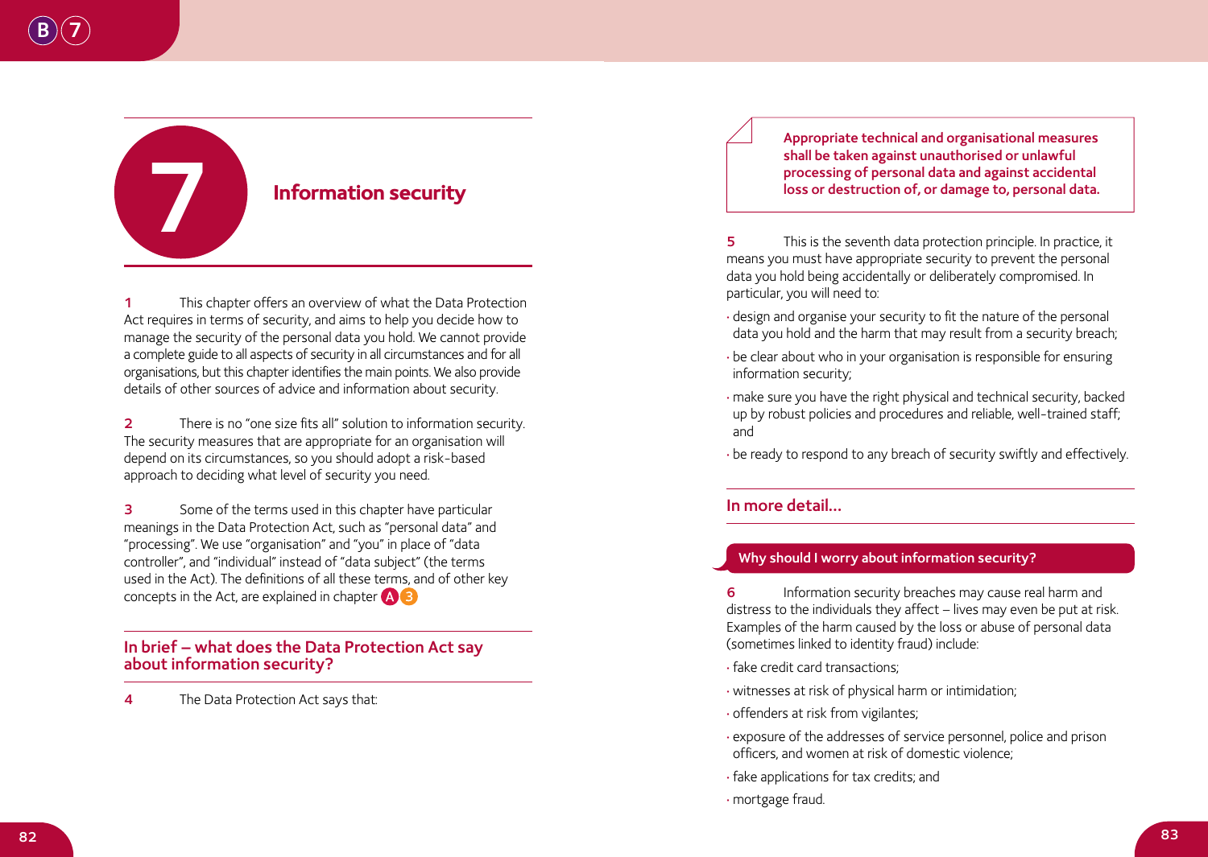# 7 Information security

**1** This chapter offers an overview of what the Data Protection Act requires in terms of security, and aims to help you decide how to manage the security of the personal data you hold. We cannot provide a complete guide to all aspects of security in all circumstances and for all organisations, but this chapter identifies the main points. We also provide details of other sources of advice and information about security.

**2** There is no "one size fits all" solution to information security. The security measures that are appropriate for an organisation will depend on its circumstances, so you should adopt a risk-based approach to deciding what level of security you need.

**3** Some of the terms used in this chapter have particular meanings in the Data Protection Act, such as "personal data" and "processing". We use "organisation" and "you" in place of "data controller", and "individual" instead of "data subject" (the terms used in the Act). The definitions of all these terms, and of other key concepts in the Act, are explained in chapter A3

## In brief – what does the Data Protection Act say about information security?

**4** The Data Protection Act says that:

> **Appropriate technical and organisational measures shall be taken against unauthorised or unlawful processing of personal data and against accidental loss or destruction of, or damage to, personal data.**

**5** This is the seventh data protection principle. In practice, it means you must have appropriate security to prevent the personal data you hold being accidentally or deliberately compromised. In particular, you will need to:

- design and organise your security to fit the nature of the personal data you hold and the harm that may result from a security breach;
- be clear about who in your organisation is responsible for ensuring information security;
- make sure you have the right physical and technical security, backed up by robust policies and procedures and reliable, well-trained staff; and
- be ready to respond to any breach of security swiftly and effectively.

## In more detail…

### Why should I worry about information security?

**6** Information security breaches may cause real harm and distress to the individuals they affect – lives may even be put at risk. Examples of the harm caused by the loss or abuse of personal data (sometimes linked to identity fraud) include:

- fake credit card transactions;
- witnesses at risk of physical harm or intimidation;
- offenders at risk from vigilantes;
- exposure of the addresses of service personnel, police and prison officers, and women at risk of domestic violence;
- fake applications for tax credits; and
- mortgage fraud.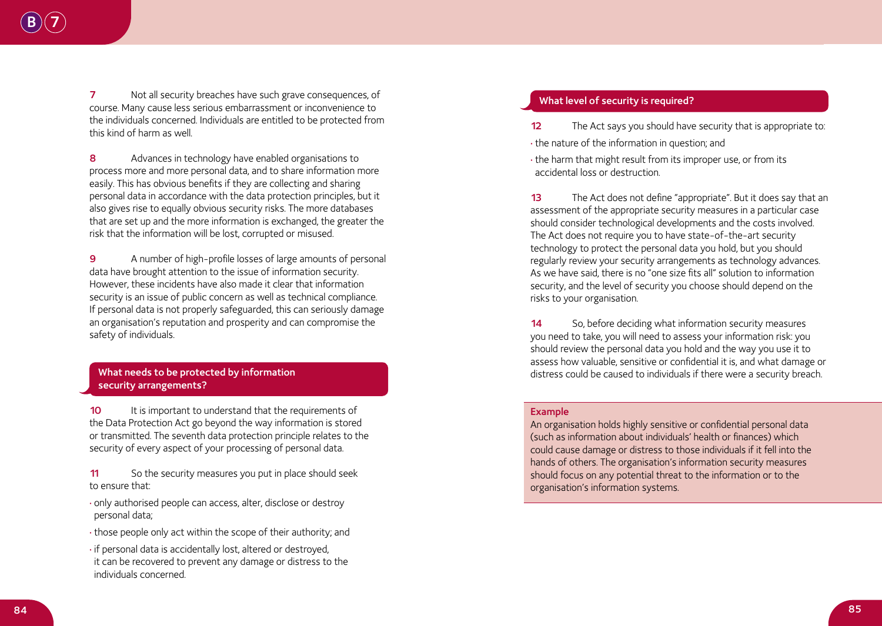**7** Not all security breaches have such grave consequences, of course. Many cause less serious embarrassment or inconvenience to the individuals concerned. Individuals are entitled to be protected from this kind of harm as well.

**8** Advances in technology have enabled organisations to process more and more personal data, and to share information more easily. This has obvious benefits if they are collecting and sharing personal data in accordance with the data protection principles, but it also gives rise to equally obvious security risks. The more databases that are set up and the more information is exchanged, the greater the risk that the information will be lost, corrupted or misused.

**9** A number of high-profile losses of large amounts of personal data have brought attention to the issue of information security. However, these incidents have also made it clear that information security is an issue of public concern as well as technical compliance. If personal data is not properly safeguarded, this can seriously damage an organisation's reputation and prosperity and can compromise the safety of individuals.

## What needs to be protected by information security arrangements?

**10** It is important to understand that the requirements of the Data Protection Act go beyond the way information is stored or transmitted. The seventh data protection principle relates to the security of every aspect of your processing of personal data.

**11** So the security measures you put in place should seek to ensure that:

- only authorised people can access, alter, disclose or destroy personal data;
- those people only act within the scope of their authority; and
- if personal data is accidentally lost, altered or destroyed, it can be recovered to prevent any damage or distress to the individuals concerned.

## What level of security is required?

**12** The Act says you should have security that is appropriate to:

- the nature of the information in question; and
- the harm that might result from its improper use, or from its accidental loss or destruction.

**13** The Act does not define "appropriate". But it does say that an assessment of the appropriate security measures in a particular case should consider technological developments and the costs involved. The Act does not require you to have state-of-the-art security technology to protect the personal data you hold, but you should regularly review your security arrangements as technology advances. As we have said, there is no "one size fits all" solution to information security, and the level of security you choose should depend on the risks to your organisation.

**14** So, before deciding what information security measures you need to take, you will need to assess your information risk: you should review the personal data you hold and the way you use it to assess how valuable, sensitive or confidential it is, and what damage or distress could be caused to individuals if there were a security breach.

**Example**

An organisation holds highly sensitive or confidential personal data (such as information about individuals' health or finances) which could cause damage or distress to those individuals if it fell into the hands of others. The organisation's information security measures should focus on any potential threat to the information or to the organisation's information systems.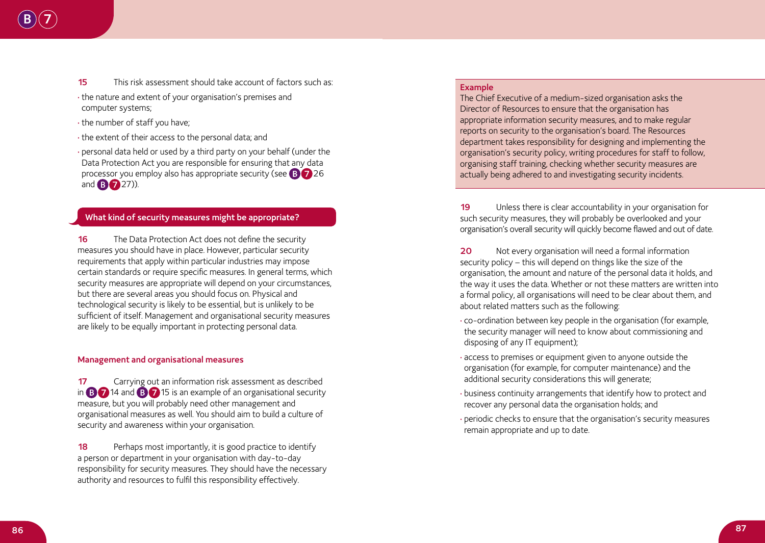**15** This risk assessment should take account of factors such as:

- the nature and extent of your organisation's premises and computer systems;
- the number of staff you have;
- the extent of their access to the personal data; and
- personal data held or used by a third party on your behalf (under the Data Protection Act you are responsible for ensuring that any data processor you employ also has appropriate security (see B7 26 and B7 27)).

## What kind of security measures might be appropriate?

**16** The Data Protection Act does not define the security measures you should have in place. However, particular security requirements that apply within particular industries may impose certain standards or require specific measures. In general terms, which security measures are appropriate will depend on your circumstances, but there are several areas you should focus on. Physical and technological security is likely to be essential, but is unlikely to be sufficient of itself. Management and organisational security measures are likely to be equally important in protecting personal data.

### Management and organisational measures

**17** Carrying out an information risk assessment as described in B7 14 and B7 15 is an example of an organisational security measure, but you will probably need other management and organisational measures as well. You should aim to build a culture of security and awareness within your organisation.

**18** Perhaps most importantly, it is good practice to identify a person or department in your organisation with day-to-day responsibility for security measures. They should have the necessary authority and resources to fulfil this responsibility effectively.

**Example**

The Chief Executive of a medium-sized organisation asks the Director of Resources to ensure that the organisation has appropriate information security measures, and to make regular reports on security to the organisation's board. The Resources department takes responsibility for designing and implementing the organisation's security policy, writing procedures for staff to follow, organising staff training, checking whether security measures are actually being adhered to and investigating security incidents.

**19** Unless there is clear accountability in your organisation for such security measures, they will probably be overlooked and your organisation's overall security will quickly become flawed and out of date.

**20** Not every organisation will need a formal information security policy – this will depend on things like the size of the organisation, the amount and nature of the personal data it holds, and the way it uses the data. Whether or not these matters are written into a formal policy, all organisations will need to be clear about them, and about related matters such as the following:

- co-ordination between key people in the organisation (for example, the security manager will need to know about commissioning and disposing of any IT equipment);
- access to premises or equipment given to anyone outside the organisation (for example, for computer maintenance) and the additional security considerations this will generate;
- business continuity arrangements that identify how to protect and recover any personal data the organisation holds; and
- periodic checks to ensure that the organisation's security measures remain appropriate and up to date.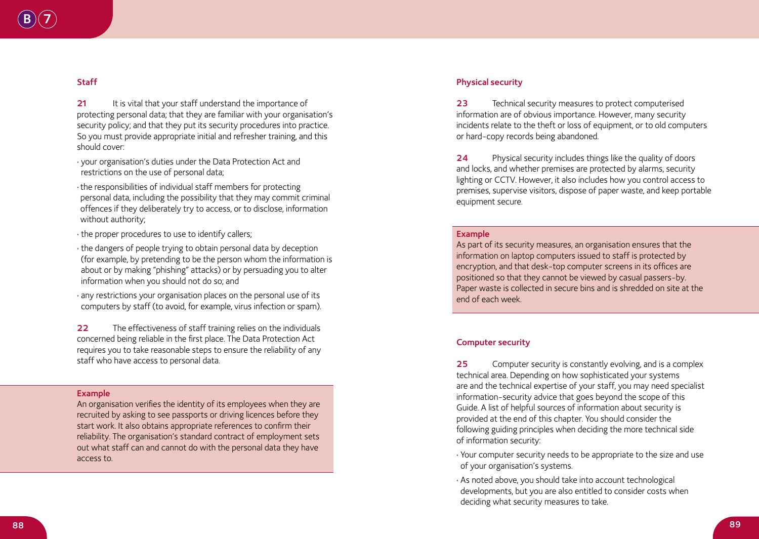### Staff

**21** It is vital that your staff understand the importance of protecting personal data; that they are familiar with your organisation's security policy; and that they put its security procedures into practice. So you must provide appropriate initial and refresher training, and this should cover:

- your organisation's duties under the Data Protection Act and restrictions on the use of personal data;
- the responsibilities of individual staff members for protecting personal data, including the possibility that they may commit criminal offences if they deliberately try to access, or to disclose, information without authority;
- the proper procedures to use to identify callers;
- the dangers of people trying to obtain personal data by deception (for example, by pretending to be the person whom the information is about or by making "phishing" attacks) or by persuading you to alter information when you should not do so; and
- any restrictions your organisation places on the personal use of its computers by staff (to avoid, for example, virus infection or spam).

**22** The effectiveness of staff training relies on the individuals concerned being reliable in the first place. The Data Protection Act requires you to take reasonable steps to ensure the reliability of any staff who have access to personal data.

> **Example**
> An organisation verifies the identity of its employees when they are recruited by asking to see passports or driving licences before they start work. It also obtains appropriate references to confirm their reliability. The organisation's standard contract of employment sets out what staff can and cannot do with the personal data they have access to.

### Physical security

**23** Technical security measures to protect computerised information are of obvious importance. However, many security incidents relate to the theft or loss of equipment, or to old computers or hard-copy records being abandoned.

**24** Physical security includes things like the quality of doors and locks, and whether premises are protected by alarms, security lighting or CCTV. However, it also includes how you control access to premises, supervise visitors, dispose of paper waste, and keep portable equipment secure.

> **Example**
> As part of its security measures, an organisation ensures that the information on laptop computers issued to staff is protected by encryption, and that desk-top computer screens in its offices are positioned so that they cannot be viewed by casual passers-by. Paper waste is collected in secure bins and is shredded on site at the end of each week.

### Computer security

**25** Computer security is constantly evolving, and is a complex technical area. Depending on how sophisticated your systems are and the technical expertise of your staff, you may need specialist information-security advice that goes beyond the scope of this Guide. A list of helpful sources of information about security is provided at the end of this chapter. You should consider the following guiding principles when deciding the more technical side of information security:

- Your computer security needs to be appropriate to the size and use of your organisation's systems.
- As noted above, you should take into account technological developments, but you are also entitled to consider costs when deciding what security measures to take.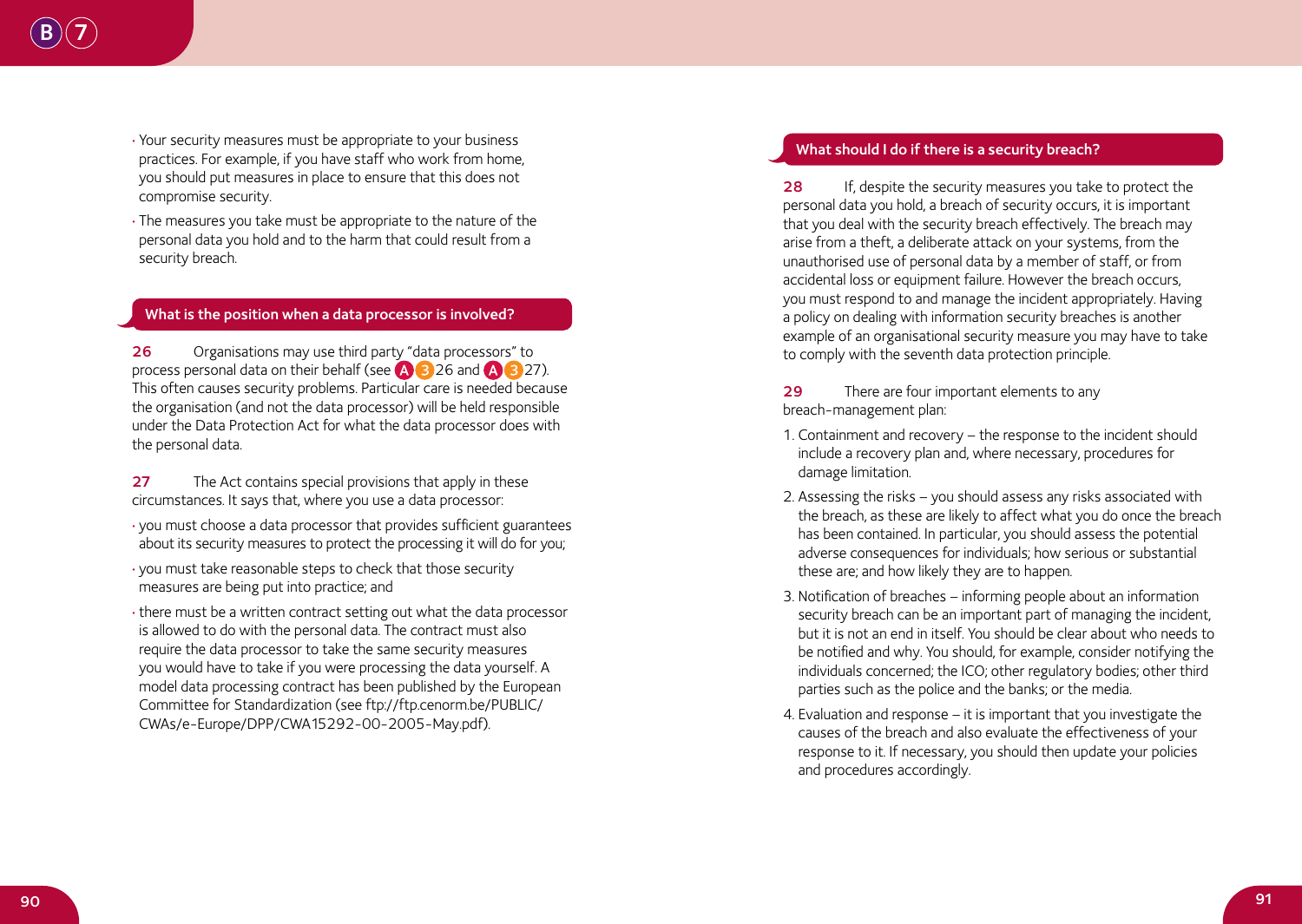- Your security measures must be appropriate to your business practices. For example, if you have staff who work from home, you should put measures in place to ensure that this does not compromise security.
- The measures you take must be appropriate to the nature of the personal data you hold and to the harm that could result from a security breach.

## What is the position when a data processor is involved?

**26** Organisations may use third party "data processors" to process personal data on their behalf (see A 3 26 and A 3 27). This often causes security problems. Particular care is needed because the organisation (and not the data processor) will be held responsible under the Data Protection Act for what the data processor does with the personal data.

**27** The Act contains special provisions that apply in these circumstances. It says that, where you use a data processor:

- you must choose a data processor that provides sufficient guarantees about its security measures to protect the processing it will do for you;
- you must take reasonable steps to check that those security measures are being put into practice; and
- there must be a written contract setting out what the data processor is allowed to do with the personal data. The contract must also require the data processor to take the same security measures you would have to take if you were processing the data yourself. A model data processing contract has been published by the European Committee for Standardization (see ftp://ftp.cenorm.be/PUBLIC/CWAs/e-Europe/DPP/CWA15292-00-2005-May.pdf).

## What should I do if there is a security breach?

**28** If, despite the security measures you take to protect the personal data you hold, a breach of security occurs, it is important that you deal with the security breach effectively. The breach may arise from a theft, a deliberate attack on your systems, from the unauthorised use of personal data by a member of staff, or from accidental loss or equipment failure. However the breach occurs, you must respond to and manage the incident appropriately. Having a policy on dealing with information security breaches is another example of an organisational security measure you may have to take to comply with the seventh data protection principle.

**29** There are four important elements to any breach-management plan:

1. Containment and recovery – the response to the incident should include a recovery plan and, where necessary, procedures for damage limitation.
2. Assessing the risks – you should assess any risks associated with the breach, as these are likely to affect what you do once the breach has been contained. In particular, you should assess the potential adverse consequences for individuals; how serious or substantial these are; and how likely they are to happen.
3. Notification of breaches – informing people about an information security breach can be an important part of managing the incident, but it is not an end in itself. You should be clear about who needs to be notified and why. You should, for example, consider notifying the individuals concerned; the ICO; other regulatory bodies; other third parties such as the police and the banks; or the media.
4. Evaluation and response – it is important that you investigate the causes of the breach and also evaluate the effectiveness of your response to it. If necessary, you should then update your policies and procedures accordingly.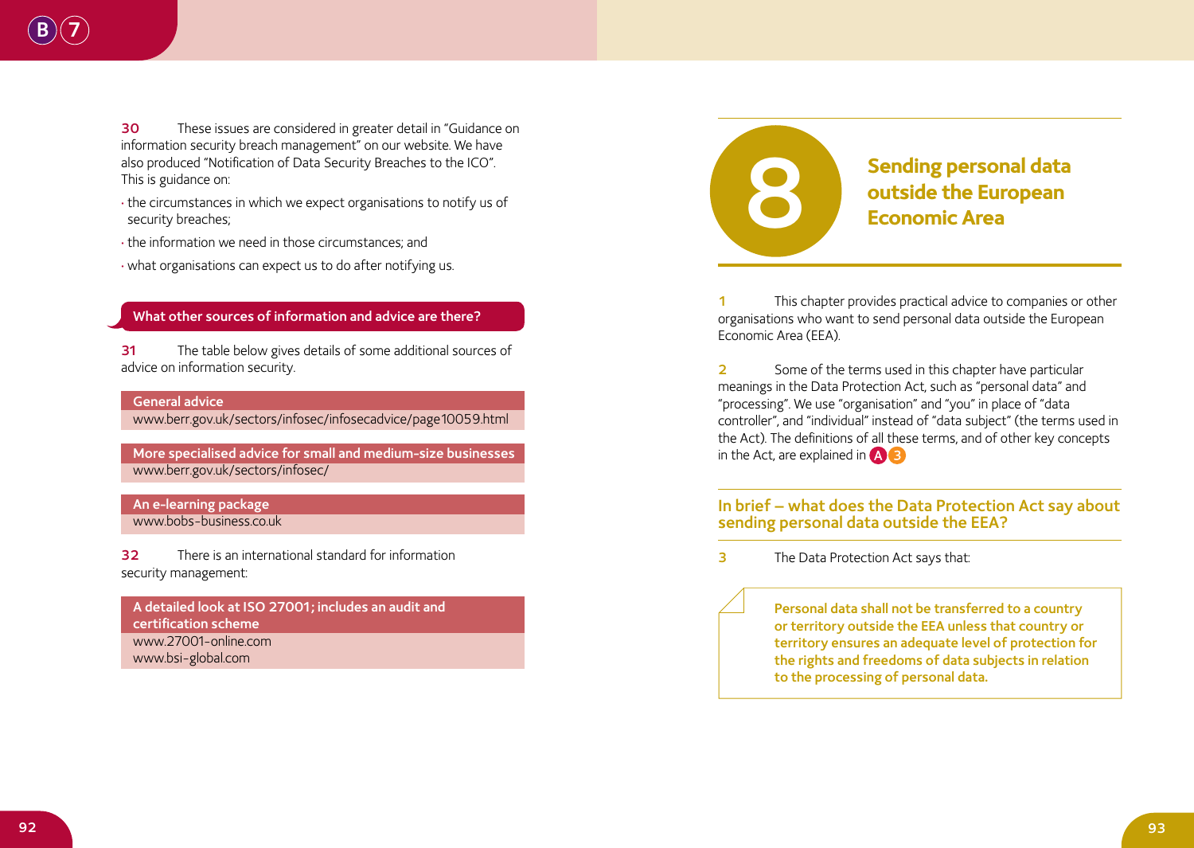30 These issues are considered in greater detail in "Guidance on information security breach management" on our website. We have also produced "Notification of Data Security Breaches to the ICO". This is guidance on:

- the circumstances in which we expect organisations to notify us of security breaches;
- the information we need in those circumstances; and
- what organisations can expect us to do after notifying us.

### What other sources of information and advice are there?

31 The table below gives details of some additional sources of advice on information security.

| General advice |
| --- |
| www.berr.gov.uk/sectors/infosec/infosecadvice/page10059.html |

| More specialised advice for small and medium-size businesses |
| --- |
| www.berr.gov.uk/sectors/infosec/ |

| An e-learning package |
| --- |
| www.bobs-business.co.uk |

32 There is an international standard for information security management:

| A detailed look at ISO 27001; includes an audit and certification scheme |
| --- |
| www.27001-online.com<br>www.bsi-global.com |

# 8 Sending personal data outside the European Economic Area

1 This chapter provides practical advice to companies or other organisations who want to send personal data outside the European Economic Area (EEA).

2 Some of the terms used in this chapter have particular meanings in the Data Protection Act, such as "personal data" and "processing". We use "organisation" and "you" in place of "data controller", and "individual" instead of "data subject" (the terms used in the Act). The definitions of all these terms, and of other key concepts in the Act, are explained in A 3

### In brief – what does the Data Protection Act say about sending personal data outside the EEA?

3 The Data Protection Act says that:

> **Personal data shall not be transferred to a country or territory outside the EEA unless that country or territory ensures an adequate level of protection for the rights and freedoms of data subjects in relation to the processing of personal data.**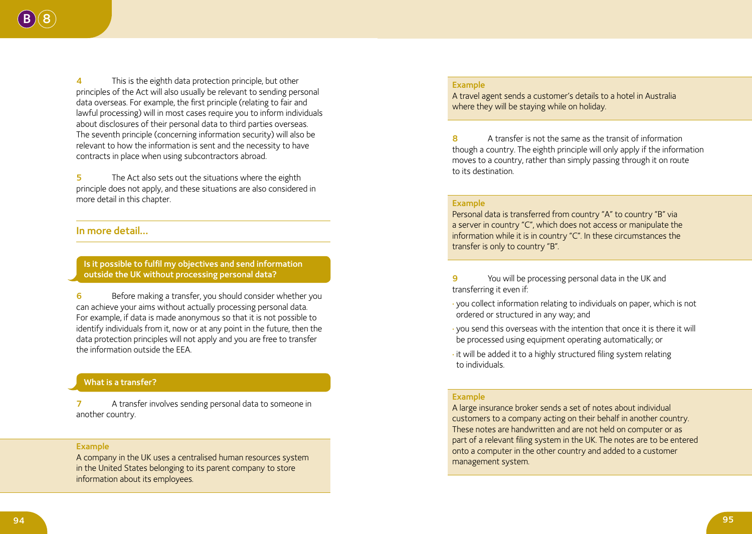4 This is the eighth data protection principle, but other principles of the Act will also usually be relevant to sending personal data overseas. For example, the first principle (relating to fair and lawful processing) will in most cases require you to inform individuals about disclosures of their personal data to third parties overseas. The seventh principle (concerning information security) will also be relevant to how the information is sent and the necessity to have contracts in place when using subcontractors abroad.

5 The Act also sets out the situations where the eighth principle does not apply, and these situations are also considered in more detail in this chapter.

## In more detail…

### Is it possible to fulfil my objectives and send information outside the UK without processing personal data?

6 Before making a transfer, you should consider whether you can achieve your aims without actually processing personal data. For example, if data is made anonymous so that it is not possible to identify individuals from it, now or at any point in the future, then the data protection principles will not apply and you are free to transfer the information outside the EEA.

### What is a transfer?

7 A transfer involves sending personal data to someone in another country.

> **Example**
> A company in the UK uses a centralised human resources system in the United States belonging to its parent company to store information about its employees.

> **Example**
> A travel agent sends a customer's details to a hotel in Australia where they will be staying while on holiday.

8 A transfer is not the same as the transit of information though a country. The eighth principle will only apply if the information moves to a country, rather than simply passing through it on route to its destination.

> **Example**
> Personal data is transferred from country "A" to country "B" via a server in country "C", which does not access or manipulate the information while it is in country "C". In these circumstances the transfer is only to country "B".

9 You will be processing personal data in the UK and transferring it even if:

- you collect information relating to individuals on paper, which is not ordered or structured in any way; and
- you send this overseas with the intention that once it is there it will be processed using equipment operating automatically; or
- it will be added it to a highly structured filing system relating to individuals.

> **Example**
> A large insurance broker sends a set of notes about individual customers to a company acting on their behalf in another country. These notes are handwritten and are not held on computer or as part of a relevant filing system in the UK. The notes are to be entered onto a computer in the other country and added to a customer management system.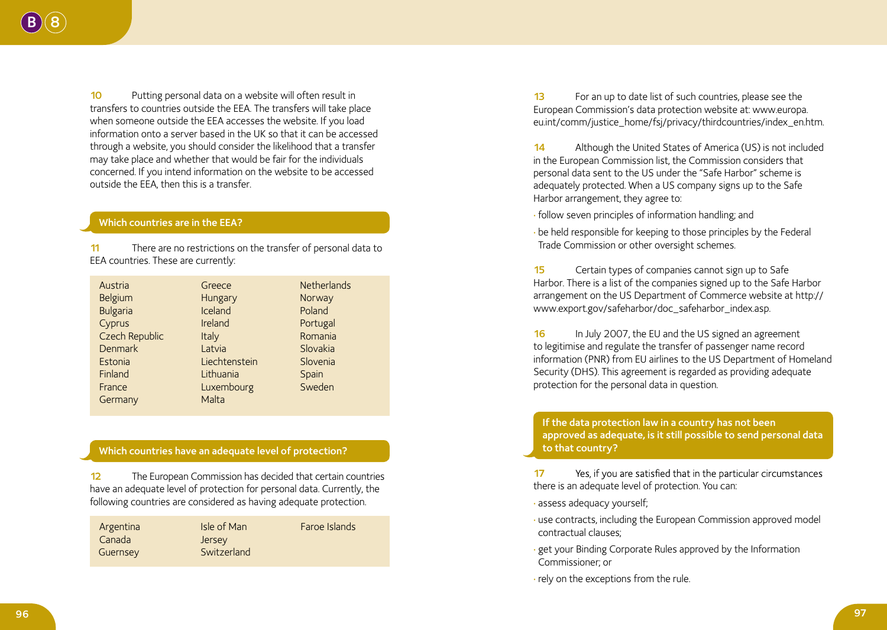10 Putting personal data on a website will often result in transfers to countries outside the EEA. The transfers will take place when someone outside the EEA accesses the website. If you load information onto a server based in the UK so that it can be accessed through a website, you should consider the likelihood that a transfer may take place and whether that would be fair for the individuals concerned. If you intend information on the website to be accessed outside the EEA, then this is a transfer.

## Which countries are in the EEA?

11 There are no restrictions on the transfer of personal data to EEA countries. These are currently:

| | | |
|---|---|---|
| Austria | Greece | Netherlands |
| Belgium | Hungary | Norway |
| Bulgaria | Iceland | Poland |
| Cyprus | Ireland | Portugal |
| Czech Republic | Italy | Romania |
| Denmark | Latvia | Slovakia |
| Estonia | Liechtenstein | Slovenia |
| Finland | Lithuania | Spain |
| France | Luxembourg | Sweden |
| Germany | Malta | |

## Which countries have an adequate level of protection?

12 The European Commission has decided that certain countries have an adequate level of protection for personal data. Currently, the following countries are considered as having adequate protection.

| | | |
|---|---|---|
| Argentina | Isle of Man | Faroe Islands |
| Canada | Jersey | |
| Guernsey | Switzerland | |

13 For an up to date list of such countries, please see the European Commission's data protection website at: www.europa.eu.int/comm/justice_home/fsj/privacy/thirdcountries/index_en.htm.

14 Although the United States of America (US) is not included in the European Commission list, the Commission considers that personal data sent to the US under the "Safe Harbor" scheme is adequately protected. When a US company signs up to the Safe Harbor arrangement, they agree to:

- follow seven principles of information handling; and
- be held responsible for keeping to those principles by the Federal Trade Commission or other oversight schemes.

15 Certain types of companies cannot sign up to Safe Harbor. There is a list of the companies signed up to the Safe Harbor arrangement on the US Department of Commerce website at http://www.export.gov/safeharbor/doc_safeharbor_index.asp.

16 In July 2007, the EU and the US signed an agreement to legitimise and regulate the transfer of passenger name record information (PNR) from EU airlines to the US Department of Homeland Security (DHS). This agreement is regarded as providing adequate protection for the personal data in question.

## If the data protection law in a country has not been approved as adequate, is it still possible to send personal data to that country?

17 Yes, if you are satisfied that in the particular circumstances there is an adequate level of protection. You can:

- assess adequacy yourself;
- use contracts, including the European Commission approved model contractual clauses;
- get your Binding Corporate Rules approved by the Information Commissioner; or
- rely on the exceptions from the rule.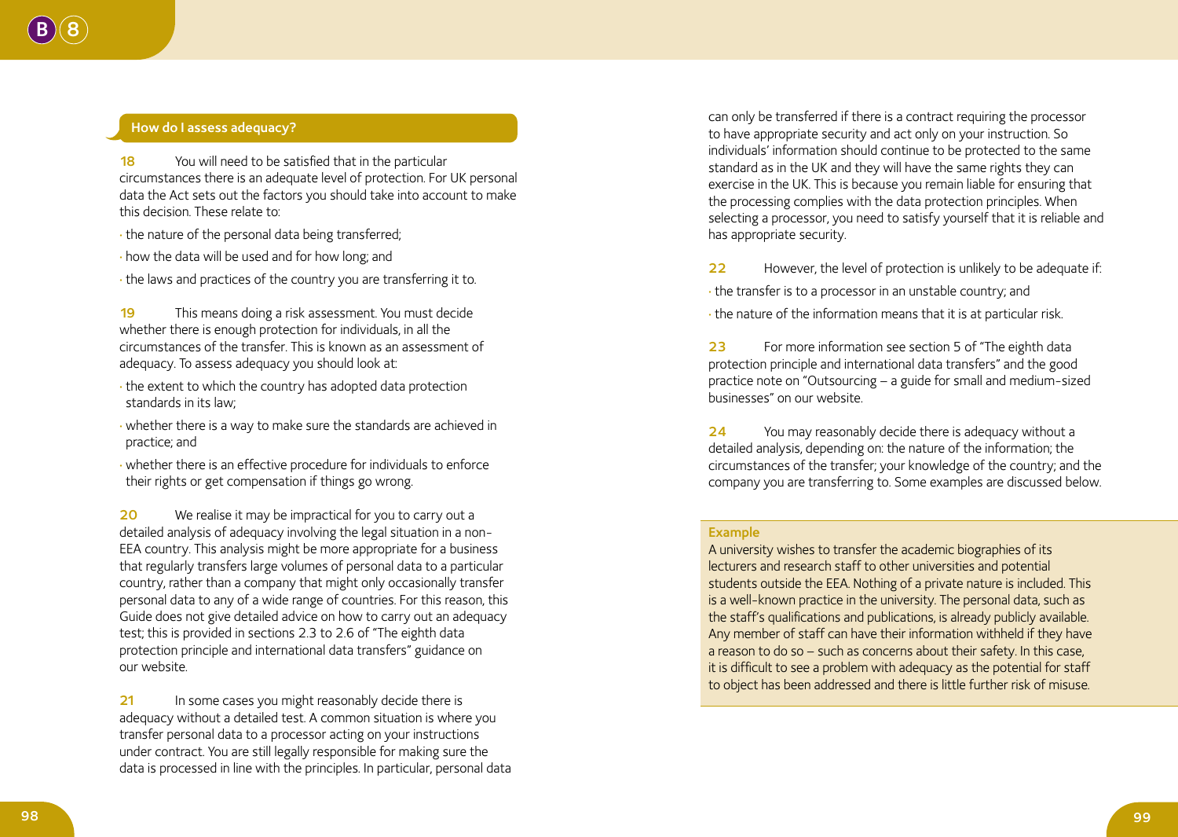## How do I assess adequacy?

**18** You will need to be satisfied that in the particular circumstances there is an adequate level of protection. For UK personal data the Act sets out the factors you should take into account to make this decision. These relate to:

- the nature of the personal data being transferred;
- how the data will be used and for how long; and
- the laws and practices of the country you are transferring it to.

**19** This means doing a risk assessment. You must decide whether there is enough protection for individuals, in all the circumstances of the transfer. This is known as an assessment of adequacy. To assess adequacy you should look at:

- the extent to which the country has adopted data protection standards in its law;
- whether there is a way to make sure the standards are achieved in practice; and
- whether there is an effective procedure for individuals to enforce their rights or get compensation if things go wrong.

**20** We realise it may be impractical for you to carry out a detailed analysis of adequacy involving the legal situation in a non-EEA country. This analysis might be more appropriate for a business that regularly transfers large volumes of personal data to a particular country, rather than a company that might only occasionally transfer personal data to any of a wide range of countries. For this reason, this Guide does not give detailed advice on how to carry out an adequacy test; this is provided in sections 2.3 to 2.6 of "The eighth data protection principle and international data transfers" guidance on our website.

**21** In some cases you might reasonably decide there is adequacy without a detailed test. A common situation is where you transfer personal data to a processor acting on your instructions under contract. You are still legally responsible for making sure the data is processed in line with the principles. In particular, personal data can only be transferred if there is a contract requiring the processor to have appropriate security and act only on your instruction. So individuals' information should continue to be protected to the same standard as in the UK and they will have the same rights they can exercise in the UK. This is because you remain liable for ensuring that the processing complies with the data protection principles. When selecting a processor, you need to satisfy yourself that it is reliable and has appropriate security.

**22** However, the level of protection is unlikely to be adequate if:

- the transfer is to a processor in an unstable country; and
- the nature of the information means that it is at particular risk.

**23** For more information see section 5 of "The eighth data protection principle and international data transfers" and the good practice note on "Outsourcing – a guide for small and medium-sized businesses" on our website.

**24** You may reasonably decide there is adequacy without a detailed analysis, depending on: the nature of the information; the circumstances of the transfer; your knowledge of the country; and the company you are transferring to. Some examples are discussed below.

**Example**

A university wishes to transfer the academic biographies of its lecturers and research staff to other universities and potential students outside the EEA. Nothing of a private nature is included. This is a well-known practice in the university. The personal data, such as the staff's qualifications and publications, is already publicly available. Any member of staff can have their information withheld if they have a reason to do so – such as concerns about their safety. In this case, it is difficult to see a problem with adequacy as the potential for staff to object has been addressed and there is little further risk of misuse.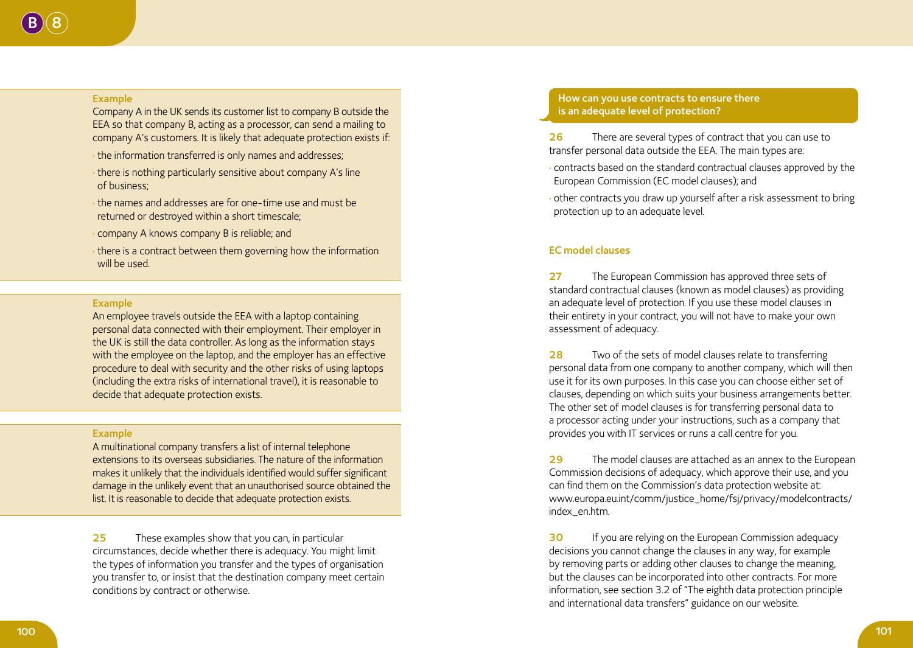**Example**

Company A in the UK sends its customer list to company B outside the EEA so that company B, acting as a processor, can send a mailing to company A's customers. It is likely that adequate protection exists if:

- the information transferred is only names and addresses;
- there is nothing particularly sensitive about company A's line of business;
- the names and addresses are for one-time use and must be returned or destroyed within a short timescale;
- company A knows company B is reliable; and
- there is a contract between them governing how the information will be used.

**Example**

An employee travels outside the EEA with a laptop containing personal data connected with their employment. Their employer in the UK is still the data controller. As long as the information stays with the employee on the laptop, and the employer has an effective procedure to deal with security and the other risks of using laptops (including the extra risks of international travel), it is reasonable to decide that adequate protection exists.

**Example**

A multinational company transfers a list of internal telephone extensions to its overseas subsidiaries. The nature of the information makes it unlikely that the individuals identified would suffer significant damage in the unlikely event that an unauthorised source obtained the list. It is reasonable to decide that adequate protection exists.

**25** These examples show that you can, in particular circumstances, decide whether there is adequacy. You might limit the types of information you transfer and the types of organisation you transfer to, or insist that the destination company meet certain conditions by contract or otherwise.

## How can you use contracts to ensure there is an adequate level of protection?

**26** There are several types of contract that you can use to transfer personal data outside the EEA. The main types are:

- contracts based on the standard contractual clauses approved by the European Commission (EC model clauses); and
- other contracts you draw up yourself after a risk assessment to bring protection up to an adequate level.

### EC model clauses

**27** The European Commission has approved three sets of standard contractual clauses (known as model clauses) as providing an adequate level of protection. If you use these model clauses in their entirety in your contract, you will not have to make your own assessment of adequacy.

**28** Two of the sets of model clauses relate to transferring personal data from one company to another company, which will then use it for its own purposes. In this case you can choose either set of clauses, depending on which suits your business arrangements better. The other set of model clauses is for transferring personal data to a processor acting under your instructions, such as a company that provides you with IT services or runs a call centre for you.

**29** The model clauses are attached as an annex to the European Commission decisions of adequacy, which approve their use, and you can find them on the Commission's data protection website at: www.europa.eu.int/comm/justice_home/fsj/privacy/modelcontracts/index_en.htm.

**30** If you are relying on the European Commission adequacy decisions you cannot change the clauses in any way, for example by removing parts or adding other clauses to change the meaning, but the clauses can be incorporated into other contracts. For more information, see section 3.2 of "The eighth data protection principle and international data transfers" guidance on our website.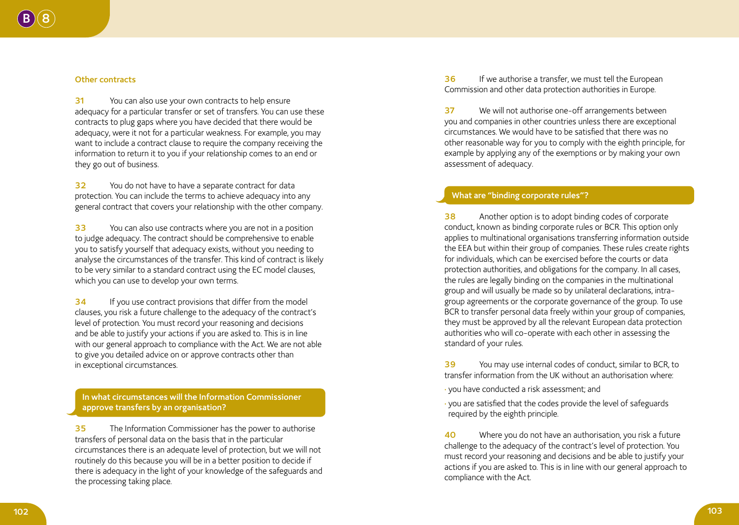### Other contracts

**31** You can also use your own contracts to help ensure adequacy for a particular transfer or set of transfers. You can use these contracts to plug gaps where you have decided that there would be adequacy, were it not for a particular weakness. For example, you may want to include a contract clause to require the company receiving the information to return it to you if your relationship comes to an end or they go out of business.

**32** You do not have to have a separate contract for data protection. You can include the terms to achieve adequacy into any general contract that covers your relationship with the other company.

**33** You can also use contracts where you are not in a position to judge adequacy. The contract should be comprehensive to enable you to satisfy yourself that adequacy exists, without you needing to analyse the circumstances of the transfer. This kind of contract is likely to be very similar to a standard contract using the EC model clauses, which you can use to develop your own terms.

**34** If you use contract provisions that differ from the model clauses, you risk a future challenge to the adequacy of the contract's level of protection. You must record your reasoning and decisions and be able to justify your actions if you are asked to. This is in line with our general approach to compliance with the Act. We are not able to give you detailed advice on or approve contracts other than in exceptional circumstances.

## In what circumstances will the Information Commissioner approve transfers by an organisation?

**35** The Information Commissioner has the power to authorise transfers of personal data on the basis that in the particular circumstances there is an adequate level of protection, but we will not routinely do this because you will be in a better position to decide if there is adequacy in the light of your knowledge of the safeguards and the processing taking place.

**36** If we authorise a transfer, we must tell the European Commission and other data protection authorities in Europe.

**37** We will not authorise one-off arrangements between you and companies in other countries unless there are exceptional circumstances. We would have to be satisfied that there was no other reasonable way for you to comply with the eighth principle, for example by applying any of the exemptions or by making your own assessment of adequacy.

## What are "binding corporate rules"?

**38** Another option is to adopt binding codes of corporate conduct, known as binding corporate rules or BCR. This option only applies to multinational organisations transferring information outside the EEA but within their group of companies. These rules create rights for individuals, which can be exercised before the courts or data protection authorities, and obligations for the company. In all cases, the rules are legally binding on the companies in the multinational group and will usually be made so by unilateral declarations, intra-group agreements or the corporate governance of the group. To use BCR to transfer personal data freely within your group of companies, they must be approved by all the relevant European data protection authorities who will co-operate with each other in assessing the standard of your rules.

**39** You may use internal codes of conduct, similar to BCR, to transfer information from the UK without an authorisation where:

- you have conducted a risk assessment; and
- you are satisfied that the codes provide the level of safeguards required by the eighth principle.

**40** Where you do not have an authorisation, you risk a future challenge to the adequacy of the contract's level of protection. You must record your reasoning and decisions and be able to justify your actions if you are asked to. This is in line with our general approach to compliance with the Act.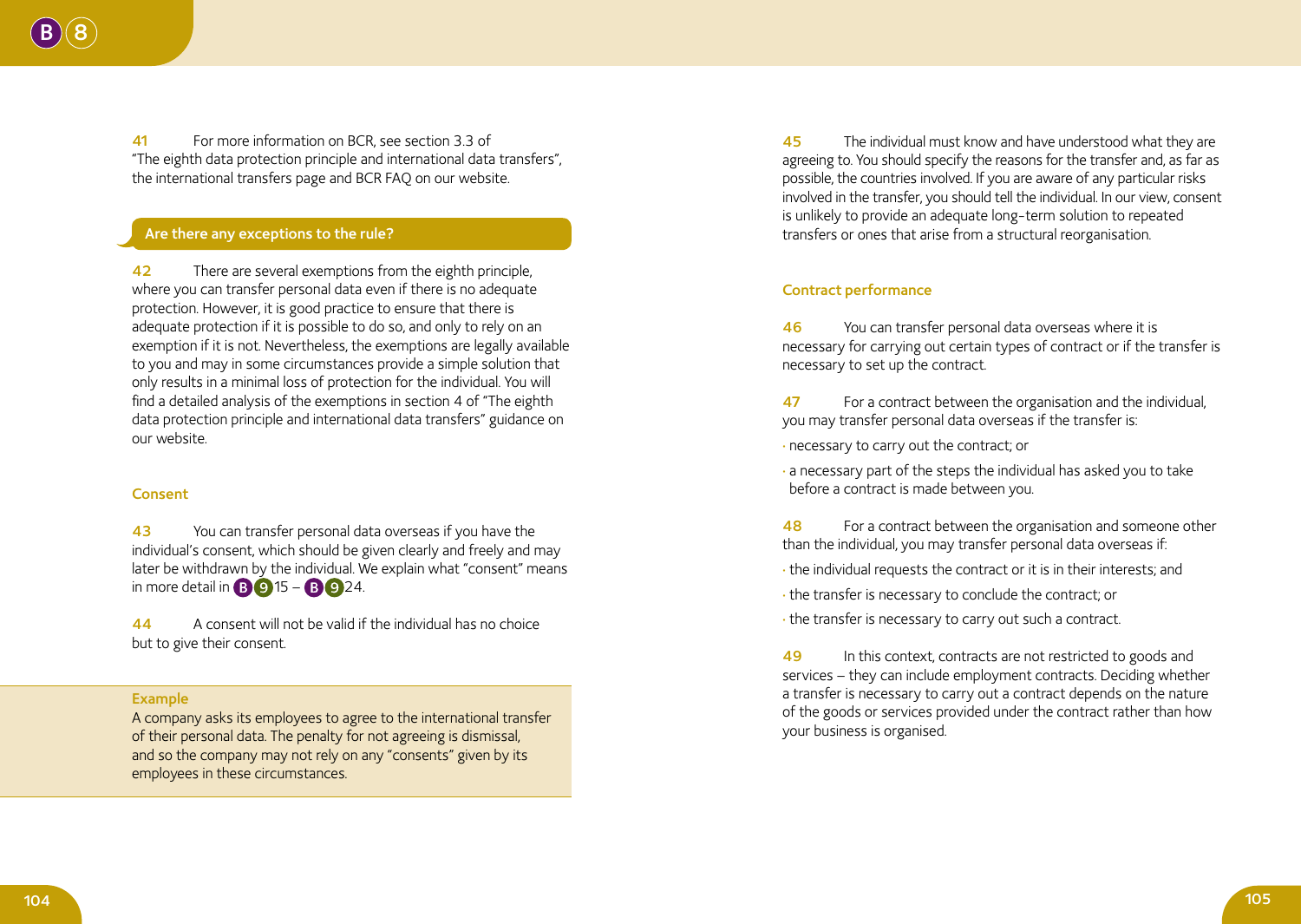41 For more information on BCR, see section 3.3 of "The eighth data protection principle and international data transfers", the international transfers page and BCR FAQ on our website.

## Are there any exceptions to the rule?

42 There are several exemptions from the eighth principle, where you can transfer personal data even if there is no adequate protection. However, it is good practice to ensure that there is adequate protection if it is possible to do so, and only to rely on an exemption if it is not. Nevertheless, the exemptions are legally available to you and may in some circumstances provide a simple solution that only results in a minimal loss of protection for the individual. You will find a detailed analysis of the exemptions in section 4 of "The eighth data protection principle and international data transfers" guidance on our website.

### Consent

43 You can transfer personal data overseas if you have the individual's consent, which should be given clearly and freely and may later be withdrawn by the individual. We explain what "consent" means in more detail in B 9 15 – B 9 24.

44 A consent will not be valid if the individual has no choice but to give their consent.

**Example**
A company asks its employees to agree to the international transfer of their personal data. The penalty for not agreeing is dismissal, and so the company may not rely on any "consents" given by its employees in these circumstances.

45 The individual must know and have understood what they are agreeing to. You should specify the reasons for the transfer and, as far as possible, the countries involved. If you are aware of any particular risks involved in the transfer, you should tell the individual. In our view, consent is unlikely to provide an adequate long-term solution to repeated transfers or ones that arise from a structural reorganisation.

### Contract performance

46 You can transfer personal data overseas where it is necessary for carrying out certain types of contract or if the transfer is necessary to set up the contract.

47 For a contract between the organisation and the individual, you may transfer personal data overseas if the transfer is:

- necessary to carry out the contract; or
- a necessary part of the steps the individual has asked you to take before a contract is made between you.

48 For a contract between the organisation and someone other than the individual, you may transfer personal data overseas if:

- the individual requests the contract or it is in their interests; and
- the transfer is necessary to conclude the contract; or
- the transfer is necessary to carry out such a contract.

49 In this context, contracts are not restricted to goods and services – they can include employment contracts. Deciding whether a transfer is necessary to carry out a contract depends on the nature of the goods or services provided under the contract rather than how your business is organised.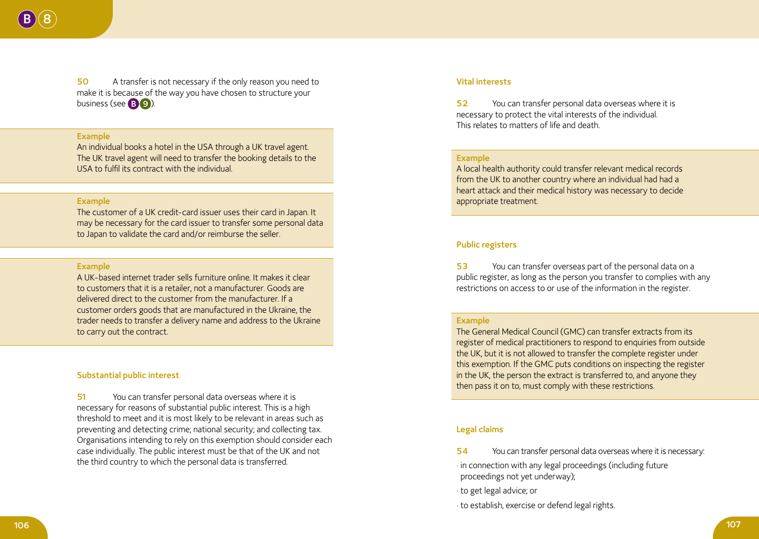50 A transfer is not necessary if the only reason you need to make it is because of the way you have chosen to structure your business (see B9).

**Example**

An individual books a hotel in the USA through a UK travel agent. The UK travel agent will need to transfer the booking details to the USA to fulfil its contract with the individual.

**Example**

The customer of a UK credit-card issuer uses their card in Japan. It may be necessary for the card issuer to transfer some personal data to Japan to validate the card and/or reimburse the seller.

**Example**

A UK-based internet trader sells furniture online. It makes it clear to customers that it is a retailer, not a manufacturer. Goods are delivered direct to the customer from the manufacturer. If a customer orders goods that are manufactured in the Ukraine, the trader needs to transfer a delivery name and address to the Ukraine to carry out the contract.

### Substantial public interest

51 You can transfer personal data overseas where it is necessary for reasons of substantial public interest. This is a high threshold to meet and it is most likely to be relevant in areas such as preventing and detecting crime; national security; and collecting tax. Organisations intending to rely on this exemption should consider each case individually. The public interest must be that of the UK and not the third country to which the personal data is transferred.

### Vital interests

52 You can transfer personal data overseas where it is necessary to protect the vital interests of the individual. This relates to matters of life and death.

**Example**

A local health authority could transfer relevant medical records from the UK to another country where an individual had had a heart attack and their medical history was necessary to decide appropriate treatment.

### Public registers

53 You can transfer overseas part of the personal data on a public register, as long as the person you transfer to complies with any restrictions on access to or use of the information in the register.

**Example**

The General Medical Council (GMC) can transfer extracts from its register of medical practitioners to respond to enquiries from outside the UK, but it is not allowed to transfer the complete register under this exemption. If the GMC puts conditions on inspecting the register in the UK, the person the extract is transferred to, and anyone they then pass it on to, must comply with these restrictions.

### Legal claims

54 You can transfer personal data overseas where it is necessary:

- in connection with any legal proceedings (including future proceedings not yet underway);
- to get legal advice; or
- to establish, exercise or defend legal rights.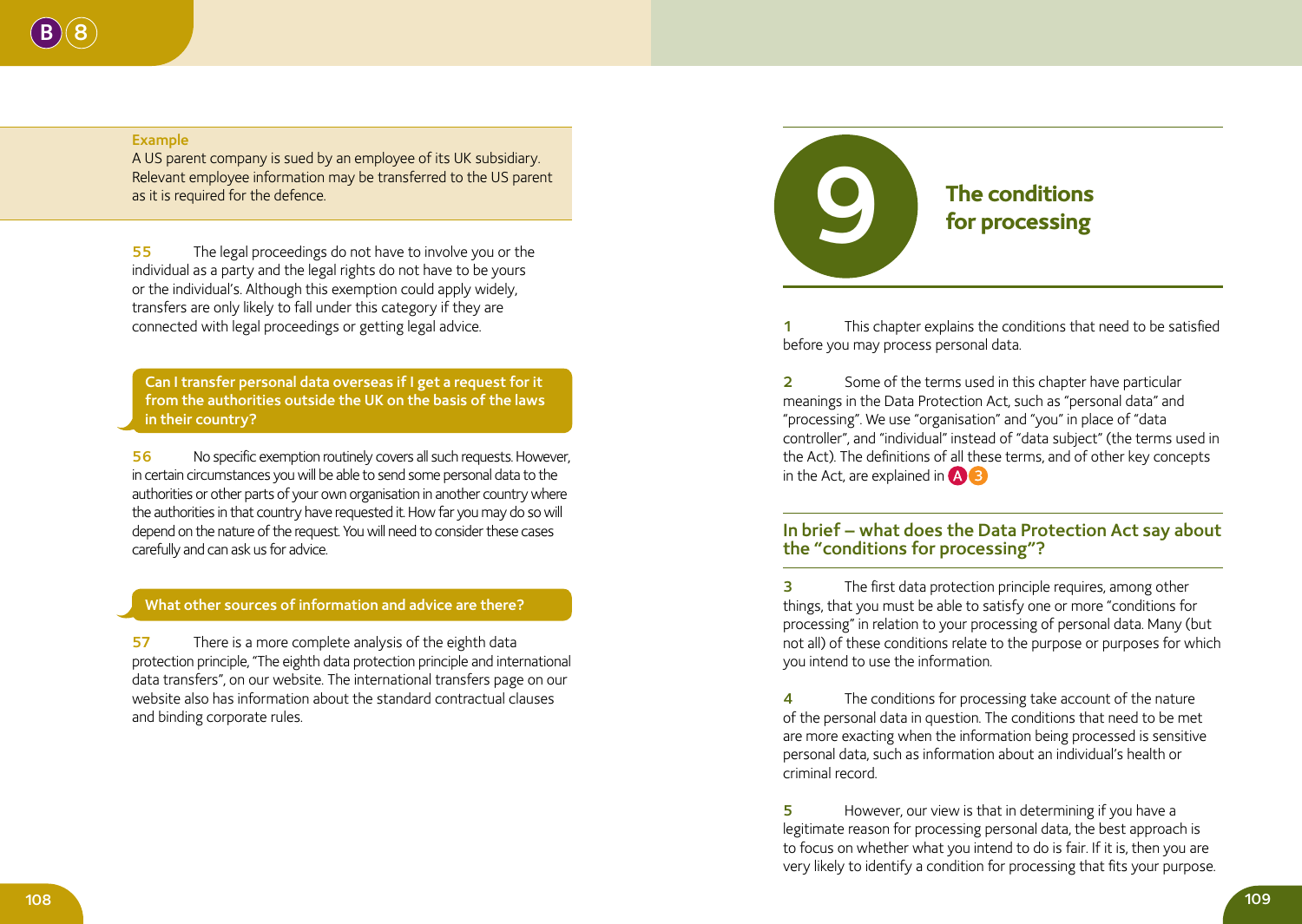**Example**

A US parent company is sued by an employee of its UK subsidiary. Relevant employee information may be transferred to the US parent as it is required for the defence.

**55** The legal proceedings do not have to involve you or the individual as a party and the legal rights do not have to be yours or the individual's. Although this exemption could apply widely, transfers are only likely to fall under this category if they are connected with legal proceedings or getting legal advice.

### Can I transfer personal data overseas if I get a request for it from the authorities outside the UK on the basis of the laws in their country?

**56** No specific exemption routinely covers all such requests. However, in certain circumstances you will be able to send some personal data to the authorities or other parts of your own organisation in another country where the authorities in that country have requested it. How far you may do so will depend on the nature of the request. You will need to consider these cases carefully and can ask us for advice.

### What other sources of information and advice are there?

**57** There is a more complete analysis of the eighth data protection principle, "The eighth data protection principle and international data transfers", on our website. The international transfers page on our website also has information about the standard contractual clauses and binding corporate rules.

# 9 The conditions for processing

**1** This chapter explains the conditions that need to be satisfied before you may process personal data.

**2** Some of the terms used in this chapter have particular meanings in the Data Protection Act, such as "personal data" and "processing". We use "organisation" and "you" in place of "data controller", and "individual" instead of "data subject" (the terms used in the Act). The definitions of all these terms, and of other key concepts in the Act, are explained in A3

## In brief – what does the Data Protection Act say about the "conditions for processing"?

**3** The first data protection principle requires, among other things, that you must be able to satisfy one or more "conditions for processing" in relation to your processing of personal data. Many (but not all) of these conditions relate to the purpose or purposes for which you intend to use the information.

**4** The conditions for processing take account of the nature of the personal data in question. The conditions that need to be met are more exacting when the information being processed is sensitive personal data, such as information about an individual's health or criminal record.

**5** However, our view is that in determining if you have a legitimate reason for processing personal data, the best approach is to focus on whether what you intend to do is fair. If it is, then you are very likely to identify a condition for processing that fits your purpose.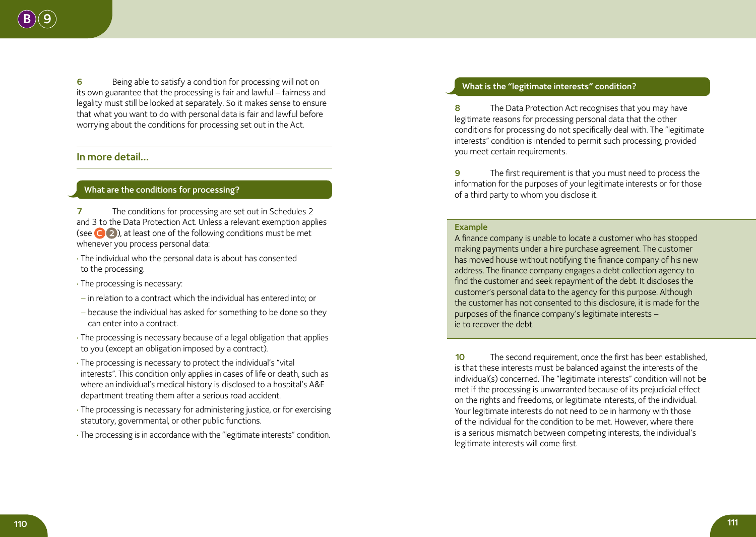6 Being able to satisfy a condition for processing will not on its own guarantee that the processing is fair and lawful – fairness and legality must still be looked at separately. So it makes sense to ensure that what you want to do with personal data is fair and lawful before worrying about the conditions for processing set out in the Act.

## In more detail…

### What are the conditions for processing?

7 The conditions for processing are set out in Schedules 2 and 3 to the Data Protection Act. Unless a relevant exemption applies (see C 2), at least one of the following conditions must be met whenever you process personal data:

- The individual who the personal data is about has consented to the processing.
- The processing is necessary:
  - in relation to a contract which the individual has entered into; or
  - because the individual has asked for something to be done so they can enter into a contract.
- The processing is necessary because of a legal obligation that applies to you (except an obligation imposed by a contract).
- The processing is necessary to protect the individual's "vital interests". This condition only applies in cases of life or death, such as where an individual's medical history is disclosed to a hospital's A&E department treating them after a serious road accident.
- The processing is necessary for administering justice, or for exercising statutory, governmental, or other public functions.
- The processing is in accordance with the "legitimate interests" condition.

### What is the "legitimate interests" condition?

8 The Data Protection Act recognises that you may have legitimate reasons for processing personal data that the other conditions for processing do not specifically deal with. The "legitimate interests" condition is intended to permit such processing, provided you meet certain requirements.

9 The first requirement is that you must need to process the information for the purposes of your legitimate interests or for those of a third party to whom you disclose it.

**Example**
A finance company is unable to locate a customer who has stopped making payments under a hire purchase agreement. The customer has moved house without notifying the finance company of his new address. The finance company engages a debt collection agency to find the customer and seek repayment of the debt. It discloses the customer's personal data to the agency for this purpose. Although the customer has not consented to this disclosure, it is made for the purposes of the finance company's legitimate interests – ie to recover the debt.

10 The second requirement, once the first has been established, is that these interests must be balanced against the interests of the individual(s) concerned. The "legitimate interests" condition will not be met if the processing is unwarranted because of its prejudicial effect on the rights and freedoms, or legitimate interests, of the individual. Your legitimate interests do not need to be in harmony with those of the individual for the condition to be met. However, where there is a serious mismatch between competing interests, the individual's legitimate interests will come first.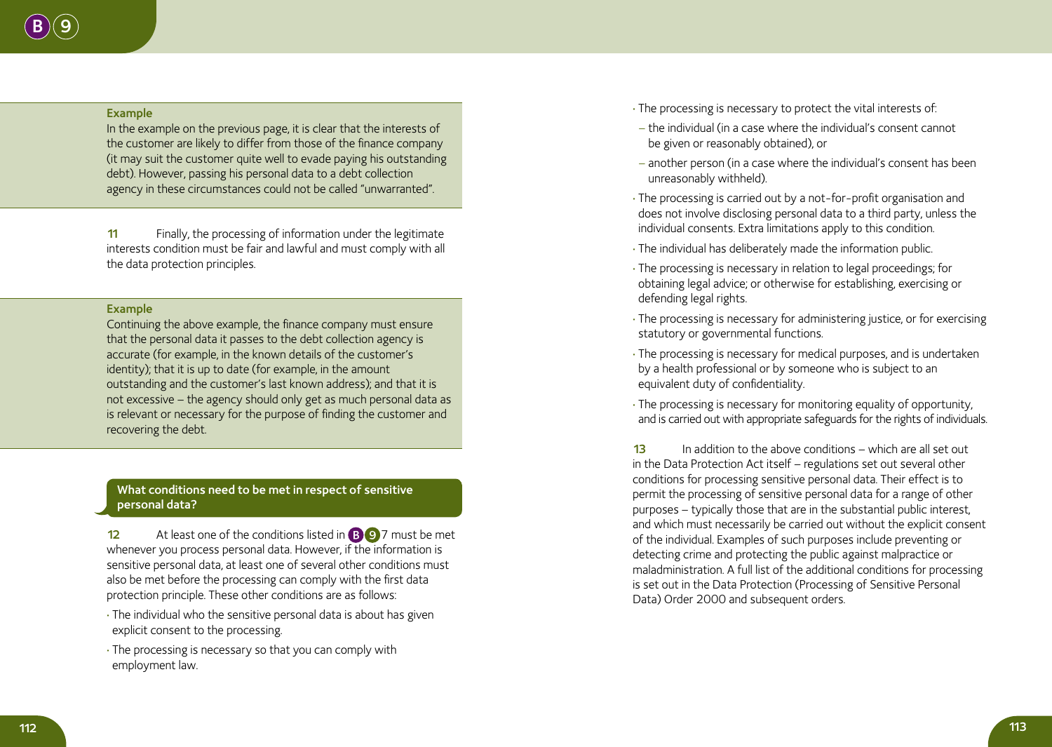**Example**

In the example on the previous page, it is clear that the interests of the customer are likely to differ from those of the finance company (it may suit the customer quite well to evade paying his outstanding debt). However, passing his personal data to a debt collection agency in these circumstances could not be called "unwarranted".

**11** Finally, the processing of information under the legitimate interests condition must be fair and lawful and must comply with all the data protection principles.

**Example**

Continuing the above example, the finance company must ensure that the personal data it passes to the debt collection agency is accurate (for example, in the known details of the customer's identity); that it is up to date (for example, in the amount outstanding and the customer's last known address); and that it is not excessive – the agency should only get as much personal data as is relevant or necessary for the purpose of finding the customer and recovering the debt.

## What conditions need to be met in respect of sensitive personal data?

**12** At least one of the conditions listed in B 9 7 must be met whenever you process personal data. However, if the information is sensitive personal data, at least one of several other conditions must also be met before the processing can comply with the first data protection principle. These other conditions are as follows:

- The individual who the sensitive personal data is about has given explicit consent to the processing.
- The processing is necessary so that you can comply with employment law.
- The processing is necessary to protect the vital interests of:
  - the individual (in a case where the individual's consent cannot be given or reasonably obtained), or
  - another person (in a case where the individual's consent has been unreasonably withheld).
- The processing is carried out by a not-for-profit organisation and does not involve disclosing personal data to a third party, unless the individual consents. Extra limitations apply to this condition.
- The individual has deliberately made the information public.
- The processing is necessary in relation to legal proceedings; for obtaining legal advice; or otherwise for establishing, exercising or defending legal rights.
- The processing is necessary for administering justice, or for exercising statutory or governmental functions.
- The processing is necessary for medical purposes, and is undertaken by a health professional or by someone who is subject to an equivalent duty of confidentiality.
- The processing is necessary for monitoring equality of opportunity, and is carried out with appropriate safeguards for the rights of individuals.

**13** In addition to the above conditions – which are all set out in the Data Protection Act itself – regulations set out several other conditions for processing sensitive personal data. Their effect is to permit the processing of sensitive personal data for a range of other purposes – typically those that are in the substantial public interest, and which must necessarily be carried out without the explicit consent of the individual. Examples of such purposes include preventing or detecting crime and protecting the public against malpractice or maladministration. A full list of the additional conditions for processing is set out in the Data Protection (Processing of Sensitive Personal Data) Order 2000 and subsequent orders.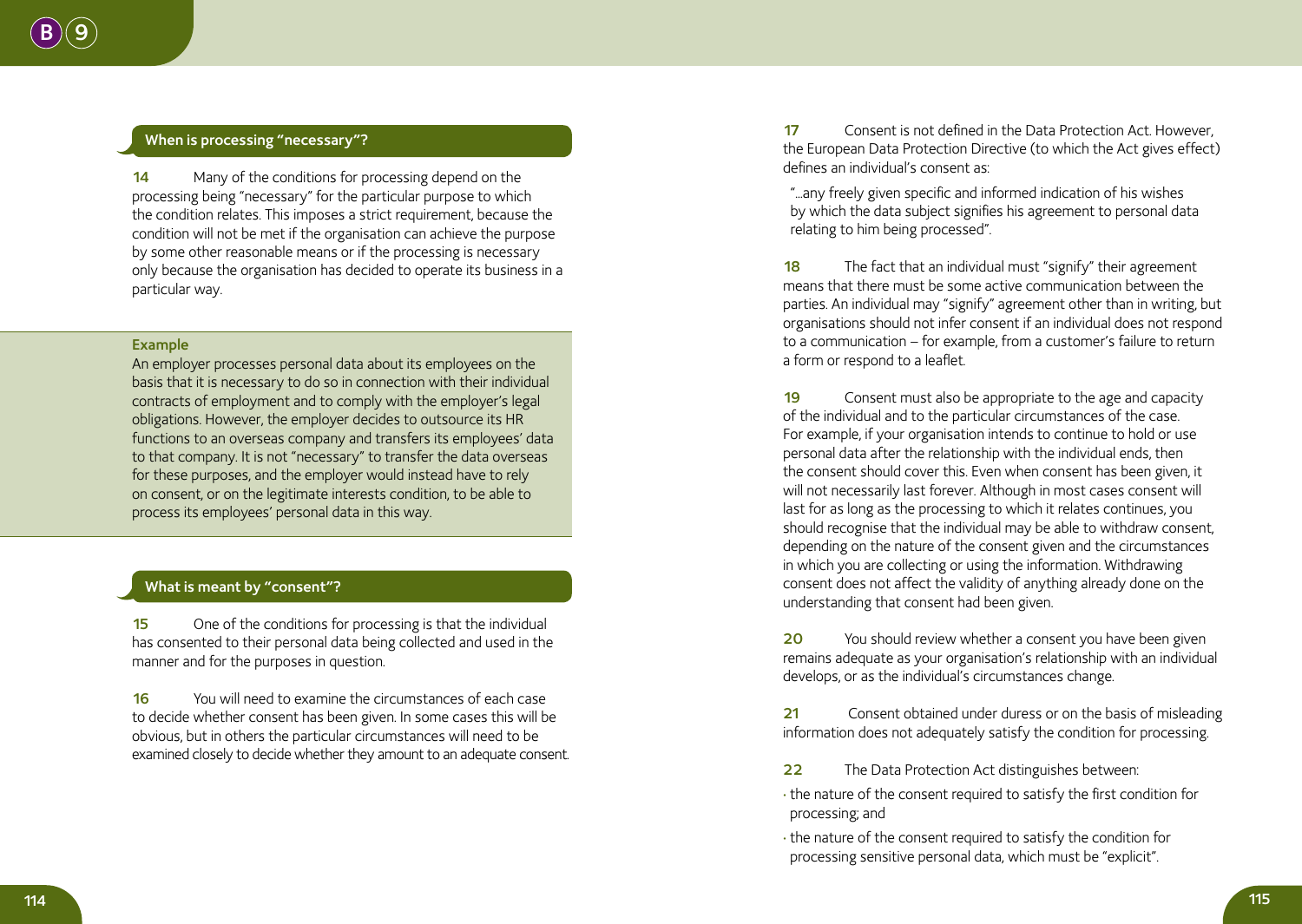## When is processing "necessary"?

**14** Many of the conditions for processing depend on the processing being "necessary" for the particular purpose to which the condition relates. This imposes a strict requirement, because the condition will not be met if the organisation can achieve the purpose by some other reasonable means or if the processing is necessary only because the organisation has decided to operate its business in a particular way.

**Example**

An employer processes personal data about its employees on the basis that it is necessary to do so in connection with their individual contracts of employment and to comply with the employer's legal obligations. However, the employer decides to outsource its HR functions to an overseas company and transfers its employees' data to that company. It is not "necessary" to transfer the data overseas for these purposes, and the employer would instead have to rely on consent, or on the legitimate interests condition, to be able to process its employees' personal data in this way.

## What is meant by "consent"?

**15** One of the conditions for processing is that the individual has consented to their personal data being collected and used in the manner and for the purposes in question.

**16** You will need to examine the circumstances of each case to decide whether consent has been given. In some cases this will be obvious, but in others the particular circumstances will need to be examined closely to decide whether they amount to an adequate consent.

**17** Consent is not defined in the Data Protection Act. However, the European Data Protection Directive (to which the Act gives effect) defines an individual's consent as:

> "...any freely given specific and informed indication of his wishes by which the data subject signifies his agreement to personal data relating to him being processed".

**18** The fact that an individual must "signify" their agreement means that there must be some active communication between the parties. An individual may "signify" agreement other than in writing, but organisations should not infer consent if an individual does not respond to a communication – for example, from a customer's failure to return a form or respond to a leaflet.

**19** Consent must also be appropriate to the age and capacity of the individual and to the particular circumstances of the case. For example, if your organisation intends to continue to hold or use personal data after the relationship with the individual ends, then the consent should cover this. Even when consent has been given, it will not necessarily last forever. Although in most cases consent will last for as long as the processing to which it relates continues, you should recognise that the individual may be able to withdraw consent, depending on the nature of the consent given and the circumstances in which you are collecting or using the information. Withdrawing consent does not affect the validity of anything already done on the understanding that consent had been given.

**20** You should review whether a consent you have been given remains adequate as your organisation's relationship with an individual develops, or as the individual's circumstances change.

**21** Consent obtained under duress or on the basis of misleading information does not adequately satisfy the condition for processing.

**22** The Data Protection Act distinguishes between:

- the nature of the consent required to satisfy the first condition for processing; and
- the nature of the consent required to satisfy the condition for processing sensitive personal data, which must be "explicit".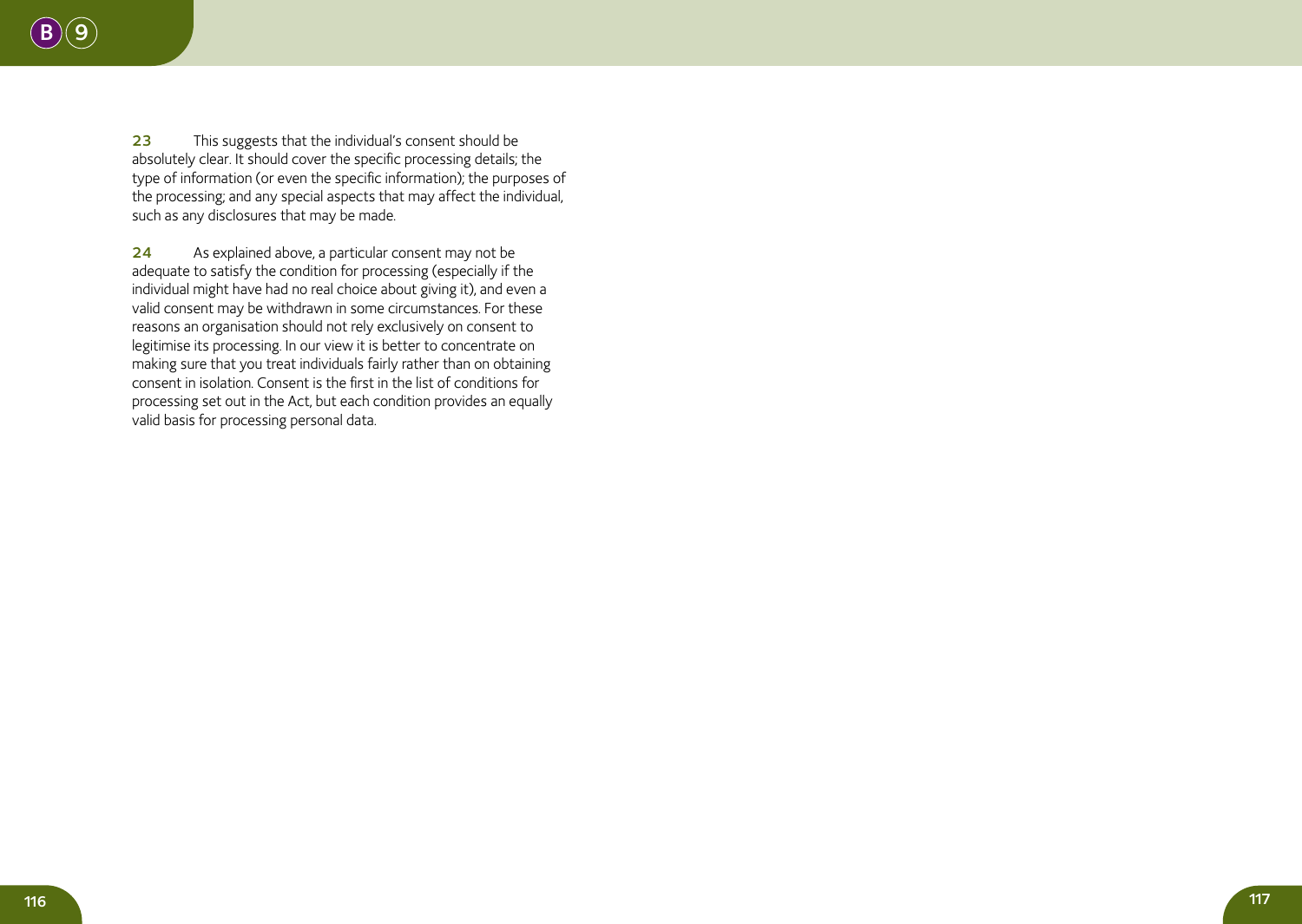**23** This suggests that the individual's consent should be absolutely clear. It should cover the specific processing details; the type of information (or even the specific information); the purposes of the processing; and any special aspects that may affect the individual, such as any disclosures that may be made.

**24** As explained above, a particular consent may not be adequate to satisfy the condition for processing (especially if the individual might have had no real choice about giving it), and even a valid consent may be withdrawn in some circumstances. For these reasons an organisation should not rely exclusively on consent to legitimise its processing. In our view it is better to concentrate on making sure that you treat individuals fairly rather than on obtaining consent in isolation. Consent is the first in the list of conditions for processing set out in the Act, but each condition provides an equally valid basis for processing personal data.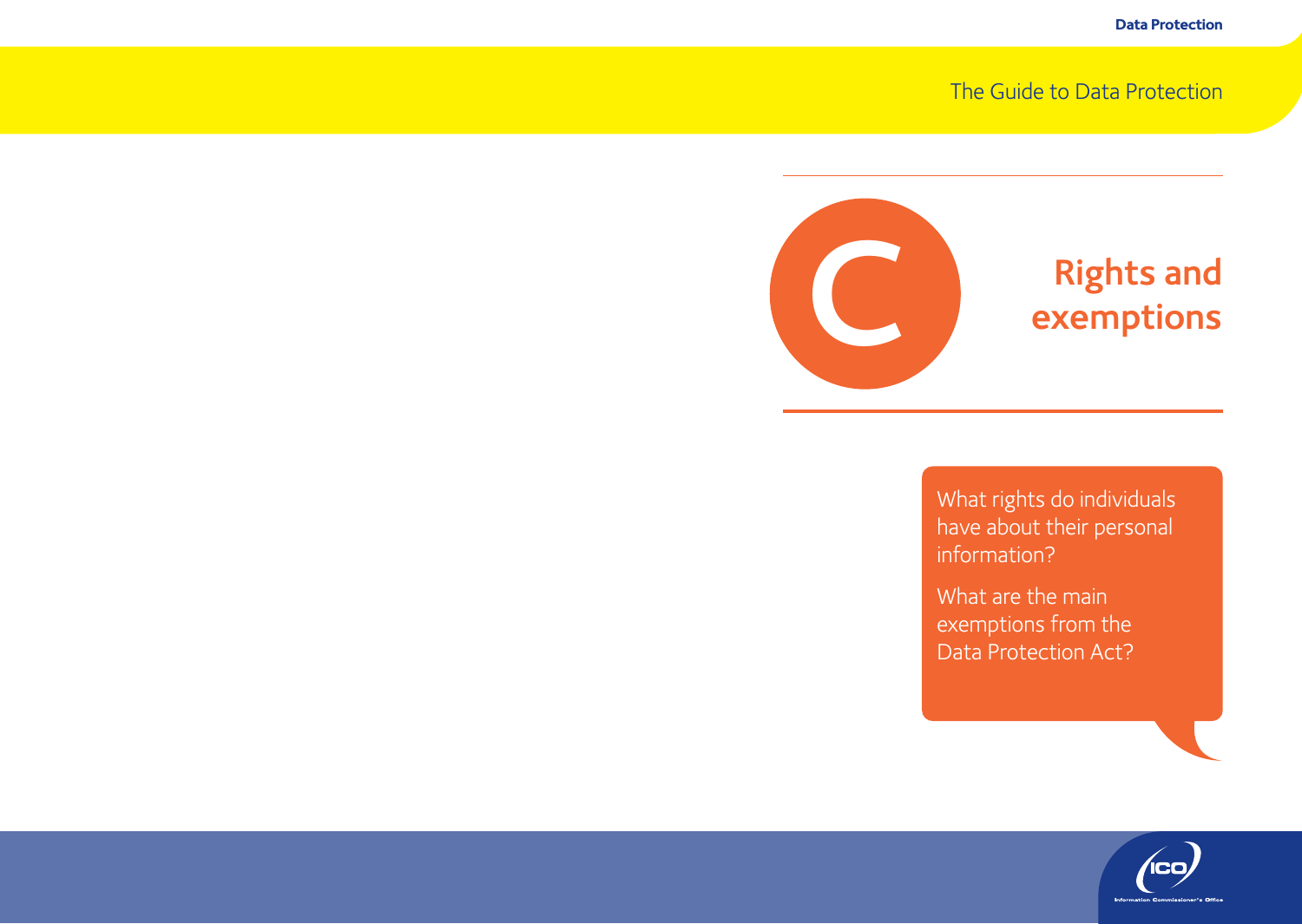# C Rights and exemptions

What rights do individuals have about their personal information?

What are the main exemptions from the Data Protection Act?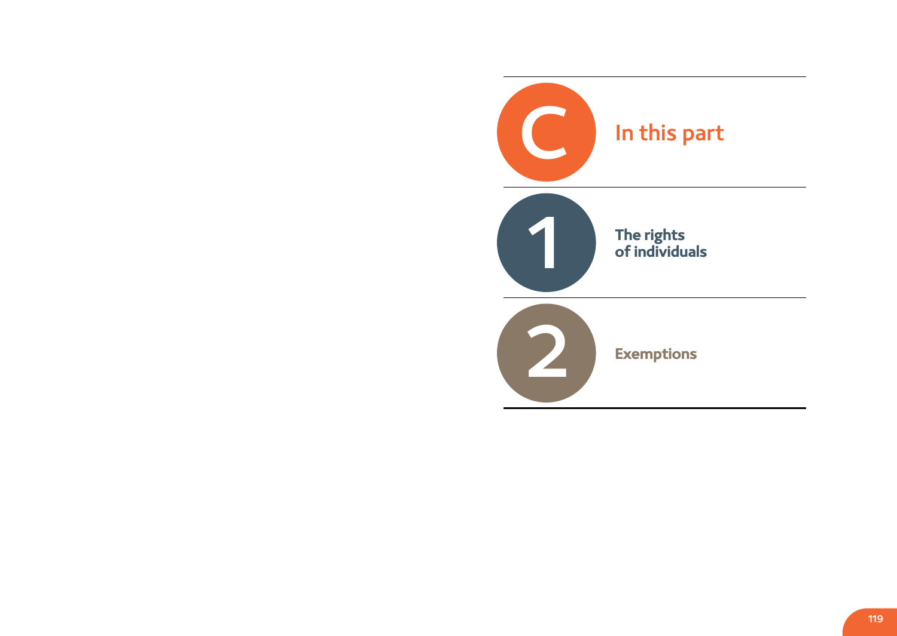# C In this part

## 1 The rights of individuals

## 2 Exemptions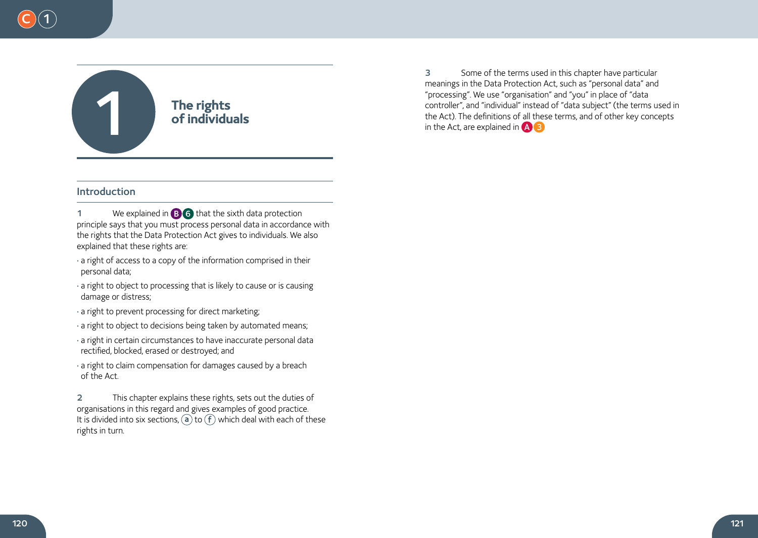# 1 The rights of individuals

## Introduction

**1** We explained in B 6 that the sixth data protection principle says that you must process personal data in accordance with the rights that the Data Protection Act gives to individuals. We also explained that these rights are:

- a right of access to a copy of the information comprised in their personal data;
- a right to object to processing that is likely to cause or is causing damage or distress;
- a right to prevent processing for direct marketing;
- a right to object to decisions being taken by automated means;
- a right in certain circumstances to have inaccurate personal data rectified, blocked, erased or destroyed; and
- a right to claim compensation for damages caused by a breach of the Act.

**2** This chapter explains these rights, sets out the duties of organisations in this regard and gives examples of good practice. It is divided into six sections, (a) to (f) which deal with each of these rights in turn.

**3** Some of the terms used in this chapter have particular meanings in the Data Protection Act, such as "personal data" and "processing". We use "organisation" and "you" in place of "data controller", and "individual" instead of "data subject" (the terms used in the Act). The definitions of all these terms, and of other key concepts in the Act, are explained in A 3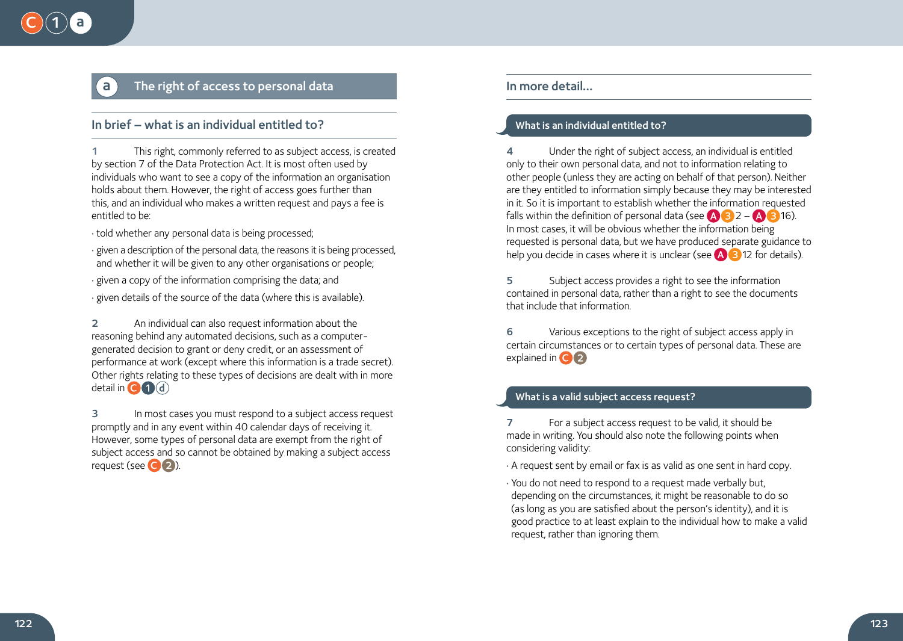## a The right of access to personal data

### In brief – what is an individual entitled to?

1 This right, commonly referred to as subject access, is created by section 7 of the Data Protection Act. It is most often used by individuals who want to see a copy of the information an organisation holds about them. However, the right of access goes further than this, and an individual who makes a written request and pays a fee is entitled to be:

- told whether any personal data is being processed;
- given a description of the personal data, the reasons it is being processed, and whether it will be given to any other organisations or people;
- given a copy of the information comprising the data; and
- given details of the source of the data (where this is available).

2 An individual can also request information about the reasoning behind any automated decisions, such as a computer-generated decision to grant or deny credit, or an assessment of performance at work (except where this information is a trade secret). Other rights relating to these types of decisions are dealt with in more detail in C1d.

3 In most cases you must respond to a subject access request promptly and in any event within 40 calendar days of receiving it. However, some types of personal data are exempt from the right of subject access and so cannot be obtained by making a subject access request (see C2).

### In more detail…

#### What is an individual entitled to?

4 Under the right of subject access, an individual is entitled only to their own personal data, and not to information relating to other people (unless they are acting on behalf of that person). Neither are they entitled to information simply because they may be interested in it. So it is important to establish whether the information requested falls within the definition of personal data (see A3 2 – A3 16). In most cases, it will be obvious whether the information being requested is personal data, but we have produced separate guidance to help you decide in cases where it is unclear (see A3 12 for details).

5 Subject access provides a right to see the information contained in personal data, rather than a right to see the documents that include that information.

6 Various exceptions to the right of subject access apply in certain circumstances or to certain types of personal data. These are explained in C2.

#### What is a valid subject access request?

7 For a subject access request to be valid, it should be made in writing. You should also note the following points when considering validity:

- A request sent by email or fax is as valid as one sent in hard copy.
- You do not need to respond to a request made verbally but, depending on the circumstances, it might be reasonable to do so (as long as you are satisfied about the person's identity), and it is good practice to at least explain to the individual how to make a valid request, rather than ignoring them.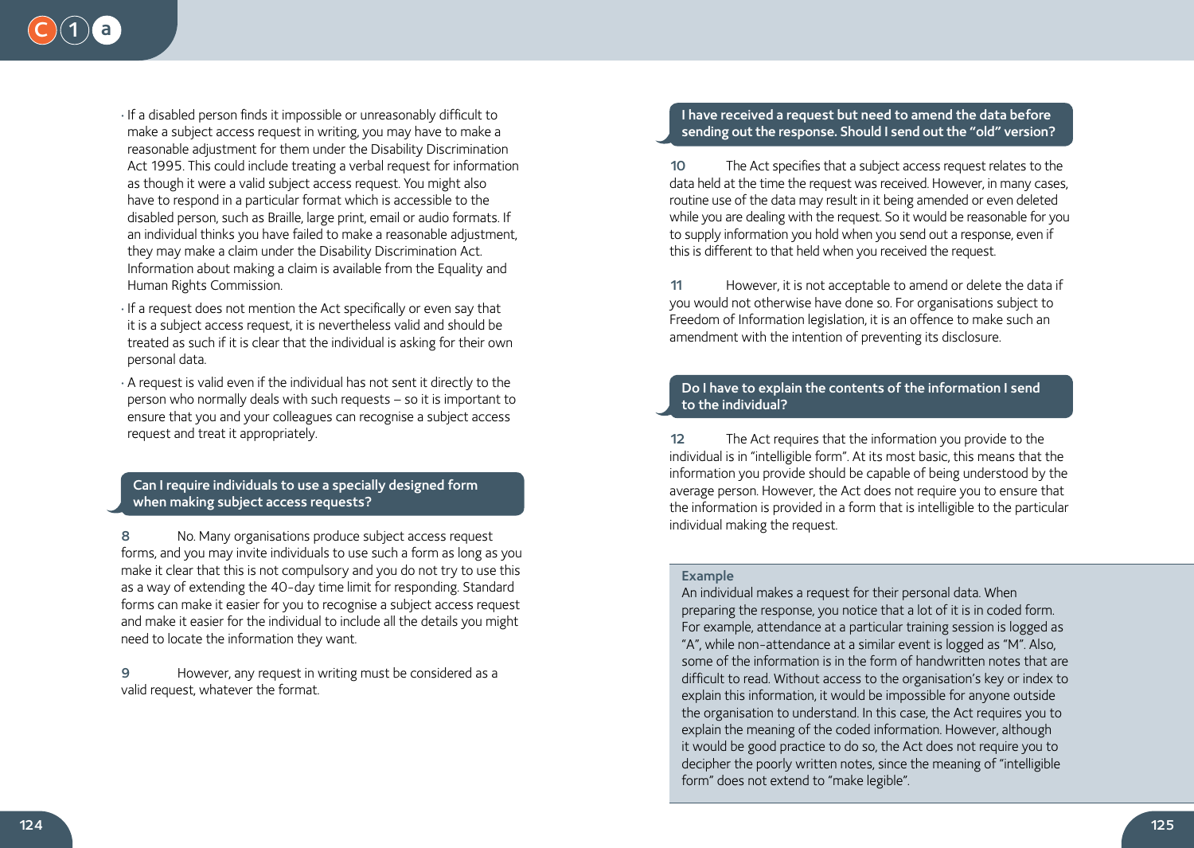- If a disabled person finds it impossible or unreasonably difficult to make a subject access request in writing, you may have to make a reasonable adjustment for them under the Disability Discrimination Act 1995. This could include treating a verbal request for information as though it were a valid subject access request. You might also have to respond in a particular format which is accessible to the disabled person, such as Braille, large print, email or audio formats. If an individual thinks you have failed to make a reasonable adjustment, they may make a claim under the Disability Discrimination Act. Information about making a claim is available from the Equality and Human Rights Commission.
- If a request does not mention the Act specifically or even say that it is a subject access request, it is nevertheless valid and should be treated as such if it is clear that the individual is asking for their own personal data.
- A request is valid even if the individual has not sent it directly to the person who normally deals with such requests – so it is important to ensure that you and your colleagues can recognise a subject access request and treat it appropriately.

### Can I require individuals to use a specially designed form when making subject access requests?

**8** No. Many organisations produce subject access request forms, and you may invite individuals to use such a form as long as you make it clear that this is not compulsory and you do not try to use this as a way of extending the 40-day time limit for responding. Standard forms can make it easier for you to recognise a subject access request and make it easier for the individual to include all the details you might need to locate the information they want.

**9** However, any request in writing must be considered as a valid request, whatever the format.

### I have received a request but need to amend the data before sending out the response. Should I send out the "old" version?

**10** The Act specifies that a subject access request relates to the data held at the time the request was received. However, in many cases, routine use of the data may result in it being amended or even deleted while you are dealing with the request. So it would be reasonable for you to supply information you hold when you send out a response, even if this is different to that held when you received the request.

**11** However, it is not acceptable to amend or delete the data if you would not otherwise have done so. For organisations subject to Freedom of Information legislation, it is an offence to make such an amendment with the intention of preventing its disclosure.

### Do I have to explain the contents of the information I send to the individual?

**12** The Act requires that the information you provide to the individual is in "intelligible form". At its most basic, this means that the information you provide should be capable of being understood by the average person. However, the Act does not require you to ensure that the information is provided in a form that is intelligible to the particular individual making the request.

**Example**

An individual makes a request for their personal data. When preparing the response, you notice that a lot of it is in coded form. For example, attendance at a particular training session is logged as "A", while non-attendance at a similar event is logged as "M". Also, some of the information is in the form of handwritten notes that are difficult to read. Without access to the organisation's key or index to explain this information, it would be impossible for anyone outside the organisation to understand. In this case, the Act requires you to explain the meaning of the coded information. However, although it would be good practice to do so, the Act does not require you to decipher the poorly written notes, since the meaning of "intelligible form" does not extend to "make legible".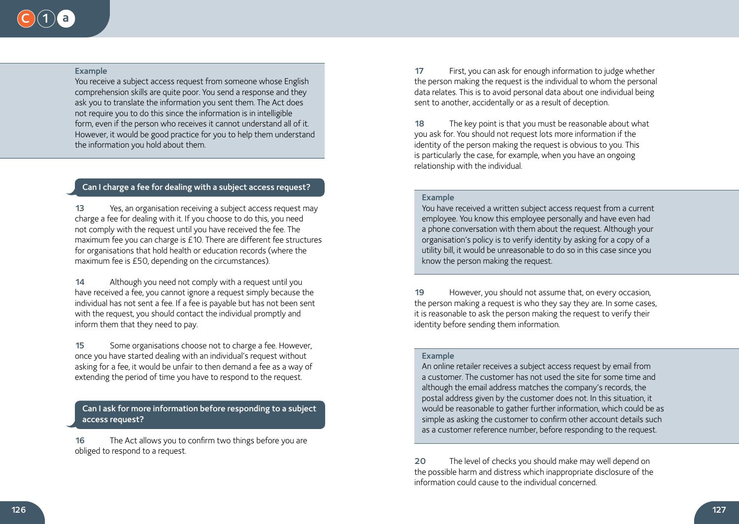**Example**

You receive a subject access request from someone whose English comprehension skills are quite poor. You send a response and they ask you to translate the information you sent them. The Act does not require you to do this since the information is in intelligible form, even if the person who receives it cannot understand all of it. However, it would be good practice for you to help them understand the information you hold about them.

### Can I charge a fee for dealing with a subject access request?

**13** Yes, an organisation receiving a subject access request may charge a fee for dealing with it. If you choose to do this, you need not comply with the request until you have received the fee. The maximum fee you can charge is £10. There are different fee structures for organisations that hold health or education records (where the maximum fee is £50, depending on the circumstances).

**14** Although you need not comply with a request until you have received a fee, you cannot ignore a request simply because the individual has not sent a fee. If a fee is payable but has not been sent with the request, you should contact the individual promptly and inform them that they need to pay.

**15** Some organisations choose not to charge a fee. However, once you have started dealing with an individual's request without asking for a fee, it would be unfair to then demand a fee as a way of extending the period of time you have to respond to the request.

### Can I ask for more information before responding to a subject access request?

**16** The Act allows you to confirm two things before you are obliged to respond to a request.

**17** First, you can ask for enough information to judge whether the person making the request is the individual to whom the personal data relates. This is to avoid personal data about one individual being sent to another, accidentally or as a result of deception.

**18** The key point is that you must be reasonable about what you ask for. You should not request lots more information if the identity of the person making the request is obvious to you. This is particularly the case, for example, when you have an ongoing relationship with the individual.

**Example**

You have received a written subject access request from a current employee. You know this employee personally and have even had a phone conversation with them about the request. Although your organisation's policy is to verify identity by asking for a copy of a utility bill, it would be unreasonable to do so in this case since you know the person making the request.

**19** However, you should not assume that, on every occasion, the person making a request is who they say they are. In some cases, it is reasonable to ask the person making the request to verify their identity before sending them information.

**Example**

An online retailer receives a subject access request by email from a customer. The customer has not used the site for some time and although the email address matches the company's records, the postal address given by the customer does not. In this situation, it would be reasonable to gather further information, which could be as simple as asking the customer to confirm other account details such as a customer reference number, before responding to the request.

**20** The level of checks you should make may well depend on the possible harm and distress which inappropriate disclosure of the information could cause to the individual concerned.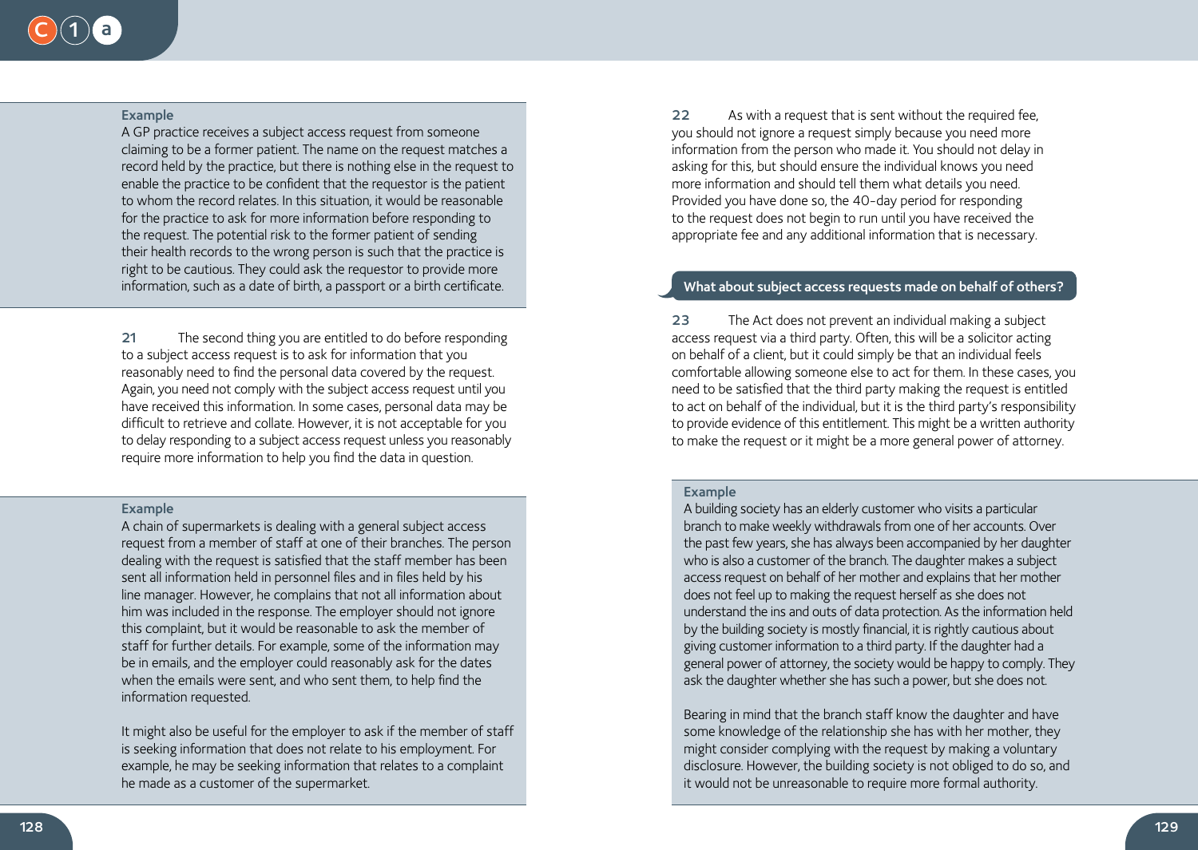**Example**

A GP practice receives a subject access request from someone claiming to be a former patient. The name on the request matches a record held by the practice, but there is nothing else in the request to enable the practice to be confident that the requestor is the patient to whom the record relates. In this situation, it would be reasonable for the practice to ask for more information before responding to the request. The potential risk to the former patient of sending their health records to the wrong person is such that the practice is right to be cautious. They could ask the requestor to provide more information, such as a date of birth, a passport or a birth certificate.

**21** The second thing you are entitled to do before responding to a subject access request is to ask for information that you reasonably need to find the personal data covered by the request. Again, you need not comply with the subject access request until you have received this information. In some cases, personal data may be difficult to retrieve and collate. However, it is not acceptable for you to delay responding to a subject access request unless you reasonably require more information to help you find the data in question.

**Example**

A chain of supermarkets is dealing with a general subject access request from a member of staff at one of their branches. The person dealing with the request is satisfied that the staff member has been sent all information held in personnel files and in files held by his line manager. However, he complains that not all information about him was included in the response. The employer should not ignore this complaint, but it would be reasonable to ask the member of staff for further details. For example, some of the information may be in emails, and the employer could reasonably ask for the dates when the emails were sent, and who sent them, to help find the information requested.

It might also be useful for the employer to ask if the member of staff is seeking information that does not relate to his employment. For example, he may be seeking information that relates to a complaint he made as a customer of the supermarket.

**22** As with a request that is sent without the required fee, you should not ignore a request simply because you need more information from the person who made it. You should not delay in asking for this, but should ensure the individual knows you need more information and should tell them what details you need. Provided you have done so, the 40-day period for responding to the request does not begin to run until you have received the appropriate fee and any additional information that is necessary.

## What about subject access requests made on behalf of others?

**23** The Act does not prevent an individual making a subject access request via a third party. Often, this will be a solicitor acting on behalf of a client, but it could simply be that an individual feels comfortable allowing someone else to act for them. In these cases, you need to be satisfied that the third party making the request is entitled to act on behalf of the individual, but it is the third party's responsibility to provide evidence of this entitlement. This might be a written authority to make the request or it might be a more general power of attorney.

**Example**

A building society has an elderly customer who visits a particular branch to make weekly withdrawals from one of her accounts. Over the past few years, she has always been accompanied by her daughter who is also a customer of the branch. The daughter makes a subject access request on behalf of her mother and explains that her mother does not feel up to making the request herself as she does not understand the ins and outs of data protection. As the information held by the building society is mostly financial, it is rightly cautious about giving customer information to a third party. If the daughter had a general power of attorney, the society would be happy to comply. They ask the daughter whether she has such a power, but she does not.

Bearing in mind that the branch staff know the daughter and have some knowledge of the relationship she has with her mother, they might consider complying with the request by making a voluntary disclosure. However, the building society is not obliged to do so, and it would not be unreasonable to require more formal authority.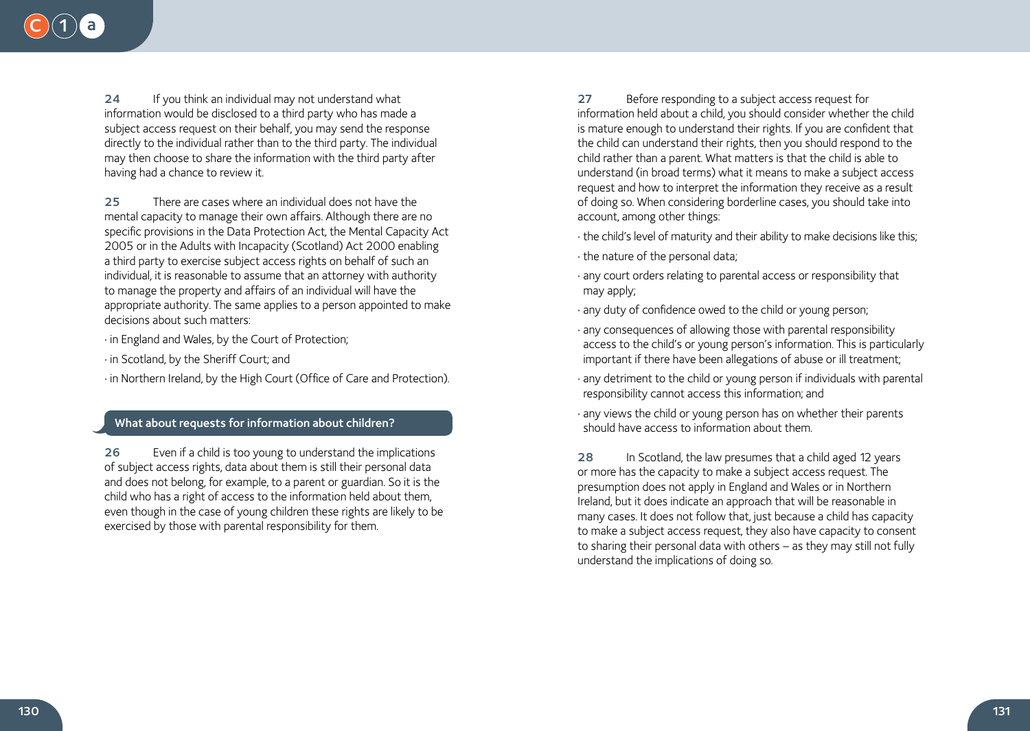**24** If you think an individual may not understand what information would be disclosed to a third party who has made a subject access request on their behalf, you may send the response directly to the individual rather than to the third party. The individual may then choose to share the information with the third party after having had a chance to review it.

**25** There are cases where an individual does not have the mental capacity to manage their own affairs. Although there are no specific provisions in the Data Protection Act, the Mental Capacity Act 2005 or in the Adults with Incapacity (Scotland) Act 2000 enabling a third party to exercise subject access rights on behalf of such an individual, it is reasonable to assume that an attorney with authority to manage the property and affairs of an individual will have the appropriate authority. The same applies to a person appointed to make decisions about such matters:

- in England and Wales, by the Court of Protection;
- in Scotland, by the Sheriff Court; and
- in Northern Ireland, by the High Court (Office of Care and Protection).

## What about requests for information about children?

**26** Even if a child is too young to understand the implications of subject access rights, data about them is still their personal data and does not belong, for example, to a parent or guardian. So it is the child who has a right of access to the information held about them, even though in the case of young children these rights are likely to be exercised by those with parental responsibility for them.

**27** Before responding to a subject access request for information held about a child, you should consider whether the child is mature enough to understand their rights. If you are confident that the child can understand their rights, then you should respond to the child rather than a parent. What matters is that the child is able to understand (in broad terms) what it means to make a subject access request and how to interpret the information they receive as a result of doing so. When considering borderline cases, you should take into account, among other things:

- the child's level of maturity and their ability to make decisions like this;
- the nature of the personal data;
- any court orders relating to parental access or responsibility that may apply;
- any duty of confidence owed to the child or young person;
- any consequences of allowing those with parental responsibility access to the child's or young person's information. This is particularly important if there have been allegations of abuse or ill treatment;
- any detriment to the child or young person if individuals with parental responsibility cannot access this information; and
- any views the child or young person has on whether their parents should have access to information about them.

**28** In Scotland, the law presumes that a child aged 12 years or more has the capacity to make a subject access request. The presumption does not apply in England and Wales or in Northern Ireland, but it does indicate an approach that will be reasonable in many cases. It does not follow that, just because a child has capacity to make a subject access request, they also have capacity to consent to sharing their personal data with others – as they may still not fully understand the implications of doing so.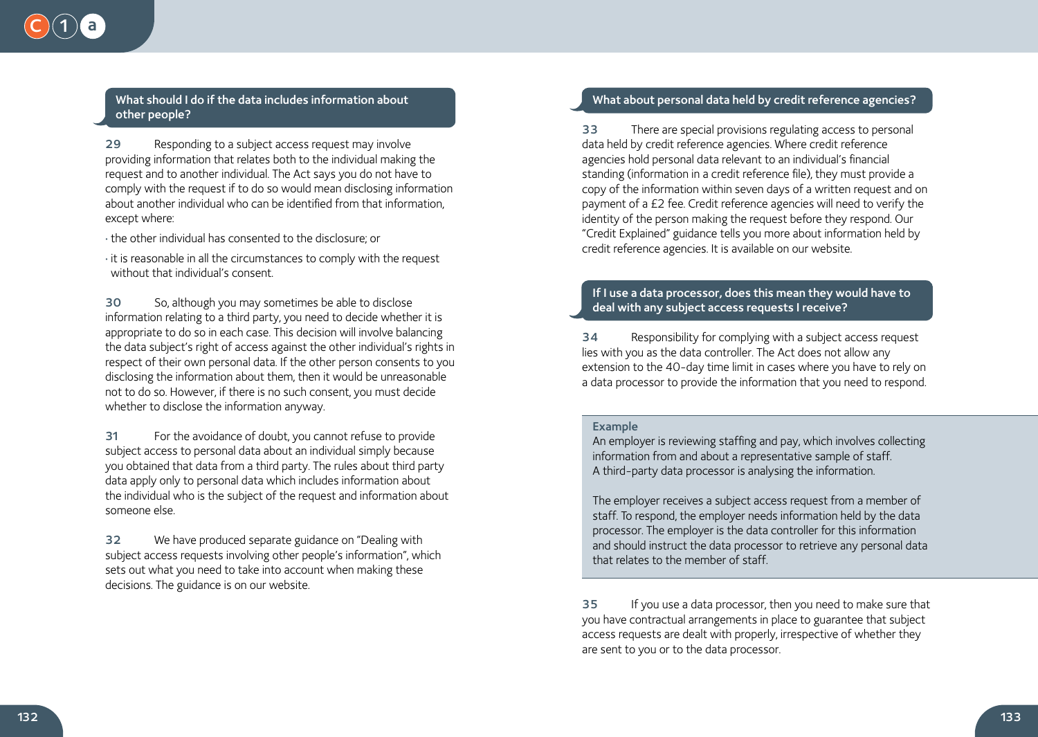### What should I do if the data includes information about other people?

**29** Responding to a subject access request may involve providing information that relates both to the individual making the request and to another individual. The Act says you do not have to comply with the request if to do so would mean disclosing information about another individual who can be identified from that information, except where:

- the other individual has consented to the disclosure; or
- it is reasonable in all the circumstances to comply with the request without that individual's consent.

**30** So, although you may sometimes be able to disclose information relating to a third party, you need to decide whether it is appropriate to do so in each case. This decision will involve balancing the data subject's right of access against the other individual's rights in respect of their own personal data. If the other person consents to you disclosing the information about them, then it would be unreasonable not to do so. However, if there is no such consent, you must decide whether to disclose the information anyway.

**31** For the avoidance of doubt, you cannot refuse to provide subject access to personal data about an individual simply because you obtained that data from a third party. The rules about third party data apply only to personal data which includes information about the individual who is the subject of the request and information about someone else.

**32** We have produced separate guidance on "Dealing with subject access requests involving other people's information", which sets out what you need to take into account when making these decisions. The guidance is on our website.

### What about personal data held by credit reference agencies?

**33** There are special provisions regulating access to personal data held by credit reference agencies. Where credit reference agencies hold personal data relevant to an individual's financial standing (information in a credit reference file), they must provide a copy of the information within seven days of a written request and on payment of a £2 fee. Credit reference agencies will need to verify the identity of the person making the request before they respond. Our "Credit Explained" guidance tells you more about information held by credit reference agencies. It is available on our website.

### If I use a data processor, does this mean they would have to deal with any subject access requests I receive?

**34** Responsibility for complying with a subject access request lies with you as the data controller. The Act does not allow any extension to the 40-day time limit in cases where you have to rely on a data processor to provide the information that you need to respond.

> **Example**
>
> An employer is reviewing staffing and pay, which involves collecting information from and about a representative sample of staff. A third-party data processor is analysing the information.
>
> The employer receives a subject access request from a member of staff. To respond, the employer needs information held by the data processor. The employer is the data controller for this information and should instruct the data processor to retrieve any personal data that relates to the member of staff.

**35** If you use a data processor, then you need to make sure that you have contractual arrangements in place to guarantee that subject access requests are dealt with properly, irrespective of whether they are sent to you or to the data processor.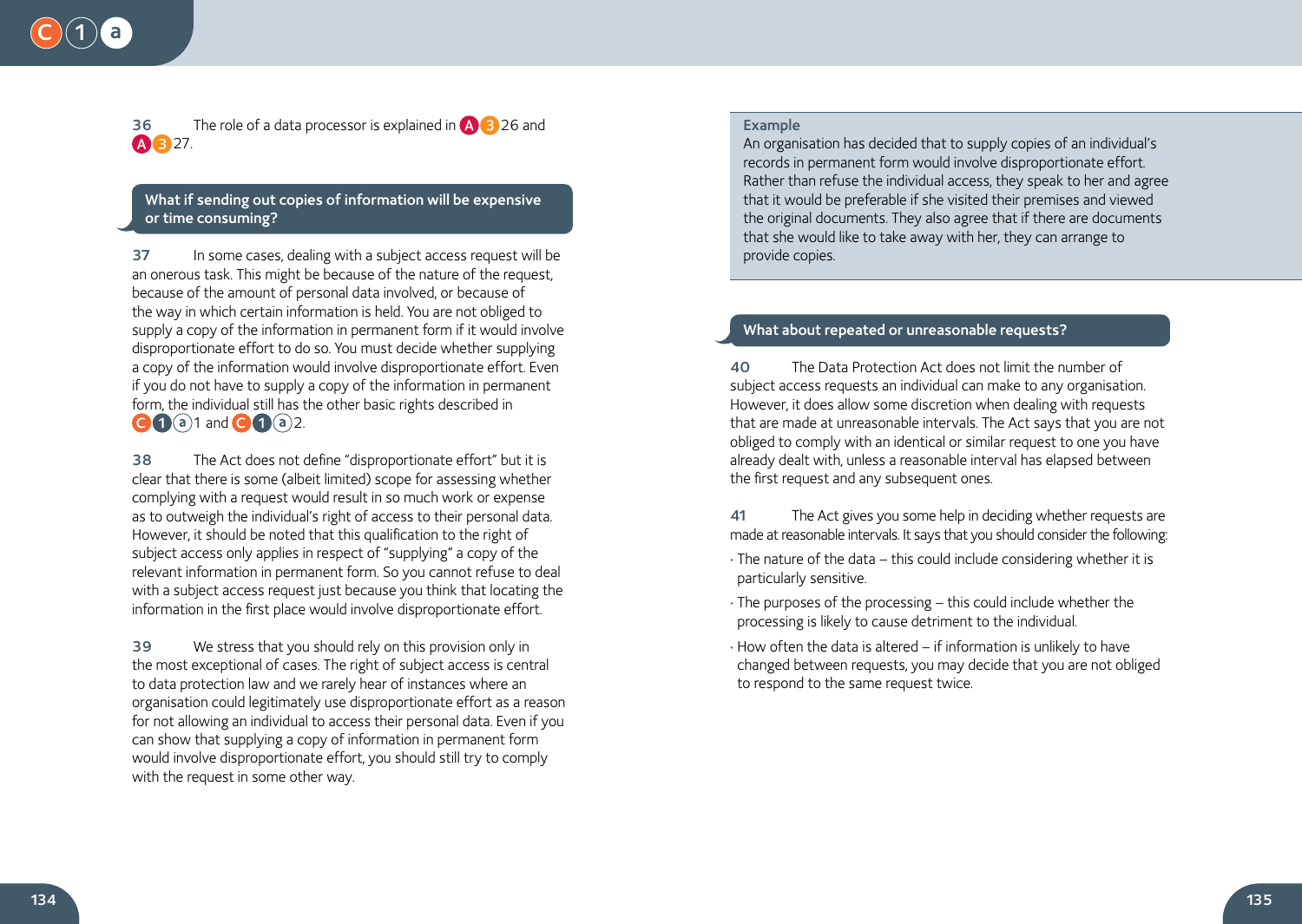36 The role of a data processor is explained in A 3 26 and A 3 27.

## What if sending out copies of information will be expensive or time consuming?

37 In some cases, dealing with a subject access request will be an onerous task. This might be because of the nature of the request, because of the amount of personal data involved, or because of the way in which certain information is held. You are not obliged to supply a copy of the information in permanent form if it would involve disproportionate effort to do so. You must decide whether supplying a copy of the information would involve disproportionate effort. Even if you do not have to supply a copy of the information in permanent form, the individual still has the other basic rights described in C 1 a 1 and C 1 a 2.

38 The Act does not define "disproportionate effort" but it is clear that there is some (albeit limited) scope for assessing whether complying with a request would result in so much work or expense as to outweigh the individual's right of access to their personal data. However, it should be noted that this qualification to the right of subject access only applies in respect of "supplying" a copy of the relevant information in permanent form. So you cannot refuse to deal with a subject access request just because you think that locating the information in the first place would involve disproportionate effort.

39 We stress that you should rely on this provision only in the most exceptional of cases. The right of subject access is central to data protection law and we rarely hear of instances where an organisation could legitimately use disproportionate effort as a reason for not allowing an individual to access their personal data. Even if you can show that supplying a copy of information in permanent form would involve disproportionate effort, you should still try to comply with the request in some other way.

**Example**

An organisation has decided that to supply copies of an individual's records in permanent form would involve disproportionate effort. Rather than refuse the individual access, they speak to her and agree that it would be preferable if she visited their premises and viewed the original documents. They also agree that if there are documents that she would like to take away with her, they can arrange to provide copies.

## What about repeated or unreasonable requests?

40 The Data Protection Act does not limit the number of subject access requests an individual can make to any organisation. However, it does allow some discretion when dealing with requests that are made at unreasonable intervals. The Act says that you are not obliged to comply with an identical or similar request to one you have already dealt with, unless a reasonable interval has elapsed between the first request and any subsequent ones.

41 The Act gives you some help in deciding whether requests are made at reasonable intervals. It says that you should consider the following:

- The nature of the data – this could include considering whether it is particularly sensitive.
- The purposes of the processing – this could include whether the processing is likely to cause detriment to the individual.
- How often the data is altered – if information is unlikely to have changed between requests, you may decide that you are not obliged to respond to the same request twice.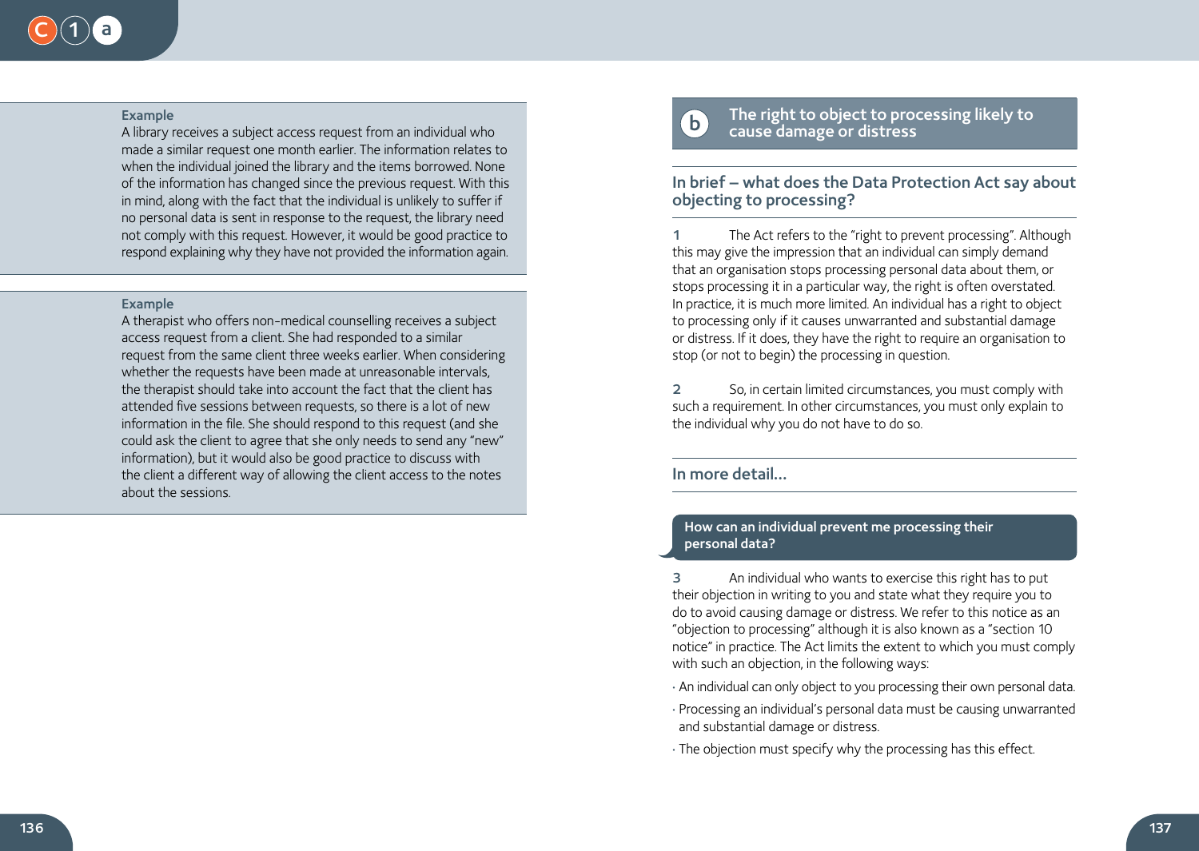**Example**

A library receives a subject access request from an individual who made a similar request one month earlier. The information relates to when the individual joined the library and the items borrowed. None of the information has changed since the previous request. With this in mind, along with the fact that the individual is unlikely to suffer if no personal data is sent in response to the request, the library need not comply with this request. However, it would be good practice to respond explaining why they have not provided the information again.

**Example**

A therapist who offers non-medical counselling receives a subject access request from a client. She had responded to a similar request from the same client three weeks earlier. When considering whether the requests have been made at unreasonable intervals, the therapist should take into account the fact that the client has attended five sessions between requests, so there is a lot of new information in the file. She should respond to this request (and she could ask the client to agree that she only needs to send any "new" information), but it would also be good practice to discuss with the client a different way of allowing the client access to the notes about the sessions.

## b The right to object to processing likely to cause damage or distress

### In brief – what does the Data Protection Act say about objecting to processing?

**1** The Act refers to the "right to prevent processing". Although this may give the impression that an individual can simply demand that an organisation stops processing personal data about them, or stops processing it in a particular way, the right is often overstated. In practice, it is much more limited. An individual has a right to object to processing only if it causes unwarranted and substantial damage or distress. If it does, they have the right to require an organisation to stop (or not to begin) the processing in question.

**2** So, in certain limited circumstances, you must comply with such a requirement. In other circumstances, you must only explain to the individual why you do not have to do so.

### In more detail…

#### How can an individual prevent me processing their personal data?

**3** An individual who wants to exercise this right has to put their objection in writing to you and state what they require you to do to avoid causing damage or distress. We refer to this notice as an "objection to processing" although it is also known as a "section 10 notice" in practice. The Act limits the extent to which you must comply with such an objection, in the following ways:

- An individual can only object to you processing their own personal data.
- Processing an individual's personal data must be causing unwarranted and substantial damage or distress.
- The objection must specify why the processing has this effect.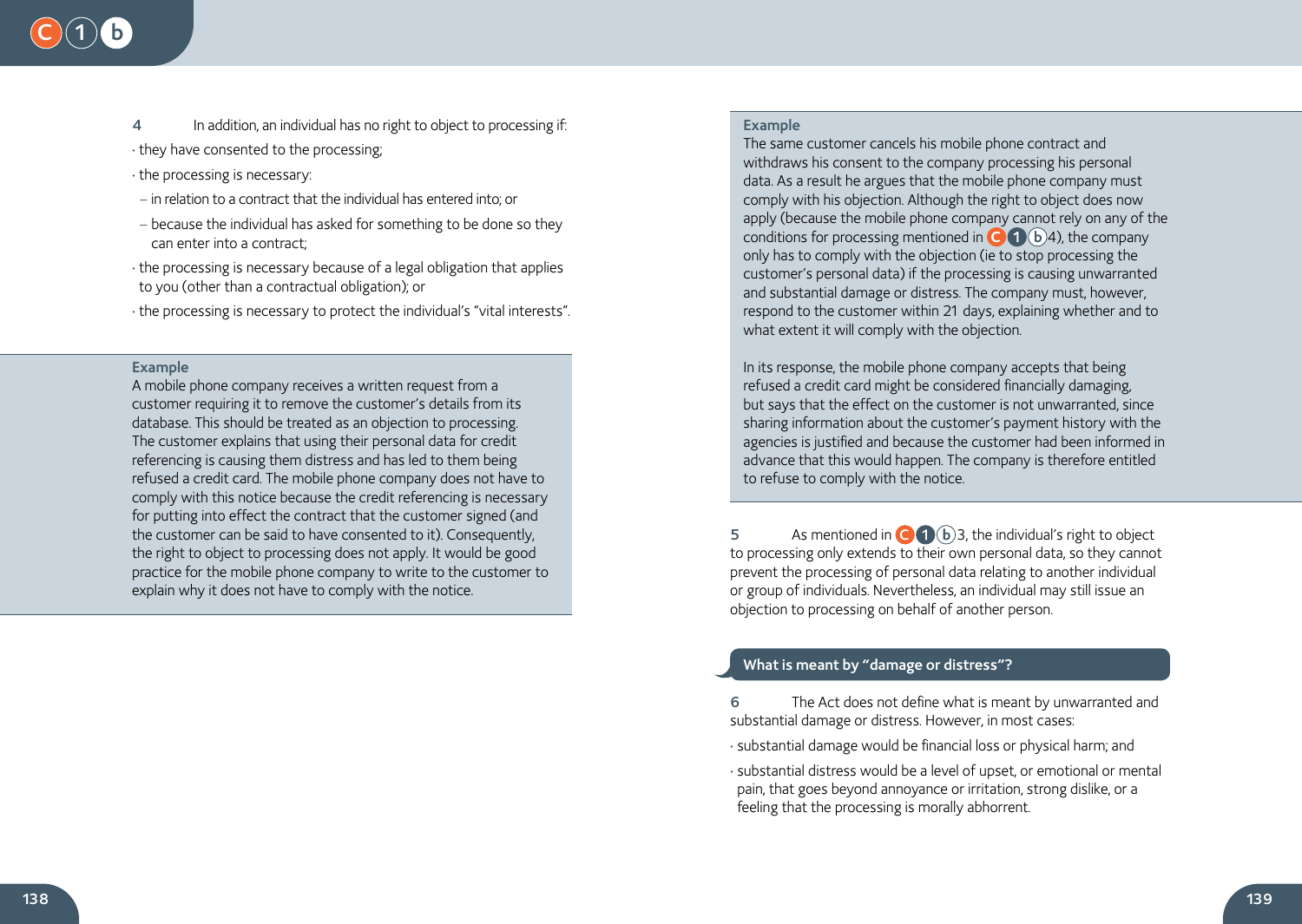4 In addition, an individual has no right to object to processing if:

- they have consented to the processing;
- the processing is necessary:
  - in relation to a contract that the individual has entered into; or
  - because the individual has asked for something to be done so they can enter into a contract;
- the processing is necessary because of a legal obligation that applies to you (other than a contractual obligation); or
- the processing is necessary to protect the individual's "vital interests".

**Example**

A mobile phone company receives a written request from a customer requiring it to remove the customer's details from its database. This should be treated as an objection to processing. The customer explains that using their personal data for credit referencing is causing them distress and has led to them being refused a credit card. The mobile phone company does not have to comply with this notice because the credit referencing is necessary for putting into effect the contract that the customer signed (and the customer can be said to have consented to it). Consequently, the right to object to processing does not apply. It would be good practice for the mobile phone company to write to the customer to explain why it does not have to comply with the notice.

**Example**

The same customer cancels his mobile phone contract and withdraws his consent to the company processing his personal data. As a result he argues that the mobile phone company must comply with his objection. Although the right to object does now apply (because the mobile phone company cannot rely on any of the conditions for processing mentioned in C1b4), the company only has to comply with the objection (ie to stop processing the customer's personal data) if the processing is causing unwarranted and substantial damage or distress. The company must, however, respond to the customer within 21 days, explaining whether and to what extent it will comply with the objection.

In its response, the mobile phone company accepts that being refused a credit card might be considered financially damaging, but says that the effect on the customer is not unwarranted, since sharing information about the customer's payment history with the agencies is justified and because the customer had been informed in advance that this would happen. The company is therefore entitled to refuse to comply with the notice.

5 As mentioned in C1b3, the individual's right to object to processing only extends to their own personal data, so they cannot prevent the processing of personal data relating to another individual or group of individuals. Nevertheless, an individual may still issue an objection to processing on behalf of another person.

## What is meant by "damage or distress"?

6 The Act does not define what is meant by unwarranted and substantial damage or distress. However, in most cases:

- substantial damage would be financial loss or physical harm; and
- substantial distress would be a level of upset, or emotional or mental pain, that goes beyond annoyance or irritation, strong dislike, or a feeling that the processing is morally abhorrent.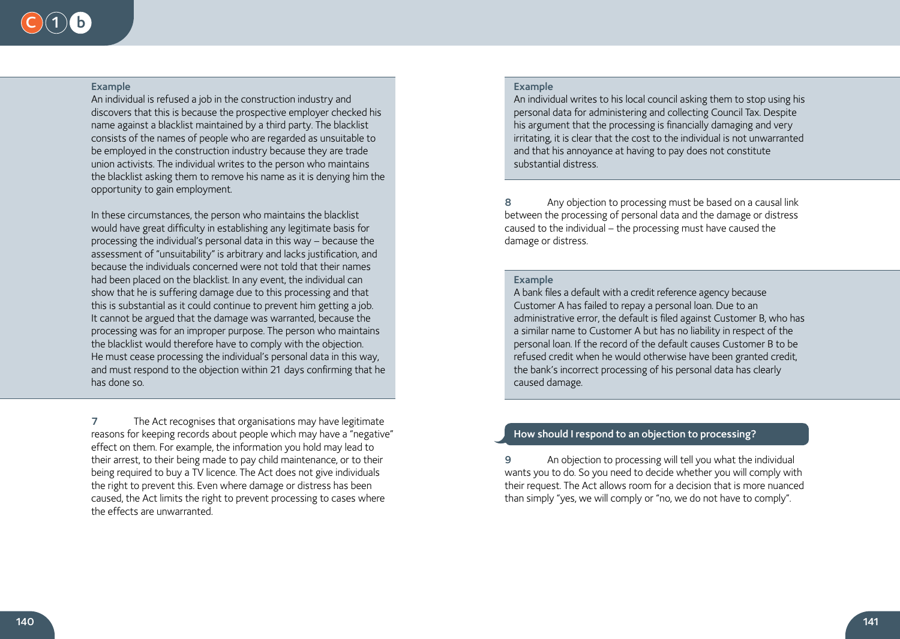**Example**

An individual is refused a job in the construction industry and discovers that this is because the prospective employer checked his name against a blacklist maintained by a third party. The blacklist consists of the names of people who are regarded as unsuitable to be employed in the construction industry because they are trade union activists. The individual writes to the person who maintains the blacklist asking them to remove his name as it is denying him the opportunity to gain employment.

In these circumstances, the person who maintains the blacklist would have great difficulty in establishing any legitimate basis for processing the individual's personal data in this way – because the assessment of "unsuitability" is arbitrary and lacks justification, and because the individuals concerned were not told that their names had been placed on the blacklist. In any event, the individual can show that he is suffering damage due to this processing and that this is substantial as it could continue to prevent him getting a job. It cannot be argued that the damage was warranted, because the processing was for an improper purpose. The person who maintains the blacklist would therefore have to comply with the objection. He must cease processing the individual's personal data in this way, and must respond to the objection within 21 days confirming that he has done so.

**7** The Act recognises that organisations may have legitimate reasons for keeping records about people which may have a "negative" effect on them. For example, the information you hold may lead to their arrest, to their being made to pay child maintenance, or to their being required to buy a TV licence. The Act does not give individuals the right to prevent this. Even where damage or distress has been caused, the Act limits the right to prevent processing to cases where the effects are unwarranted.

**Example**

An individual writes to his local council asking them to stop using his personal data for administering and collecting Council Tax. Despite his argument that the processing is financially damaging and very irritating, it is clear that the cost to the individual is not unwarranted and that his annoyance at having to pay does not constitute substantial distress.

**8** Any objection to processing must be based on a causal link between the processing of personal data and the damage or distress caused to the individual – the processing must have caused the damage or distress.

**Example**

A bank files a default with a credit reference agency because Customer A has failed to repay a personal loan. Due to an administrative error, the default is filed against Customer B, who has a similar name to Customer A but has no liability in respect of the personal loan. If the record of the default causes Customer B to be refused credit when he would otherwise have been granted credit, the bank's incorrect processing of his personal data has clearly caused damage.

## How should I respond to an objection to processing?

**9** An objection to processing will tell you what the individual wants you to do. So you need to decide whether you will comply with their request. The Act allows room for a decision that is more nuanced than simply "yes, we will comply or "no, we do not have to comply".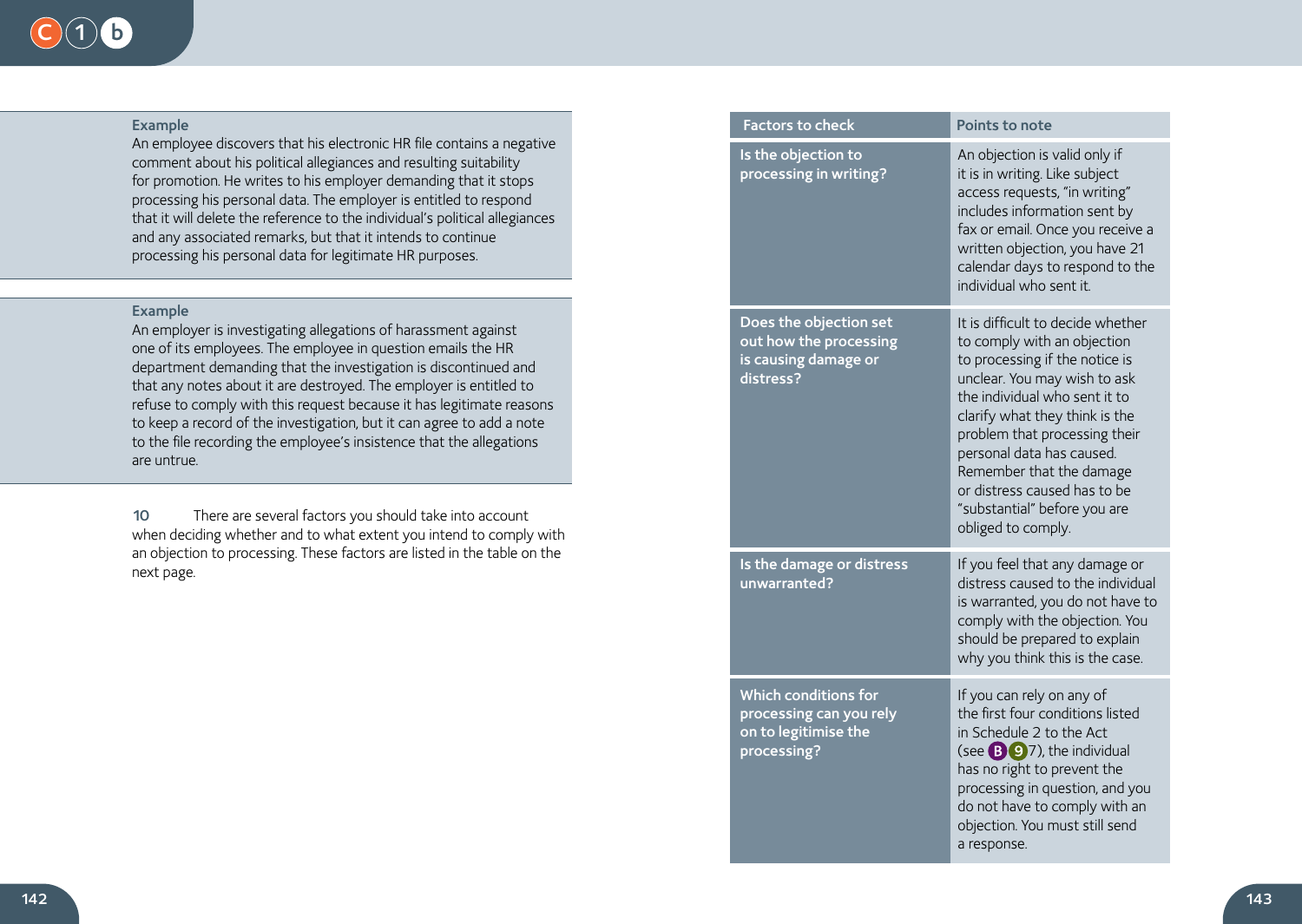**Example**

An employee discovers that his electronic HR file contains a negative comment about his political allegiances and resulting suitability for promotion. He writes to his employer demanding that it stops processing his personal data. The employer is entitled to respond that it will delete the reference to the individual's political allegiances and any associated remarks, but that it intends to continue processing his personal data for legitimate HR purposes.

**Example**

An employer is investigating allegations of harassment against one of its employees. The employee in question emails the HR department demanding that the investigation is discontinued and that any notes about it are destroyed. The employer is entitled to refuse to comply with this request because it has legitimate reasons to keep a record of the investigation, but it can agree to add a note to the file recording the employee's insistence that the allegations are untrue.

**10** There are several factors you should take into account when deciding whether and to what extent you intend to comply with an objection to processing. These factors are listed in the table on the next page.

| Factors to check | Points to note |
|---|---|
| **Is the objection to processing in writing?** | An objection is valid only if it is in writing. Like subject access requests, "in writing" includes information sent by fax or email. Once you receive a written objection, you have 21 calendar days to respond to the individual who sent it. |
| **Does the objection set out how the processing is causing damage or distress?** | It is difficult to decide whether to comply with an objection to processing if the notice is unclear. You may wish to ask the individual who sent it to clarify what they think is the problem that processing their personal data has caused. Remember that the damage or distress caused has to be "substantial" before you are obliged to comply. |
| **Is the damage or distress unwarranted?** | If you feel that any damage or distress caused to the individual is warranted, you do not have to comply with the objection. You should be prepared to explain why you think this is the case. |
| **Which conditions for processing can you rely on to legitimise the processing?** | If you can rely on any of the first four conditions listed in Schedule 2 to the Act (see B 9 7), the individual has no right to prevent the processing in question, and you do not have to comply with an objection. You must still send a response. |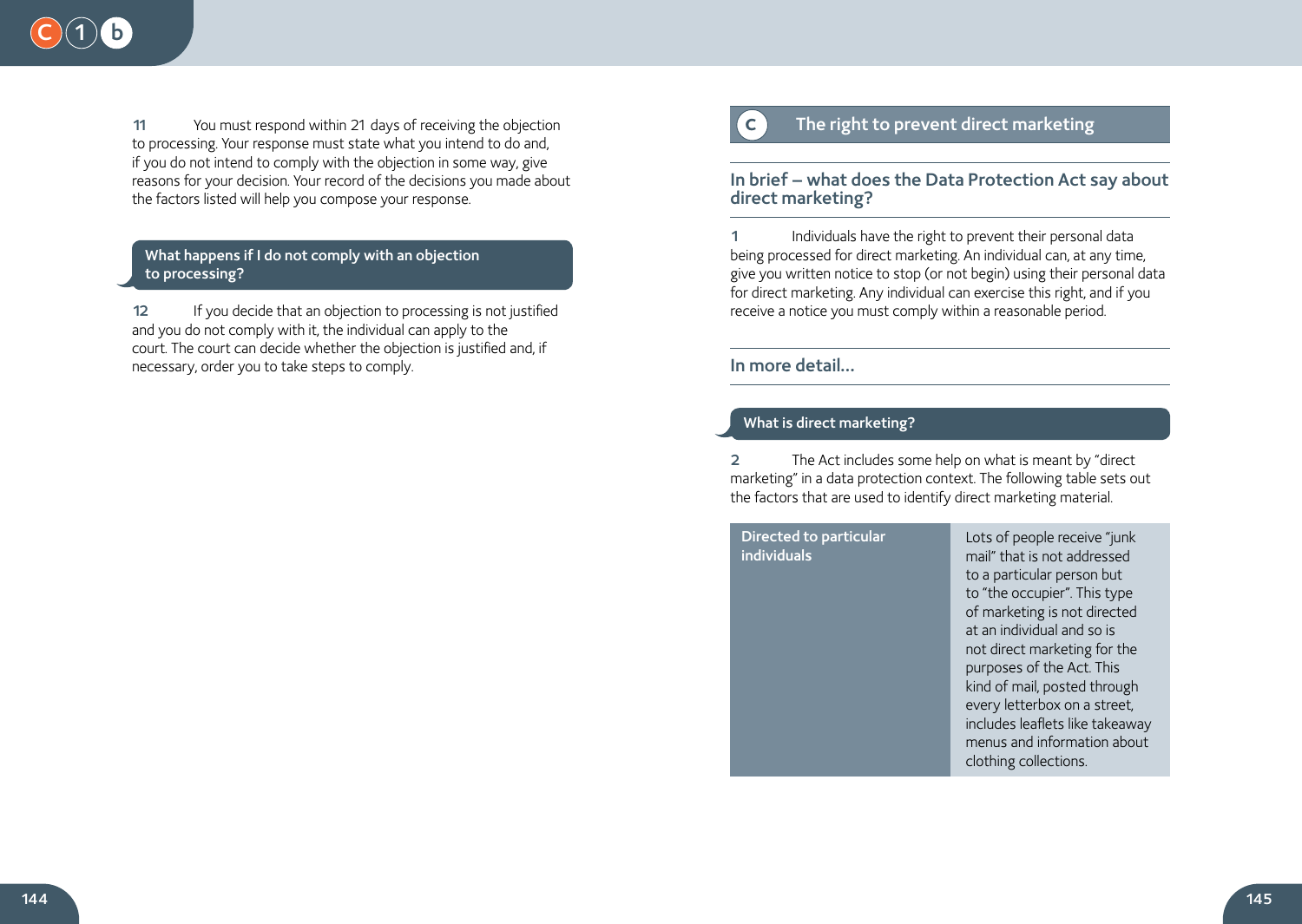11 You must respond within 21 days of receiving the objection to processing. Your response must state what you intend to do and, if you do not intend to comply with the objection in some way, give reasons for your decision. Your record of the decisions you made about the factors listed will help you compose your response.

### What happens if I do not comply with an objection to processing?

12 If you decide that an objection to processing is not justified and you do not comply with it, the individual can apply to the court. The court can decide whether the objection is justified and, if necessary, order you to take steps to comply.

## C The right to prevent direct marketing

### In brief – what does the Data Protection Act say about direct marketing?

1 Individuals have the right to prevent their personal data being processed for direct marketing. An individual can, at any time, give you written notice to stop (or not begin) using their personal data for direct marketing. Any individual can exercise this right, and if you receive a notice you must comply within a reasonable period.

### In more detail…

### What is direct marketing?

2 The Act includes some help on what is meant by "direct marketing" in a data protection context. The following table sets out the factors that are used to identify direct marketing material.

| | |
|---|---|
| **Directed to particular individuals** | Lots of people receive "junk mail" that is not addressed to a particular person but to "the occupier". This type of marketing is not directed at an individual and so is not direct marketing for the purposes of the Act. This kind of mail, posted through every letterbox on a street, includes leaflets like takeaway menus and information about clothing collections. |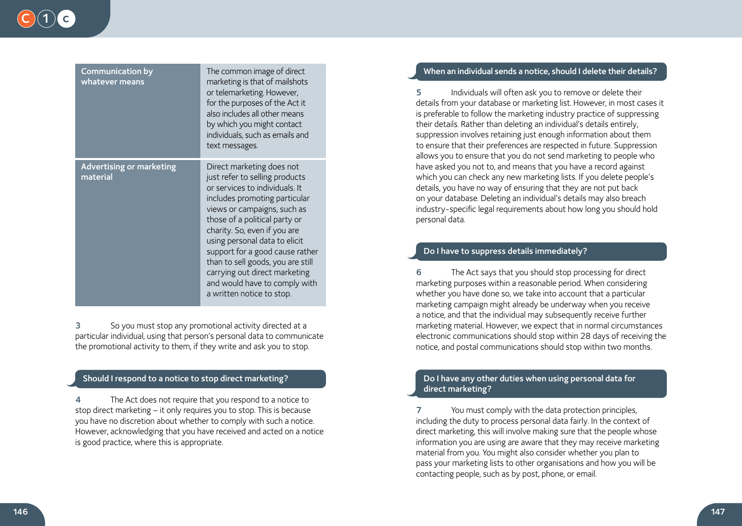| Communication by whatever means | The common image of direct marketing is that of mailshots or telemarketing. However, for the purposes of the Act it also includes all other means by which you might contact individuals, such as emails and text messages. |
|---|---|
| Advertising or marketing material | Direct marketing does not just refer to selling products or services to individuals. It includes promoting particular views or campaigns, such as those of a political party or charity. So, even if you are using personal data to elicit support for a good cause rather than to sell goods, you are still carrying out direct marketing and would have to comply with a written notice to stop. |

**3** So you must stop any promotional activity directed at a particular individual, using that person's personal data to communicate the promotional activity to them, if they write and ask you to stop.

### Should I respond to a notice to stop direct marketing?

**4** The Act does not require that you respond to a notice to stop direct marketing – it only requires you to stop. This is because you have no discretion about whether to comply with such a notice. However, acknowledging that you have received and acted on a notice is good practice, where this is appropriate.

### When an individual sends a notice, should I delete their details?

**5** Individuals will often ask you to remove or delete their details from your database or marketing list. However, in most cases it is preferable to follow the marketing industry practice of suppressing their details. Rather than deleting an individual's details entirely, suppression involves retaining just enough information about them to ensure that their preferences are respected in future. Suppression allows you to ensure that you do not send marketing to people who have asked you not to, and means that you have a record against which you can check any new marketing lists. If you delete people's details, you have no way of ensuring that they are not put back on your database. Deleting an individual's details may also breach industry-specific legal requirements about how long you should hold personal data.

### Do I have to suppress details immediately?

**6** The Act says that you should stop processing for direct marketing purposes within a reasonable period. When considering whether you have done so, we take into account that a particular marketing campaign might already be underway when you receive a notice, and that the individual may subsequently receive further marketing material. However, we expect that in normal circumstances electronic communications should stop within 28 days of receiving the notice, and postal communications should stop within two months.

### Do I have any other duties when using personal data for direct marketing?

**7** You must comply with the data protection principles, including the duty to process personal data fairly. In the context of direct marketing, this will involve making sure that the people whose information you are using are aware that they may receive marketing material from you. You might also consider whether you plan to pass your marketing lists to other organisations and how you will be contacting people, such as by post, phone, or email.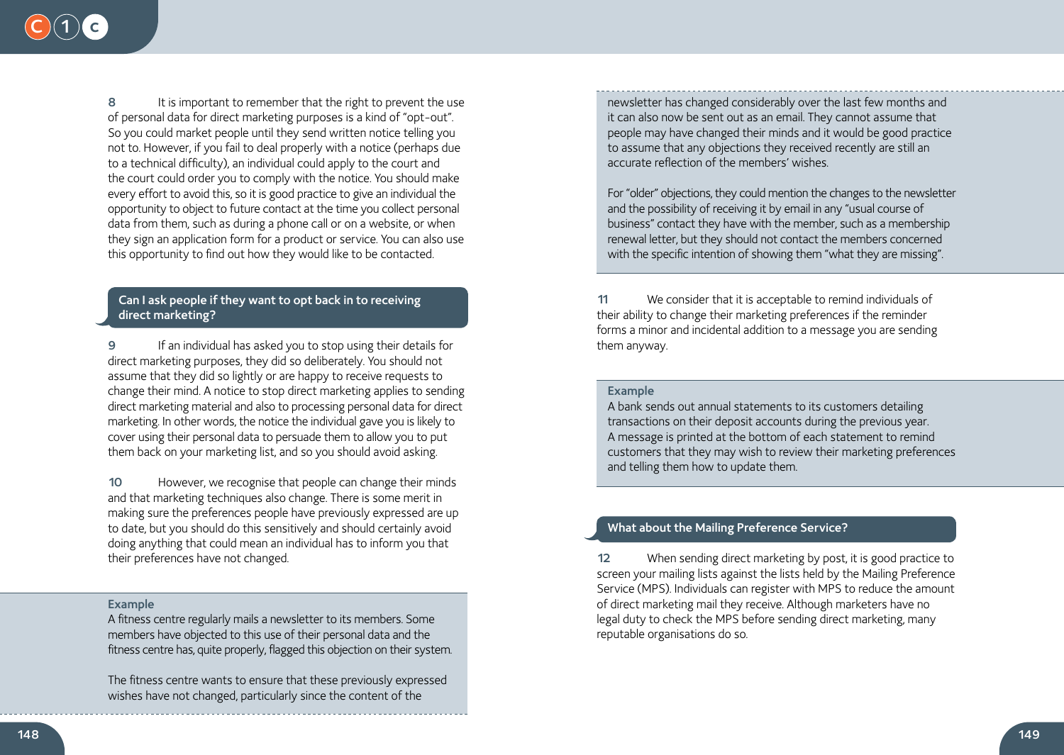8 It is important to remember that the right to prevent the use of personal data for direct marketing purposes is a kind of "opt-out". So you could market people until they send written notice telling you not to. However, if you fail to deal properly with a notice (perhaps due to a technical difficulty), an individual could apply to the court and the court could order you to comply with the notice. You should make every effort to avoid this, so it is good practice to give an individual the opportunity to object to future contact at the time you collect personal data from them, such as during a phone call or on a website, or when they sign an application form for a product or service. You can also use this opportunity to find out how they would like to be contacted.

## Can I ask people if they want to opt back in to receiving direct marketing?

9 If an individual has asked you to stop using their details for direct marketing purposes, they did so deliberately. You should not assume that they did so lightly or are happy to receive requests to change their mind. A notice to stop direct marketing applies to sending direct marketing material and also to processing personal data for direct marketing. In other words, the notice the individual gave you is likely to cover using their personal data to persuade them to allow you to put them back on your marketing list, and so you should avoid asking.

10 However, we recognise that people can change their minds and that marketing techniques also change. There is some merit in making sure the preferences people have previously expressed are up to date, but you should do this sensitively and should certainly avoid doing anything that could mean an individual has to inform you that their preferences have not changed.

**Example**

A fitness centre regularly mails a newsletter to its members. Some members have objected to this use of their personal data and the fitness centre has, quite properly, flagged this objection on their system.

The fitness centre wants to ensure that these previously expressed wishes have not changed, particularly since the content of the newsletter has changed considerably over the last few months and it can also now be sent out as an email. They cannot assume that people may have changed their minds and it would be good practice to assume that any objections they received recently are still an accurate reflection of the members' wishes.

For "older" objections, they could mention the changes to the newsletter and the possibility of receiving it by email in any "usual course of business" contact they have with the member, such as a membership renewal letter, but they should not contact the members concerned with the specific intention of showing them "what they are missing".

11 We consider that it is acceptable to remind individuals of their ability to change their marketing preferences if the reminder forms a minor and incidental addition to a message you are sending them anyway.

**Example**

A bank sends out annual statements to its customers detailing transactions on their deposit accounts during the previous year. A message is printed at the bottom of each statement to remind customers that they may wish to review their marketing preferences and telling them how to update them.

## What about the Mailing Preference Service?

12 When sending direct marketing by post, it is good practice to screen your mailing lists against the lists held by the Mailing Preference Service (MPS). Individuals can register with MPS to reduce the amount of direct marketing mail they receive. Although marketers have no legal duty to check the MPS before sending direct marketing, many reputable organisations do so.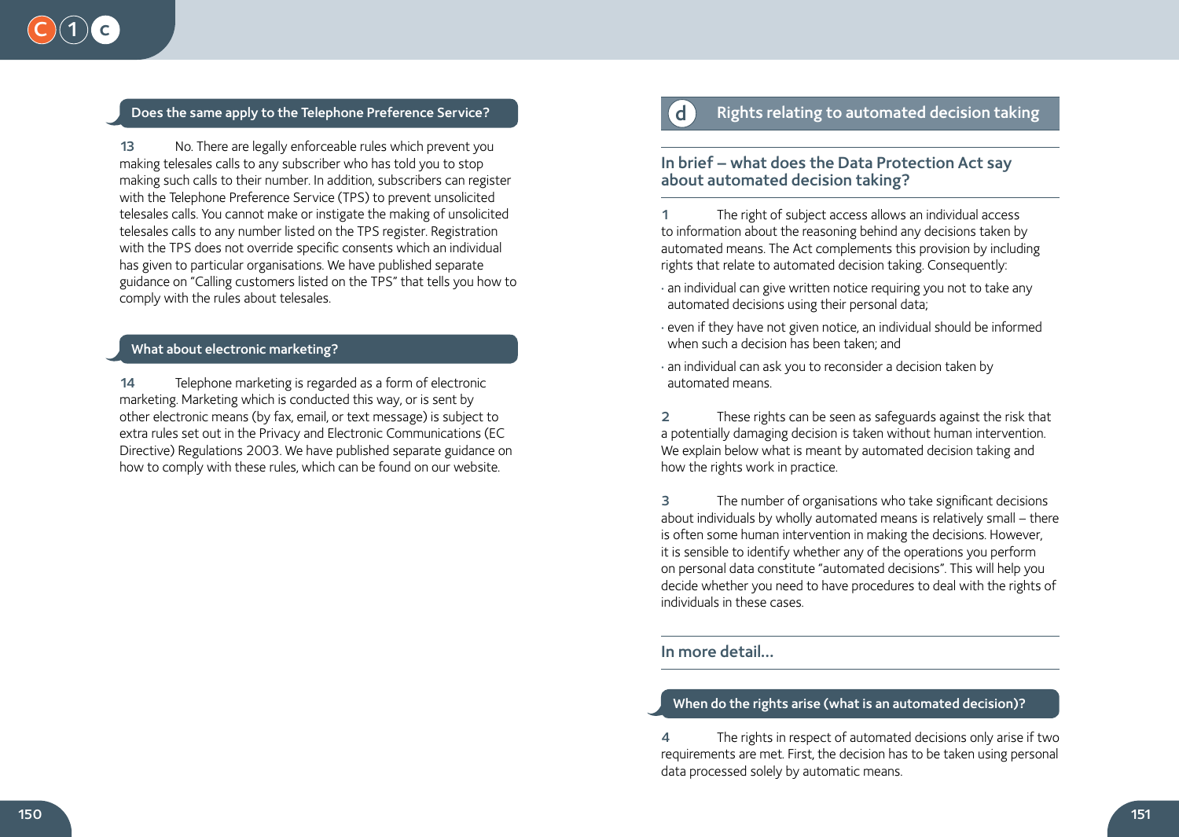### Does the same apply to the Telephone Preference Service?

**13** No. There are legally enforceable rules which prevent you making telesales calls to any subscriber who has told you to stop making such calls to their number. In addition, subscribers can register with the Telephone Preference Service (TPS) to prevent unsolicited telesales calls. You cannot make or instigate the making of unsolicited telesales calls to any number listed on the TPS register. Registration with the TPS does not override specific consents which an individual has given to particular organisations. We have published separate guidance on "Calling customers listed on the TPS" that tells you how to comply with the rules about telesales.

### What about electronic marketing?

**14** Telephone marketing is regarded as a form of electronic marketing. Marketing which is conducted this way, or is sent by other electronic means (by fax, email, or text message) is subject to extra rules set out in the Privacy and Electronic Communications (EC Directive) Regulations 2003. We have published separate guidance on how to comply with these rules, which can be found on our website.

## d Rights relating to automated decision taking

### In brief – what does the Data Protection Act say about automated decision taking?

**1** The right of subject access allows an individual access to information about the reasoning behind any decisions taken by automated means. The Act complements this provision by including rights that relate to automated decision taking. Consequently:

- an individual can give written notice requiring you not to take any automated decisions using their personal data;
- even if they have not given notice, an individual should be informed when such a decision has been taken; and
- an individual can ask you to reconsider a decision taken by automated means.

**2** These rights can be seen as safeguards against the risk that a potentially damaging decision is taken without human intervention. We explain below what is meant by automated decision taking and how the rights work in practice.

**3** The number of organisations who take significant decisions about individuals by wholly automated means is relatively small – there is often some human intervention in making the decisions. However, it is sensible to identify whether any of the operations you perform on personal data constitute "automated decisions". This will help you decide whether you need to have procedures to deal with the rights of individuals in these cases.

### In more detail…

### When do the rights arise (what is an automated decision)?

**4** The rights in respect of automated decisions only arise if two requirements are met. First, the decision has to be taken using personal data processed solely by automatic means.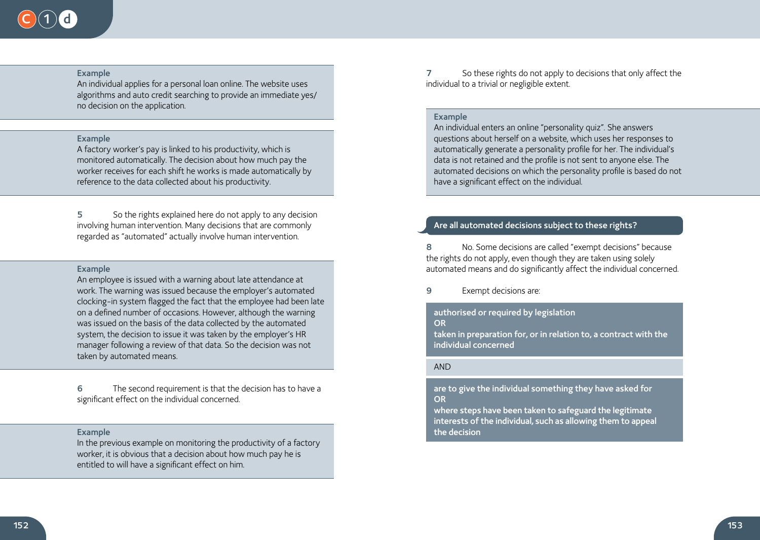**Example**
An individual applies for a personal loan online. The website uses algorithms and auto credit searching to provide an immediate yes/no decision on the application.

**Example**
A factory worker's pay is linked to his productivity, which is monitored automatically. The decision about how much pay the worker receives for each shift he works is made automatically by reference to the data collected about his productivity.

**5** So the rights explained here do not apply to any decision involving human intervention. Many decisions that are commonly regarded as "automated" actually involve human intervention.

**Example**
An employee is issued with a warning about late attendance at work. The warning was issued because the employer's automated clocking-in system flagged the fact that the employee had been late on a defined number of occasions. However, although the warning was issued on the basis of the data collected by the automated system, the decision to issue it was taken by the employer's HR manager following a review of that data. So the decision was not taken by automated means.

**6** The second requirement is that the decision has to have a significant effect on the individual concerned.

**Example**
In the previous example on monitoring the productivity of a factory worker, it is obvious that a decision about how much pay he is entitled to will have a significant effect on him.

**7** So these rights do not apply to decisions that only affect the individual to a trivial or negligible extent.

**Example**
An individual enters an online "personality quiz". She answers questions about herself on a website, which uses her responses to automatically generate a personality profile for her. The individual's data is not retained and the profile is not sent to anyone else. The automated decisions on which the personality profile is based do not have a significant effect on the individual.

## Are all automated decisions subject to these rights?

**8** No. Some decisions are called "exempt decisions" because the rights do not apply, even though they are taken using solely automated means and do significantly affect the individual concerned.

**9** Exempt decisions are:

**authorised or required by legislation**
**OR**
**taken in preparation for, or in relation to, a contract with the individual concerned**

AND

**are to give the individual something they have asked for**
**OR**
**where steps have been taken to safeguard the legitimate interests of the individual, such as allowing them to appeal the decision**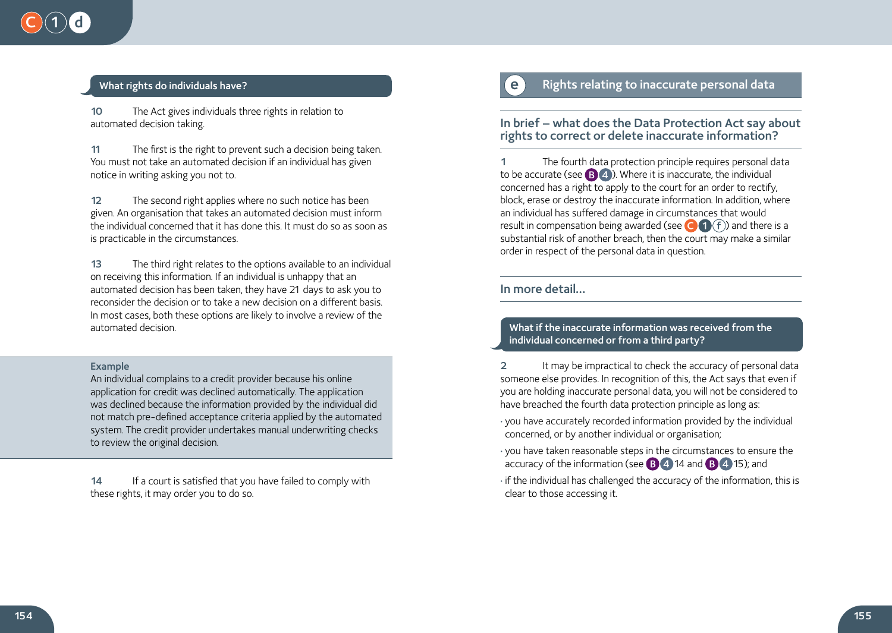### What rights do individuals have?

**10** The Act gives individuals three rights in relation to automated decision taking.

**11** The first is the right to prevent such a decision being taken. You must not take an automated decision if an individual has given notice in writing asking you not to.

**12** The second right applies where no such notice has been given. An organisation that takes an automated decision must inform the individual concerned that it has done this. It must do so as soon as is practicable in the circumstances.

**13** The third right relates to the options available to an individual on receiving this information. If an individual is unhappy that an automated decision has been taken, they have 21 days to ask you to reconsider the decision or to take a new decision on a different basis. In most cases, both these options are likely to involve a review of the automated decision.

**Example**
An individual complains to a credit provider because his online application for credit was declined automatically. The application was declined because the information provided by the individual did not match pre-defined acceptance criteria applied by the automated system. The credit provider undertakes manual underwriting checks to review the original decision.

**14** If a court is satisfied that you have failed to comply with these rights, it may order you to do so.

## e Rights relating to inaccurate personal data

### In brief – what does the Data Protection Act say about rights to correct or delete inaccurate information?

**1** The fourth data protection principle requires personal data to be accurate (see B 4). Where it is inaccurate, the individual concerned has a right to apply to the court for an order to rectify, block, erase or destroy the inaccurate information. In addition, where an individual has suffered damage in circumstances that would result in compensation being awarded (see C 1 f) and there is a substantial risk of another breach, then the court may make a similar order in respect of the personal data in question.

### In more detail…

### What if the inaccurate information was received from the individual concerned or from a third party?

**2** It may be impractical to check the accuracy of personal data someone else provides. In recognition of this, the Act says that even if you are holding inaccurate personal data, you will not be considered to have breached the fourth data protection principle as long as:

- you have accurately recorded information provided by the individual concerned, or by another individual or organisation;
- you have taken reasonable steps in the circumstances to ensure the accuracy of the information (see B 4 14 and B 4 15); and
- if the individual has challenged the accuracy of the information, this is clear to those accessing it.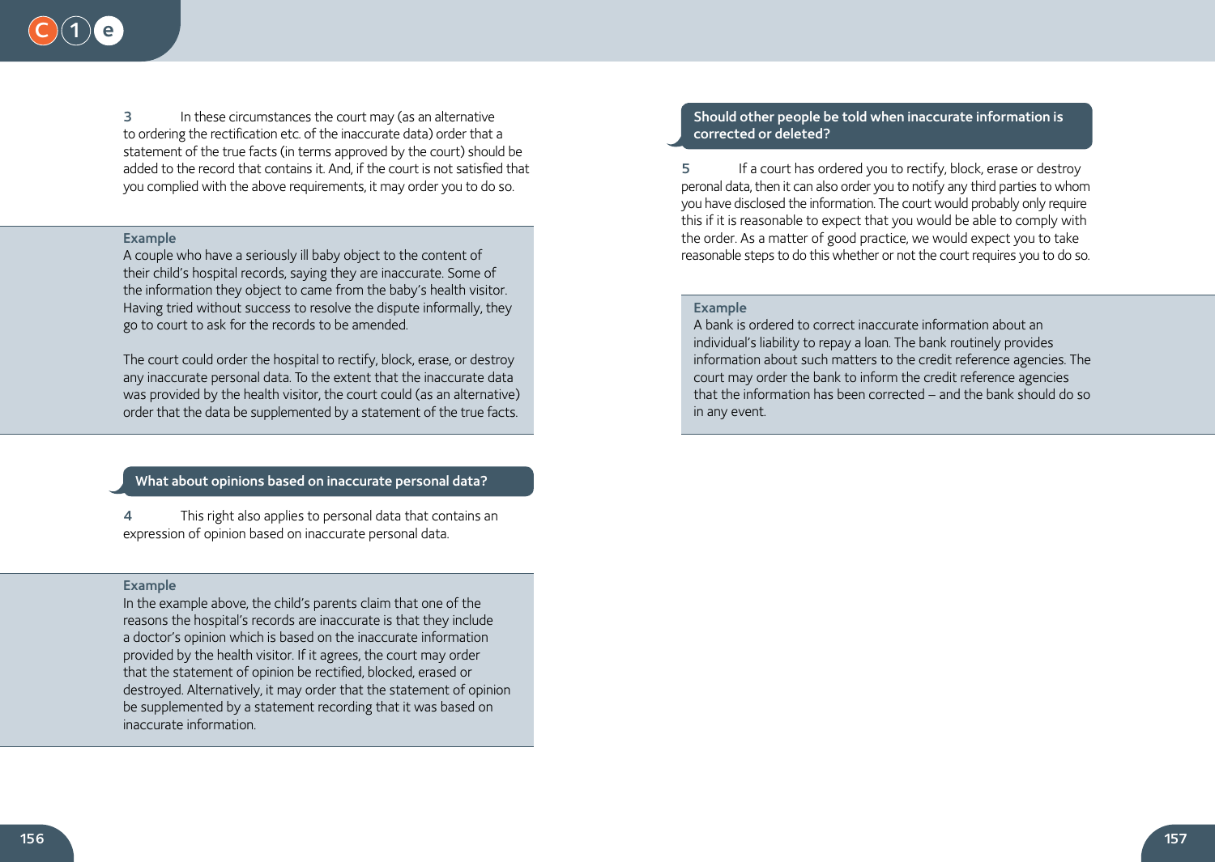3 In these circumstances the court may (as an alternative to ordering the rectification etc. of the inaccurate data) order that a statement of the true facts (in terms approved by the court) should be added to the record that contains it. And, if the court is not satisfied that you complied with the above requirements, it may order you to do so.

**Example**

A couple who have a seriously ill baby object to the content of their child's hospital records, saying they are inaccurate. Some of the information they object to came from the baby's health visitor. Having tried without success to resolve the dispute informally, they go to court to ask for the records to be amended.

The court could order the hospital to rectify, block, erase, or destroy any inaccurate personal data. To the extent that the inaccurate data was provided by the health visitor, the court could (as an alternative) order that the data be supplemented by a statement of the true facts.

## What about opinions based on inaccurate personal data?

4 This right also applies to personal data that contains an expression of opinion based on inaccurate personal data.

**Example**

In the example above, the child's parents claim that one of the reasons the hospital's records are inaccurate is that they include a doctor's opinion which is based on the inaccurate information provided by the health visitor. If it agrees, the court may order that the statement of opinion be rectified, blocked, erased or destroyed. Alternatively, it may order that the statement of opinion be supplemented by a statement recording that it was based on inaccurate information.

## Should other people be told when inaccurate information is corrected or deleted?

5 If a court has ordered you to rectify, block, erase or destroy peronal data, then it can also order you to notify any third parties to whom you have disclosed the information. The court would probably only require this if it is reasonable to expect that you would be able to comply with the order. As a matter of good practice, we would expect you to take reasonable steps to do this whether or not the court requires you to do so.

**Example**

A bank is ordered to correct inaccurate information about an individual's liability to repay a loan. The bank routinely provides information about such matters to the credit reference agencies. The court may order the bank to inform the credit reference agencies that the information has been corrected – and the bank should do so in any event.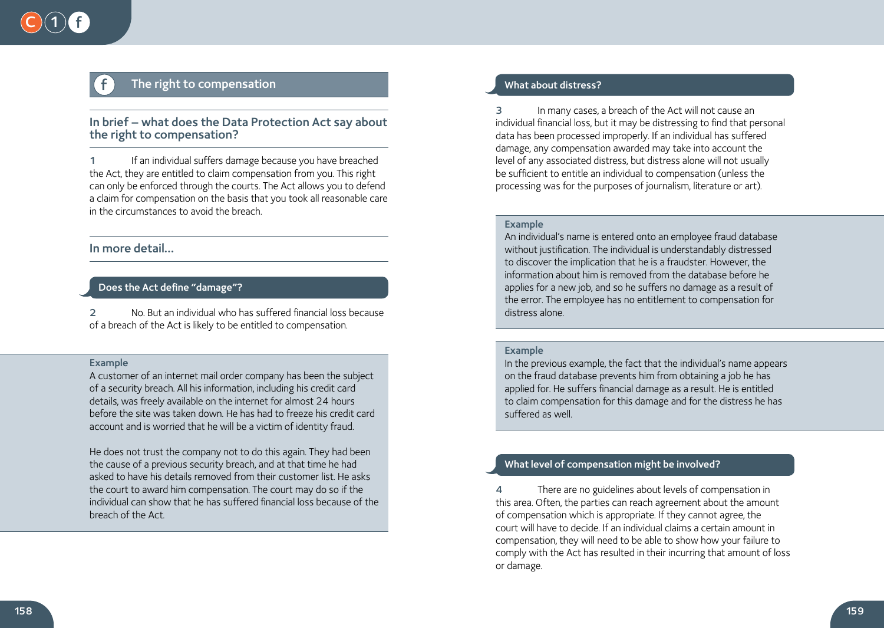## The right to compensation

### In brief – what does the Data Protection Act say about the right to compensation?

1 If an individual suffers damage because you have breached the Act, they are entitled to claim compensation from you. This right can only be enforced through the courts. The Act allows you to defend a claim for compensation on the basis that you took all reasonable care in the circumstances to avoid the breach.

### In more detail…

#### Does the Act define "damage"?

2 No. But an individual who has suffered financial loss because of a breach of the Act is likely to be entitled to compensation.

**Example**

A customer of an internet mail order company has been the subject of a security breach. All his information, including his credit card details, was freely available on the internet for almost 24 hours before the site was taken down. He has had to freeze his credit card account and is worried that he will be a victim of identity fraud.

He does not trust the company not to do this again. They had been the cause of a previous security breach, and at that time he had asked to have his details removed from their customer list. He asks the court to award him compensation. The court may do so if the individual can show that he has suffered financial loss because of the breach of the Act.

#### What about distress?

3 In many cases, a breach of the Act will not cause an individual financial loss, but it may be distressing to find that personal data has been processed improperly. If an individual has suffered damage, any compensation awarded may take into account the level of any associated distress, but distress alone will not usually be sufficient to entitle an individual to compensation (unless the processing was for the purposes of journalism, literature or art).

**Example**

An individual's name is entered onto an employee fraud database without justification. The individual is understandably distressed to discover the implication that he is a fraudster. However, the information about him is removed from the database before he applies for a new job, and so he suffers no damage as a result of the error. The employee has no entitlement to compensation for distress alone.

**Example**

In the previous example, the fact that the individual's name appears on the fraud database prevents him from obtaining a job he has applied for. He suffers financial damage as a result. He is entitled to claim compensation for this damage and for the distress he has suffered as well.

#### What level of compensation might be involved?

4 There are no guidelines about levels of compensation in this area. Often, the parties can reach agreement about the amount of compensation which is appropriate. If they cannot agree, the court will have to decide. If an individual claims a certain amount in compensation, they will need to be able to show how your failure to comply with the Act has resulted in their incurring that amount of loss or damage.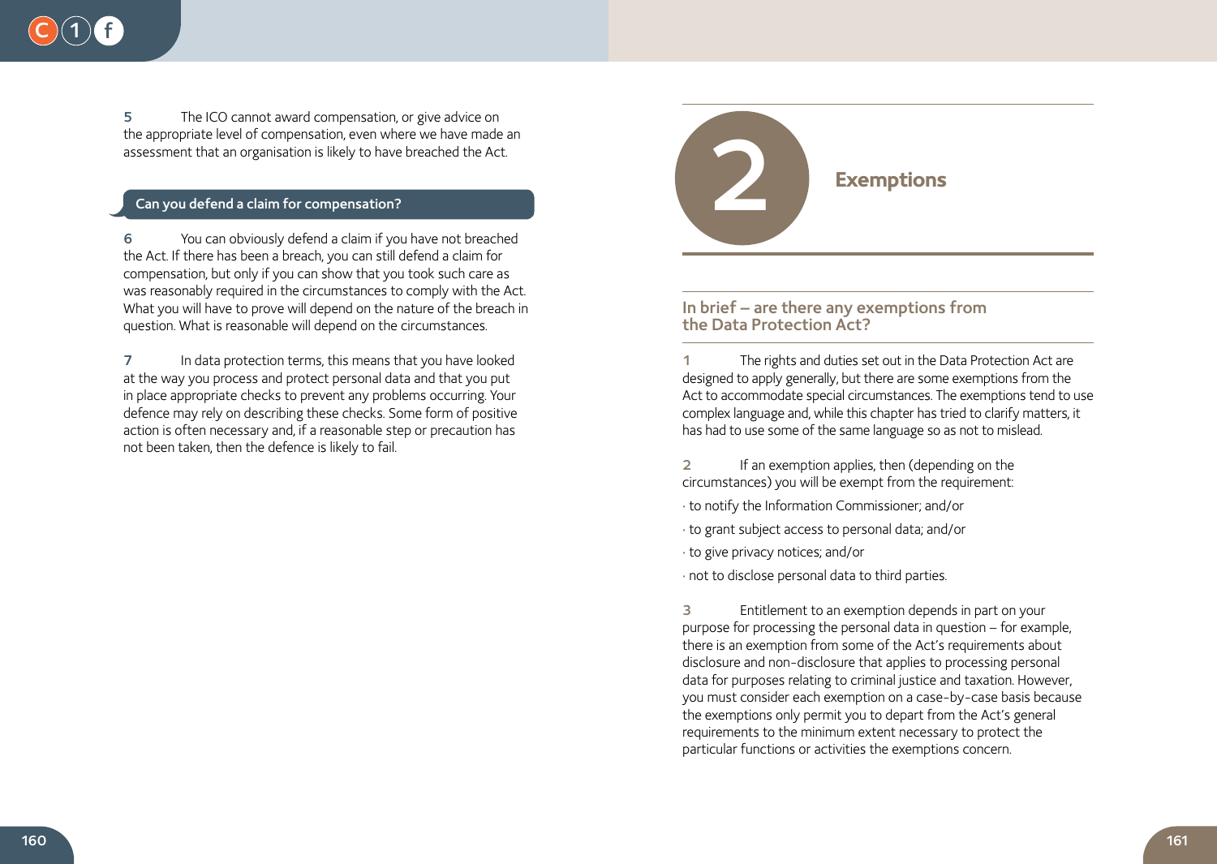5 The ICO cannot award compensation, or give advice on the appropriate level of compensation, even where we have made an assessment that an organisation is likely to have breached the Act.

### Can you defend a claim for compensation?

6 You can obviously defend a claim if you have not breached the Act. If there has been a breach, you can still defend a claim for compensation, but only if you can show that you took such care as was reasonably required in the circumstances to comply with the Act. What you will have to prove will depend on the nature of the breach in question. What is reasonable will depend on the circumstances.

7 In data protection terms, this means that you have looked at the way you process and protect personal data and that you put in place appropriate checks to prevent any problems occurring. Your defence may rely on describing these checks. Some form of positive action is often necessary and, if a reasonable step or precaution has not been taken, then the defence is likely to fail.

# 2 Exemptions

### In brief – are there any exemptions from the Data Protection Act?

1 The rights and duties set out in the Data Protection Act are designed to apply generally, but there are some exemptions from the Act to accommodate special circumstances. The exemptions tend to use complex language and, while this chapter has tried to clarify matters, it has had to use some of the same language so as not to mislead.

2 If an exemption applies, then (depending on the circumstances) you will be exempt from the requirement:

- to notify the Information Commissioner; and/or
- to grant subject access to personal data; and/or
- to give privacy notices; and/or
- not to disclose personal data to third parties.

3 Entitlement to an exemption depends in part on your purpose for processing the personal data in question – for example, there is an exemption from some of the Act's requirements about disclosure and non-disclosure that applies to processing personal data for purposes relating to criminal justice and taxation. However, you must consider each exemption on a case-by-case basis because the exemptions only permit you to depart from the Act's general requirements to the minimum extent necessary to protect the particular functions or activities the exemptions concern.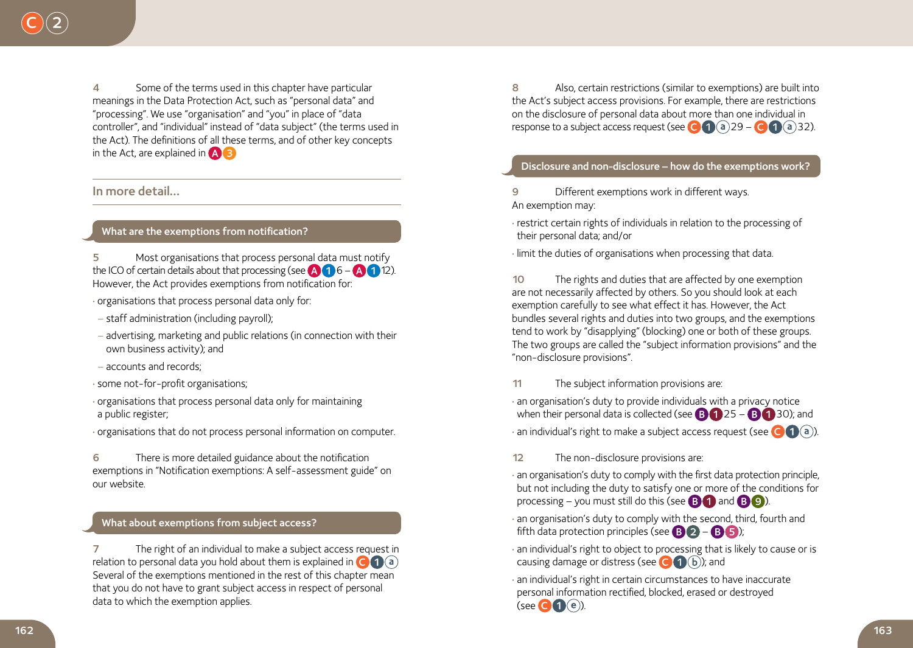4 Some of the terms used in this chapter have particular meanings in the Data Protection Act, such as "personal data" and "processing". We use "organisation" and "you" in place of "data controller", and "individual" instead of "data subject" (the terms used in the Act). The definitions of all these terms, and of other key concepts in the Act, are explained in A3

## In more detail…

### What are the exemptions from notification?

5 Most organisations that process personal data must notify the ICO of certain details about that processing (see A1 6 – A1 12). However, the Act provides exemptions from notification for:

- organisations that process personal data only for:
  - staff administration (including payroll);
  - advertising, marketing and public relations (in connection with their own business activity); and
  - accounts and records;
- some not-for-profit organisations;
- organisations that process personal data only for maintaining a public register;
- organisations that do not process personal information on computer.

6 There is more detailed guidance about the notification exemptions in "Notification exemptions: A self-assessment guide" on our website.

### What about exemptions from subject access?

7 The right of an individual to make a subject access request in relation to personal data you hold about them is explained in C1a. Several of the exemptions mentioned in the rest of this chapter mean that you do not have to grant subject access in respect of personal data to which the exemption applies.

8 Also, certain restrictions (similar to exemptions) are built into the Act's subject access provisions. For example, there are restrictions on the disclosure of personal data about more than one individual in response to a subject access request (see C1a 29 – C1a 32).

### Disclosure and non-disclosure – how do the exemptions work?

9 Different exemptions work in different ways. An exemption may:

- restrict certain rights of individuals in relation to the processing of their personal data; and/or
- limit the duties of organisations when processing that data.

10 The rights and duties that are affected by one exemption are not necessarily affected by others. So you should look at each exemption carefully to see what effect it has. However, the Act bundles several rights and duties into two groups, and the exemptions tend to work by "disapplying" (blocking) one or both of these groups. The two groups are called the "subject information provisions" and the "non-disclosure provisions".

11 The subject information provisions are:

- an organisation's duty to provide individuals with a privacy notice when their personal data is collected (see B1 25 – B1 30); and
- an individual's right to make a subject access request (see C1a).

12 The non-disclosure provisions are:

- an organisation's duty to comply with the first data protection principle, but not including the duty to satisfy one or more of the conditions for processing – you must still do this (see B1 and B9).
- an organisation's duty to comply with the second, third, fourth and fifth data protection principles (see B2 – B5);
- an individual's right to object to processing that is likely to cause or is causing damage or distress (see C1b); and
- an individual's right in certain circumstances to have inaccurate personal information rectified, blocked, erased or destroyed (see C1e).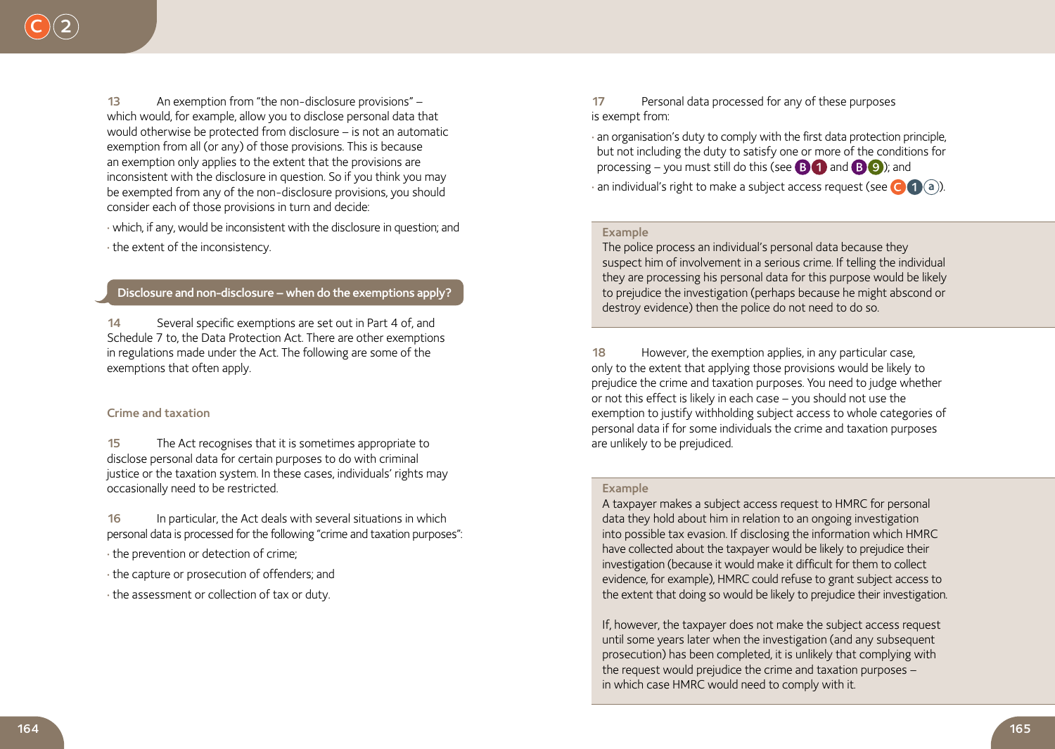13 An exemption from "the non-disclosure provisions" – which would, for example, allow you to disclose personal data that would otherwise be protected from disclosure – is not an automatic exemption from all (or any) of those provisions. This is because an exemption only applies to the extent that the provisions are inconsistent with the disclosure in question. So if you think you may be exempted from any of the non-disclosure provisions, you should consider each of those provisions in turn and decide:

- which, if any, would be inconsistent with the disclosure in question; and
- the extent of the inconsistency.

## Disclosure and non-disclosure – when do the exemptions apply?

14 Several specific exemptions are set out in Part 4 of, and Schedule 7 to, the Data Protection Act. There are other exemptions in regulations made under the Act. The following are some of the exemptions that often apply.

### Crime and taxation

15 The Act recognises that it is sometimes appropriate to disclose personal data for certain purposes to do with criminal justice or the taxation system. In these cases, individuals' rights may occasionally need to be restricted.

16 In particular, the Act deals with several situations in which personal data is processed for the following "crime and taxation purposes":

- the prevention or detection of crime;
- the capture or prosecution of offenders; and
- the assessment or collection of tax or duty.

17 Personal data processed for any of these purposes is exempt from:

- an organisation's duty to comply with the first data protection principle, but not including the duty to satisfy one or more of the conditions for processing – you must still do this (see B1 and B9); and
- an individual's right to make a subject access request (see C1a).

**Example**

The police process an individual's personal data because they suspect him of involvement in a serious crime. If telling the individual they are processing his personal data for this purpose would be likely to prejudice the investigation (perhaps because he might abscond or destroy evidence) then the police do not need to do so.

18 However, the exemption applies, in any particular case, only to the extent that applying those provisions would be likely to prejudice the crime and taxation purposes. You need to judge whether or not this effect is likely in each case – you should not use the exemption to justify withholding subject access to whole categories of personal data if for some individuals the crime and taxation purposes are unlikely to be prejudiced.

**Example**

A taxpayer makes a subject access request to HMRC for personal data they hold about him in relation to an ongoing investigation into possible tax evasion. If disclosing the information which HMRC have collected about the taxpayer would be likely to prejudice their investigation (because it would make it difficult for them to collect evidence, for example), HMRC could refuse to grant subject access to the extent that doing so would be likely to prejudice their investigation.

If, however, the taxpayer does not make the subject access request until some years later when the investigation (and any subsequent prosecution) has been completed, it is unlikely that complying with the request would prejudice the crime and taxation purposes – in which case HMRC would need to comply with it.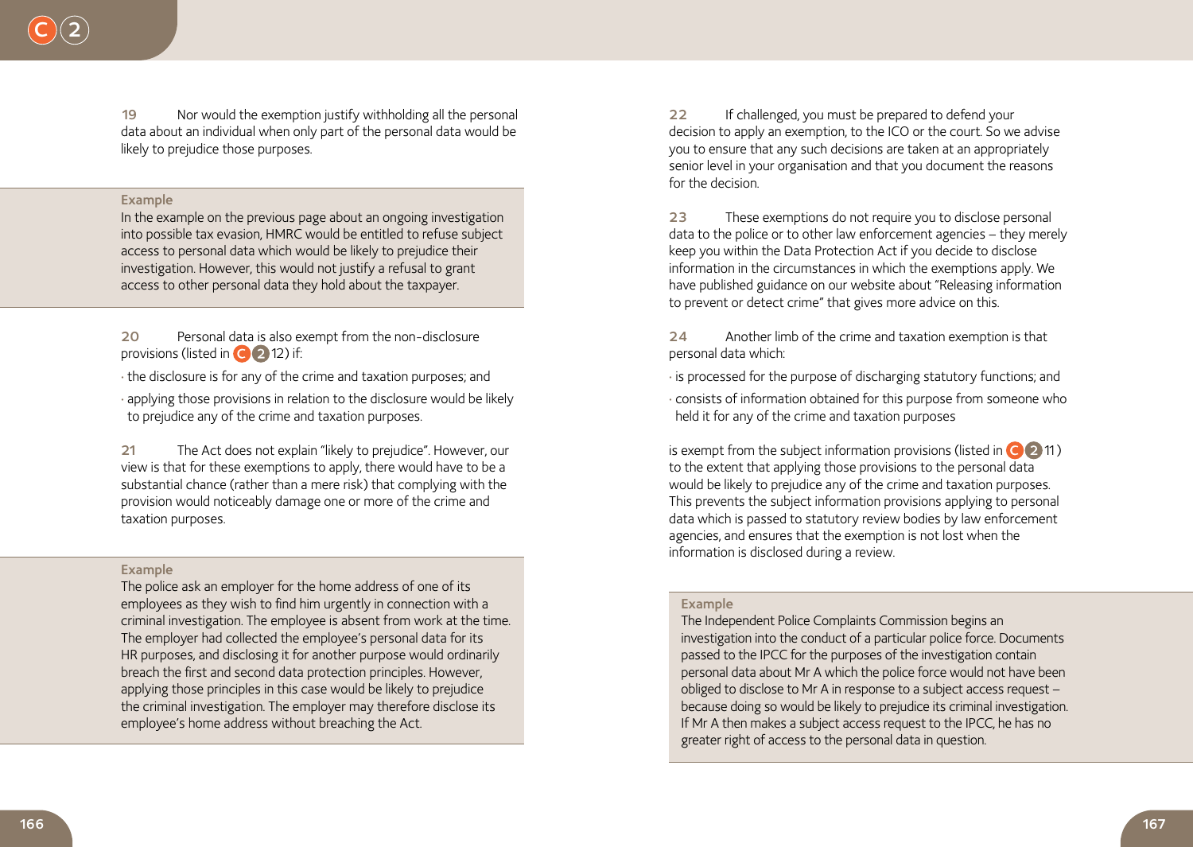19 Nor would the exemption justify withholding all the personal data about an individual when only part of the personal data would be likely to prejudice those purposes.

**Example**

In the example on the previous page about an ongoing investigation into possible tax evasion, HMRC would be entitled to refuse subject access to personal data which would be likely to prejudice their investigation. However, this would not justify a refusal to grant access to other personal data they hold about the taxpayer.

20 Personal data is also exempt from the non-disclosure provisions (listed in C 2 12) if:

- the disclosure is for any of the crime and taxation purposes; and
- applying those provisions in relation to the disclosure would be likely to prejudice any of the crime and taxation purposes.

21 The Act does not explain "likely to prejudice". However, our view is that for these exemptions to apply, there would have to be a substantial chance (rather than a mere risk) that complying with the provision would noticeably damage one or more of the crime and taxation purposes.

**Example**

The police ask an employer for the home address of one of its employees as they wish to find him urgently in connection with a criminal investigation. The employee is absent from work at the time. The employer had collected the employee's personal data for its HR purposes, and disclosing it for another purpose would ordinarily breach the first and second data protection principles. However, applying those principles in this case would be likely to prejudice the criminal investigation. The employer may therefore disclose its employee's home address without breaching the Act.

22 If challenged, you must be prepared to defend your decision to apply an exemption, to the ICO or the court. So we advise you to ensure that any such decisions are taken at an appropriately senior level in your organisation and that you document the reasons for the decision.

23 These exemptions do not require you to disclose personal data to the police or to other law enforcement agencies – they merely keep you within the Data Protection Act if you decide to disclose information in the circumstances in which the exemptions apply. We have published guidance on our website about "Releasing information to prevent or detect crime" that gives more advice on this.

24 Another limb of the crime and taxation exemption is that personal data which:

- is processed for the purpose of discharging statutory functions; and
- consists of information obtained for this purpose from someone who held it for any of the crime and taxation purposes

is exempt from the subject information provisions (listed in C 2 11) to the extent that applying those provisions to the personal data would be likely to prejudice any of the crime and taxation purposes. This prevents the subject information provisions applying to personal data which is passed to statutory review bodies by law enforcement agencies, and ensures that the exemption is not lost when the information is disclosed during a review.

**Example**

The Independent Police Complaints Commission begins an investigation into the conduct of a particular police force. Documents passed to the IPCC for the purposes of the investigation contain personal data about Mr A which the police force would not have been obliged to disclose to Mr A in response to a subject access request – because doing so would be likely to prejudice its criminal investigation. If Mr A then makes a subject access request to the IPCC, he has no greater right of access to the personal data in question.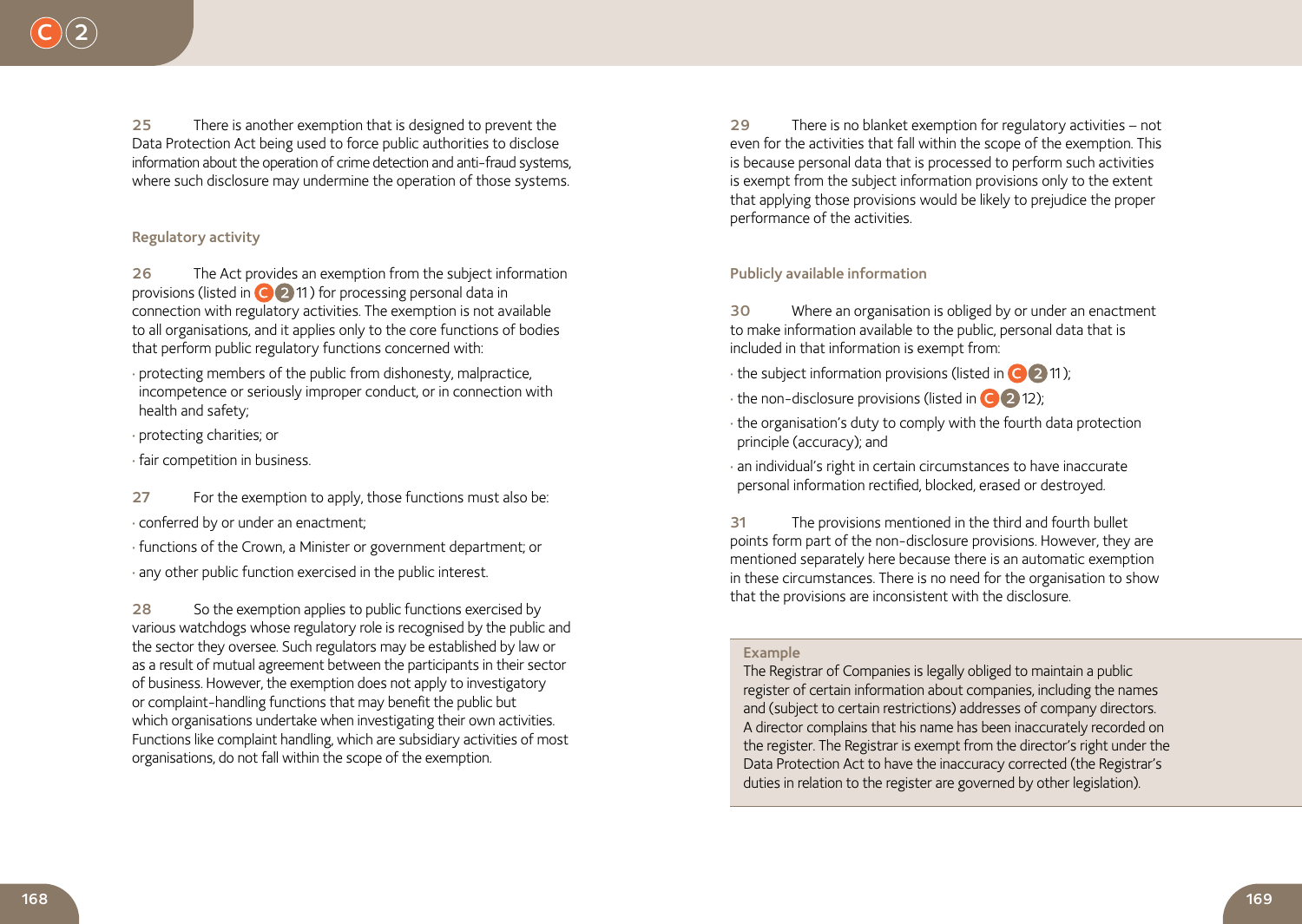25 There is another exemption that is designed to prevent the Data Protection Act being used to force public authorities to disclose information about the operation of crime detection and anti-fraud systems, where such disclosure may undermine the operation of those systems.

### Regulatory activity

26 The Act provides an exemption from the subject information provisions (listed in C 2 11) for processing personal data in connection with regulatory activities. The exemption is not available to all organisations, and it applies only to the core functions of bodies that perform public regulatory functions concerned with:

- protecting members of the public from dishonesty, malpractice, incompetence or seriously improper conduct, or in connection with health and safety;
- protecting charities; or
- fair competition in business.

27 For the exemption to apply, those functions must also be:

- conferred by or under an enactment;
- functions of the Crown, a Minister or government department; or
- any other public function exercised in the public interest.

28 So the exemption applies to public functions exercised by various watchdogs whose regulatory role is recognised by the public and the sector they oversee. Such regulators may be established by law or as a result of mutual agreement between the participants in their sector of business. However, the exemption does not apply to investigatory or complaint-handling functions that may benefit the public but which organisations undertake when investigating their own activities. Functions like complaint handling, which are subsidiary activities of most organisations, do not fall within the scope of the exemption.

29 There is no blanket exemption for regulatory activities – not even for the activities that fall within the scope of the exemption. This is because personal data that is processed to perform such activities is exempt from the subject information provisions only to the extent that applying those provisions would be likely to prejudice the proper performance of the activities.

### Publicly available information

30 Where an organisation is obliged by or under an enactment to make information available to the public, personal data that is included in that information is exempt from:

- the subject information provisions (listed in C 2 11);
- the non-disclosure provisions (listed in C 2 12);
- the organisation's duty to comply with the fourth data protection principle (accuracy); and
- an individual's right in certain circumstances to have inaccurate personal information rectified, blocked, erased or destroyed.

31 The provisions mentioned in the third and fourth bullet points form part of the non-disclosure provisions. However, they are mentioned separately here because there is an automatic exemption in these circumstances. There is no need for the organisation to show that the provisions are inconsistent with the disclosure.

**Example**

The Registrar of Companies is legally obliged to maintain a public register of certain information about companies, including the names and (subject to certain restrictions) addresses of company directors. A director complains that his name has been inaccurately recorded on the register. The Registrar is exempt from the director's right under the Data Protection Act to have the inaccuracy corrected (the Registrar's duties in relation to the register are governed by other legislation).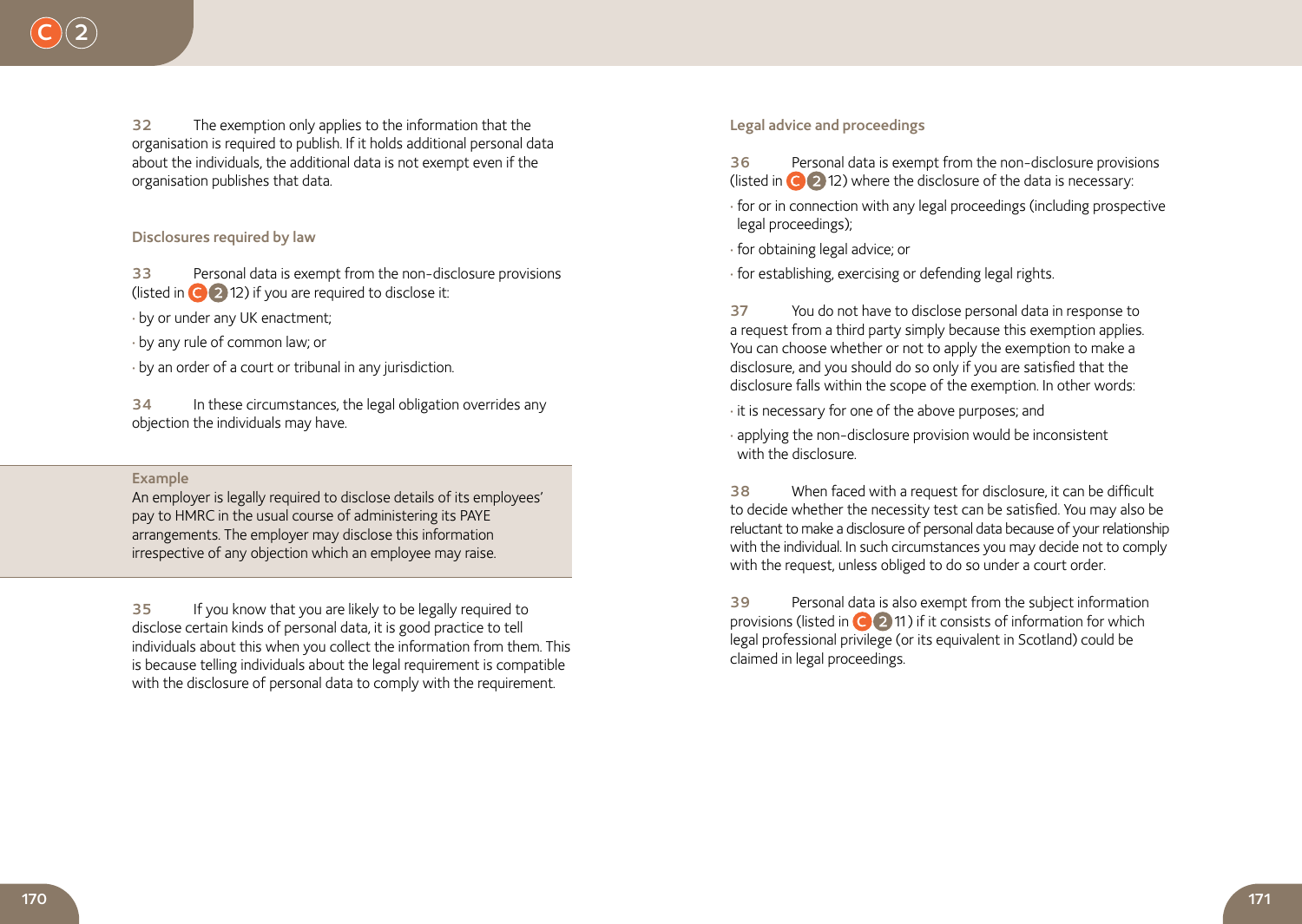32 The exemption only applies to the information that the organisation is required to publish. If it holds additional personal data about the individuals, the additional data is not exempt even if the organisation publishes that data.

### Disclosures required by law

33 Personal data is exempt from the non-disclosure provisions (listed in C 2 12) if you are required to disclose it:

- by or under any UK enactment;
- by any rule of common law; or
- by an order of a court or tribunal in any jurisdiction.

34 In these circumstances, the legal obligation overrides any objection the individuals may have.

**Example**

An employer is legally required to disclose details of its employees' pay to HMRC in the usual course of administering its PAYE arrangements. The employer may disclose this information irrespective of any objection which an employee may raise.

35 If you know that you are likely to be legally required to disclose certain kinds of personal data, it is good practice to tell individuals about this when you collect the information from them. This is because telling individuals about the legal requirement is compatible with the disclosure of personal data to comply with the requirement.

### Legal advice and proceedings

36 Personal data is exempt from the non-disclosure provisions (listed in C 2 12) where the disclosure of the data is necessary:

- for or in connection with any legal proceedings (including prospective legal proceedings);
- for obtaining legal advice; or
- for establishing, exercising or defending legal rights.

37 You do not have to disclose personal data in response to a request from a third party simply because this exemption applies. You can choose whether or not to apply the exemption to make a disclosure, and you should do so only if you are satisfied that the disclosure falls within the scope of the exemption. In other words:

- it is necessary for one of the above purposes; and
- applying the non-disclosure provision would be inconsistent with the disclosure.

38 When faced with a request for disclosure, it can be difficult to decide whether the necessity test can be satisfied. You may also be reluctant to make a disclosure of personal data because of your relationship with the individual. In such circumstances you may decide not to comply with the request, unless obliged to do so under a court order.

39 Personal data is also exempt from the subject information provisions (listed in C 2 11) if it consists of information for which legal professional privilege (or its equivalent in Scotland) could be claimed in legal proceedings.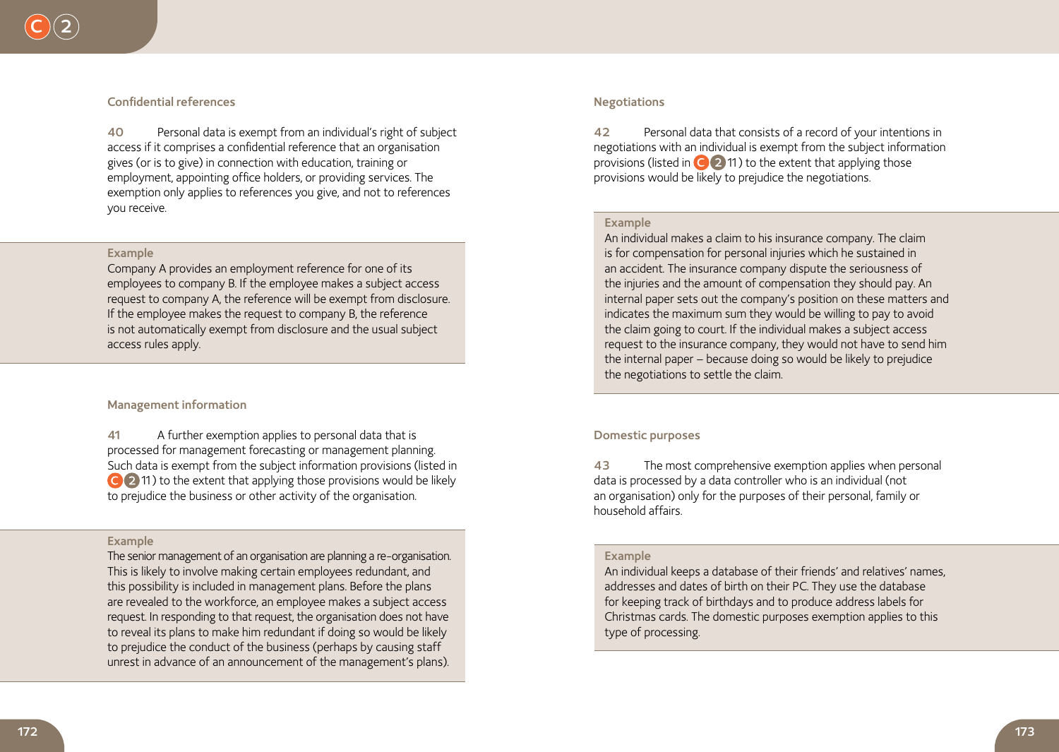### Confidential references

40 Personal data is exempt from an individual's right of subject access if it comprises a confidential reference that an organisation gives (or is to give) in connection with education, training or employment, appointing office holders, or providing services. The exemption only applies to references you give, and not to references you receive.

**Example**

Company A provides an employment reference for one of its employees to company B. If the employee makes a subject access request to company A, the reference will be exempt from disclosure. If the employee makes the request to company B, the reference is not automatically exempt from disclosure and the usual subject access rules apply.

### Management information

41 A further exemption applies to personal data that is processed for management forecasting or management planning. Such data is exempt from the subject information provisions (listed in C 2 11) to the extent that applying those provisions would be likely to prejudice the business or other activity of the organisation.

**Example**

The senior management of an organisation are planning a re-organisation. This is likely to involve making certain employees redundant, and this possibility is included in management plans. Before the plans are revealed to the workforce, an employee makes a subject access request. In responding to that request, the organisation does not have to reveal its plans to make him redundant if doing so would be likely to prejudice the conduct of the business (perhaps by causing staff unrest in advance of an announcement of the management's plans).

### Negotiations

42 Personal data that consists of a record of your intentions in negotiations with an individual is exempt from the subject information provisions (listed in C 2 11) to the extent that applying those provisions would be likely to prejudice the negotiations.

**Example**

An individual makes a claim to his insurance company. The claim is for compensation for personal injuries which he sustained in an accident. The insurance company dispute the seriousness of the injuries and the amount of compensation they should pay. An internal paper sets out the company's position on these matters and indicates the maximum sum they would be willing to pay to avoid the claim going to court. If the individual makes a subject access request to the insurance company, they would not have to send him the internal paper – because doing so would be likely to prejudice the negotiations to settle the claim.

### Domestic purposes

43 The most comprehensive exemption applies when personal data is processed by a data controller who is an individual (not an organisation) only for the purposes of their personal, family or household affairs.

**Example**

An individual keeps a database of their friends' and relatives' names, addresses and dates of birth on their PC. They use the database for keeping track of birthdays and to produce address labels for Christmas cards. The domestic purposes exemption applies to this type of processing.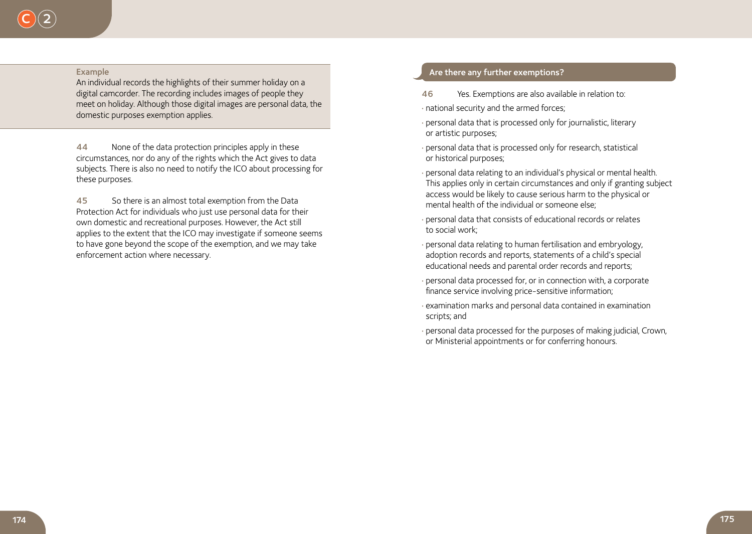**Example**

An individual records the highlights of their summer holiday on a digital camcorder. The recording includes images of people they meet on holiday. Although those digital images are personal data, the domestic purposes exemption applies.

**44** None of the data protection principles apply in these circumstances, nor do any of the rights which the Act gives to data subjects. There is also no need to notify the ICO about processing for these purposes.

**45** So there is an almost total exemption from the Data Protection Act for individuals who just use personal data for their own domestic and recreational purposes. However, the Act still applies to the extent that the ICO may investigate if someone seems to have gone beyond the scope of the exemption, and we may take enforcement action where necessary.

## Are there any further exemptions?

**46** Yes. Exemptions are also available in relation to:

- national security and the armed forces;
- personal data that is processed only for journalistic, literary or artistic purposes;
- personal data that is processed only for research, statistical or historical purposes;
- personal data relating to an individual's physical or mental health. This applies only in certain circumstances and only if granting subject access would be likely to cause serious harm to the physical or mental health of the individual or someone else;
- personal data that consists of educational records or relates to social work;
- personal data relating to human fertilisation and embryology, adoption records and reports, statements of a child's special educational needs and parental order records and reports;
- personal data processed for, or in connection with, a corporate finance service involving price-sensitive information;
- examination marks and personal data contained in examination scripts; and
- personal data processed for the purposes of making judicial, Crown, or Ministerial appointments or for conferring honours.